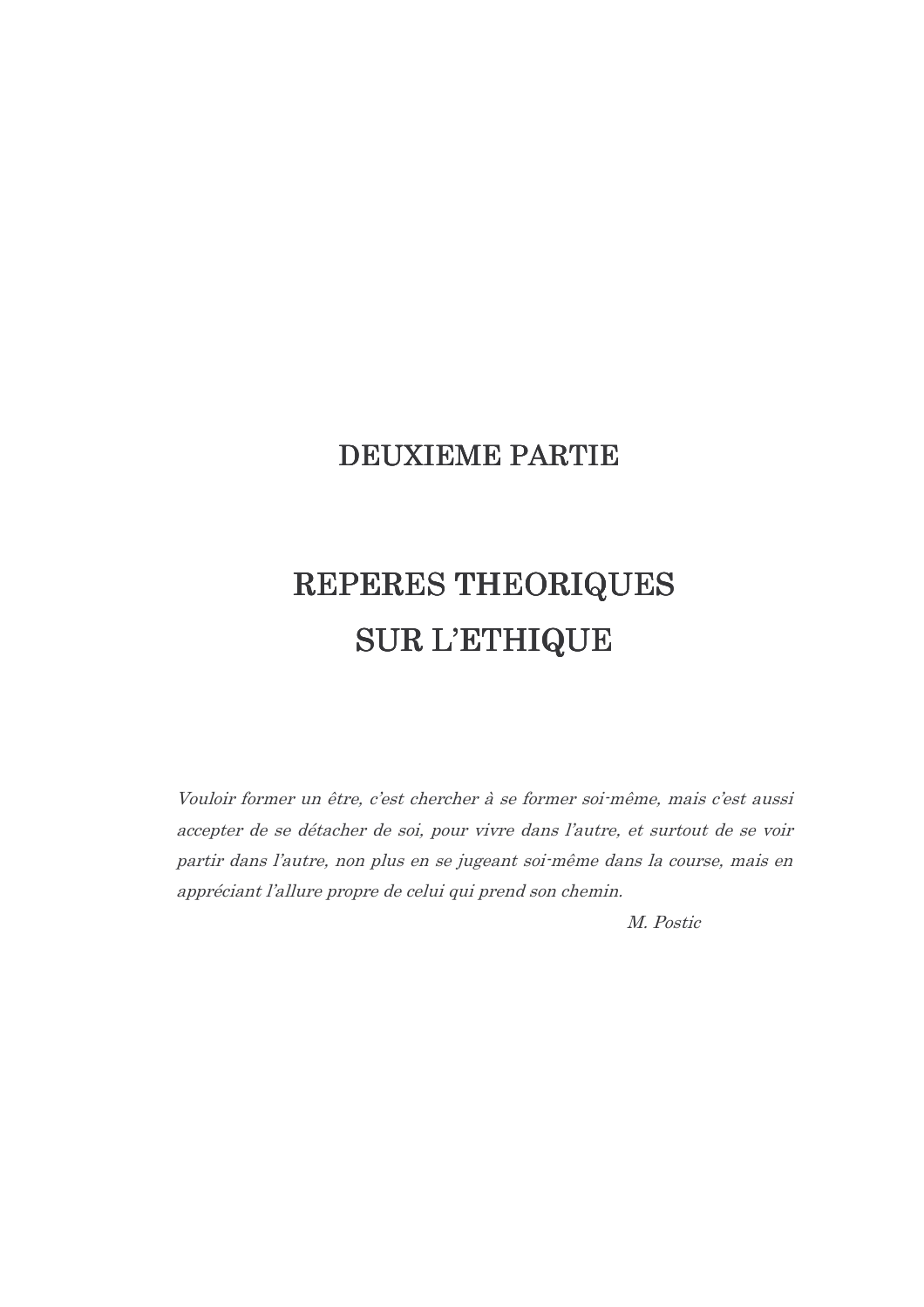# DEUXIEME PARTIE

# REPERES THEORIQUES SUR L'ETHIQUE

*Vouloir former un être, c'est chercher à se former soi-même, mais c'est aussi accepter de se détacher de soi, pour vivre dans l'autre, et surtout de se voir partir dans l'autre, non plus en se jugeant soi-même dans la course, mais en appréciant l'allure propre de celui qui prend son chemin.*

*M. Postic*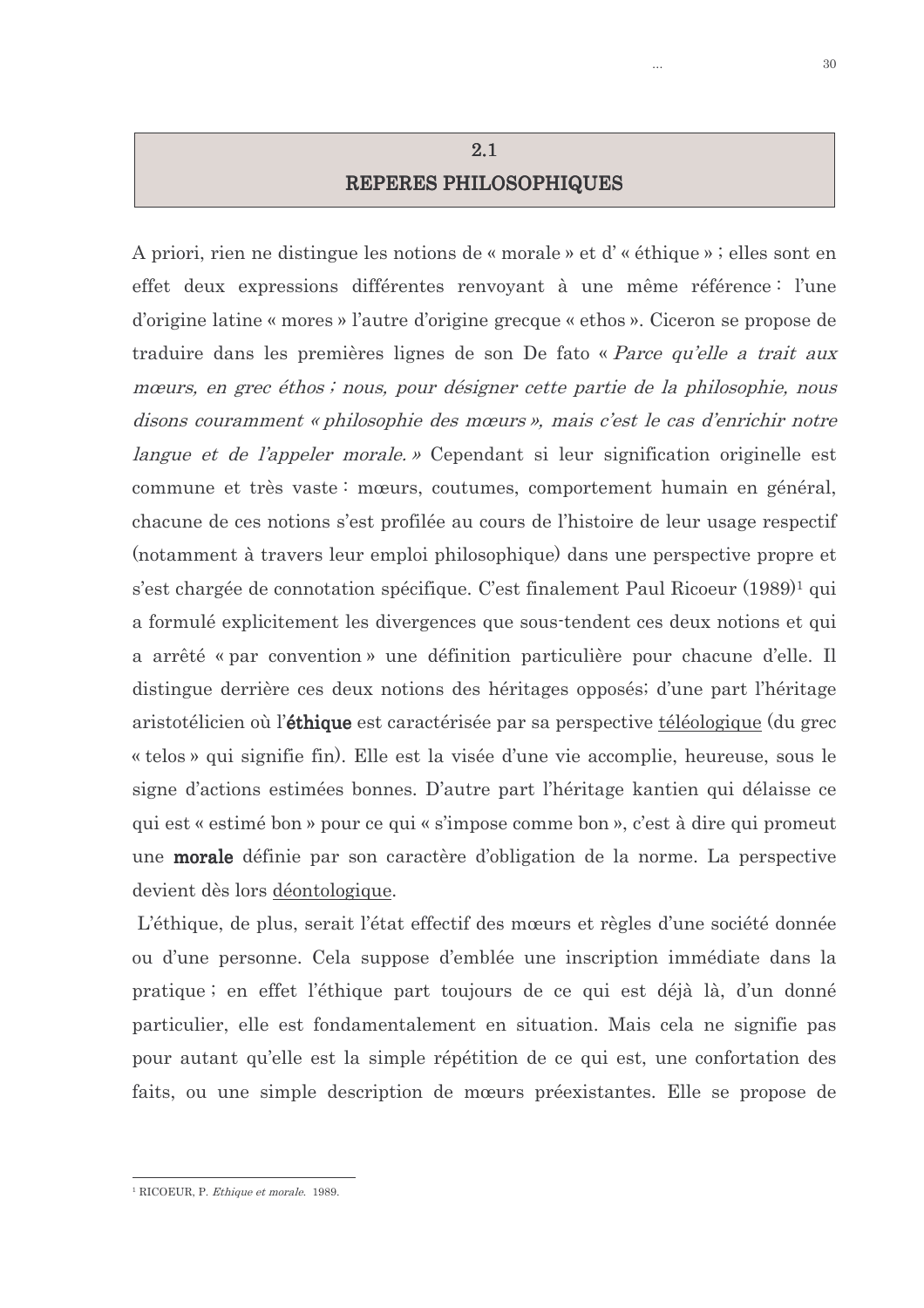## 2.1 REPERES PHILOSOPHIQUES

A priori, rien ne distingue les notions de « morale » et d' « éthique » ; elles sont en effet deux expressions différentes renvoyant à une même référence : l'une d'origine latine « mores » l'autre d'origine grecque « ethos ». Ciceron se propose de traduire dans les premières lignes de son De fato « *Parce qu'elle a trait aux mœurs, en grec éthos ; nous, pour désigner cette partie de la philosophie, nous disons couramment « philosophie des mœurs », mais c'est le cas d'enrichir notre langue et de l'appeler morale.* » Cependant si leur signification originelle est commune et très vaste : mœurs, coutumes, comportement humain en général, chacune de ces notions s'est profilée au cours de l'histoire de leur usage respectif (notamment à travers leur emploi philosophique) dans une perspective propre et s'est chargée de connotation spécifique. C'est finalement Paul Ricoeur (1989)[1] qui a formulé explicitement les divergences que sous-tendent ces deux notions et qui a arrêté « par convention » une définition particulière pour chacune d'elle. Il distingue derrière ces deux notions des héritages opposés; d'une part l'héritage aristotélicien où l'**éthique** est caractérisée par sa perspective <u>téléologique</u> (du grec « telos » qui signifie fin). Elle est la visée d'une vie accomplie, heureuse, sous le signe d'actions estimées bonnes. D'autre part l'héritage kantien qui délaisse ce qui est « estimé bon » pour ce qui « s'impose comme bon », c'est à dire qui promeut une **morale** définie par son caractère d'obligation de la norme. La perspective devient dès lors <u>déontologique</u>.

L'éthique, de plus, serait l'état effectif des mœurs et règles d'une société donnée ou d'une personne. Cela suppose d'emblée une inscription immédiate dans la pratique ; en effet l'éthique part toujours de ce qui est déjà là, d'un donné particulier, elle est fondamentalement en situation. Mais cela ne signifie pas pour autant qu'elle est la simple répétition de ce qui est, une confortation des faits, ou une simple description de mœurs préexistantes. Elle se propose de

---

[1] RICOEUR, P. *Ethique et morale.* 1989.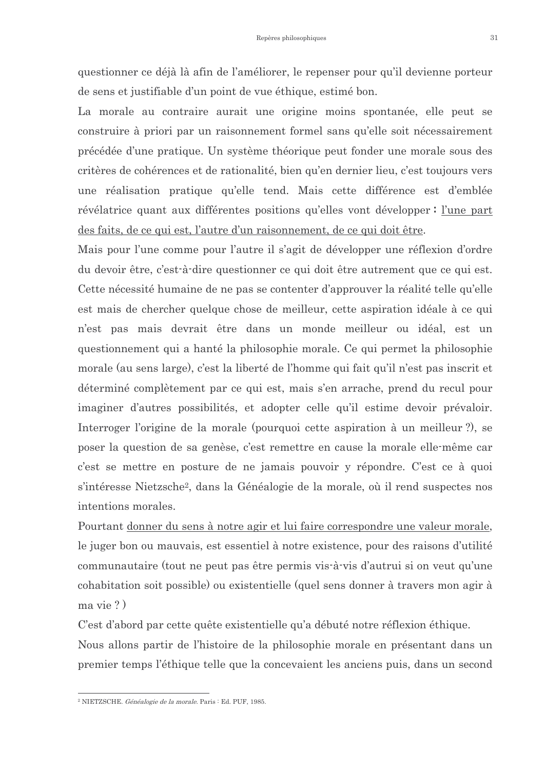questionner ce déjà là afin de l'améliorer, le repenser pour qu'il devienne porteur de sens et justifiable d'un point de vue éthique, estimé bon.

La morale au contraire aurait une origine moins spontanée, elle peut se construire à priori par un raisonnement formel sans qu'elle soit nécessairement précédée d'une pratique. Un système théorique peut fonder une morale sous des critères de cohérences et de rationalité, bien qu'en dernier lieu, c'est toujours vers une réalisation pratique qu'elle tend. Mais cette différence est d'emblée révélatrice quant aux différentes positions qu'elles vont développer : l'une part des faits, de ce qui est, l'autre d'un raisonnement, de ce qui doit être.

Mais pour l'une comme pour l'autre il s'agit de développer une réflexion d'ordre du devoir être, c'est-à-dire questionner ce qui doit être autrement que ce qui est. Cette nécessité humaine de ne pas se contenter d'approuver la réalité telle qu'elle est mais de chercher quelque chose de meilleur, cette aspiration idéale à ce qui n'est pas mais devrait être dans un monde meilleur ou idéal, est un questionnement qui a hanté la philosophie morale. Ce qui permet la philosophie morale (au sens large), c'est la liberté de l'homme qui fait qu'il n'est pas inscrit et déterminé complètement par ce qui est, mais s'en arrache, prend du recul pour imaginer d'autres possibilités, et adopter celle qu'il estime devoir prévaloir. Interroger l'origine de la morale (pourquoi cette aspiration à un meilleur ?), se poser la question de sa genèse, c'est remettre en cause la morale elle-même car c'est se mettre en posture de ne jamais pouvoir y répondre. C'est ce à quoi s'intéresse Nietzsche[2], dans la Généalogie de la morale, où il rend suspectes nos intentions morales.

Pourtant donner du sens à notre agir et lui faire correspondre une valeur morale, le juger bon ou mauvais, est essentiel à notre existence, pour des raisons d'utilité communautaire (tout ne peut pas être permis vis-à-vis d'autrui si on veut qu'une cohabitation soit possible) ou existentielle (quel sens donner à travers mon agir à ma vie ? )

C'est d'abord par cette quête existentielle qu'a débuté notre réflexion éthique.

Nous allons partir de l'histoire de la philosophie morale en présentant dans un premier temps l'éthique telle que la concevaient les anciens puis, dans un second

---

[2] NIETZSCHE. *Généalogie de la morale.* Paris : Ed. PUF, 1985.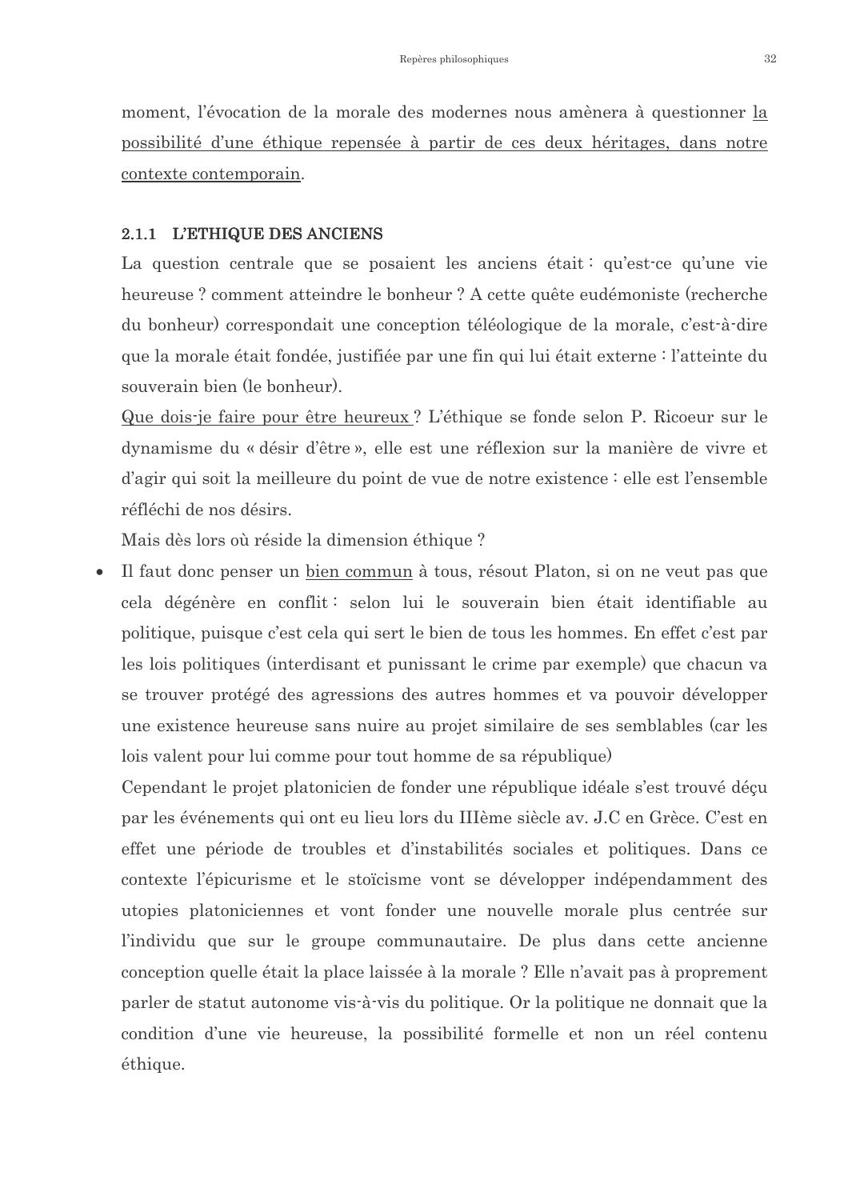moment, l'évocation de la morale des modernes nous amènera à questionner <u>la possibilité d'une éthique repensée à partir de ces deux héritages, dans notre contexte contemporain</u>.

### 2.1.1 L'ETHIQUE DES ANCIENS

La question centrale que se posaient les anciens était : qu'est-ce qu'une vie heureuse ? comment atteindre le bonheur ? A cette quête eudémoniste (recherche du bonheur) correspondait une conception téléologique de la morale, c'est-à-dire que la morale était fondée, justifiée par une fin qui lui était externe : l'atteinte du souverain bien (le bonheur).

<u>Que dois-je faire pour être heureux</u> ? L'éthique se fonde selon P. Ricoeur sur le dynamisme du « désir d'être », elle est une réflexion sur la manière de vivre et d'agir qui soit la meilleure du point de vue de notre existence : elle est l'ensemble réfléchi de nos désirs.

Mais dès lors où réside la dimension éthique ?

- Il faut donc penser un <u>bien commun</u> à tous, résout Platon, si on ne veut pas que cela dégénère en conflit : selon lui le souverain bien était identifiable au politique, puisque c'est cela qui sert le bien de tous les hommes. En effet c'est par les lois politiques (interdisant et punissant le crime par exemple) que chacun va se trouver protégé des agressions des autres hommes et va pouvoir développer une existence heureuse sans nuire au projet similaire de ses semblables (car les lois valent pour lui comme pour tout homme de sa république)

Cependant le projet platonicien de fonder une république idéale s'est trouvé déçu par les événements qui ont eu lieu lors du IIIème siècle av. J.C en Grèce. C'est en effet une période de troubles et d'instabilités sociales et politiques. Dans ce contexte l'épicurisme et le stoïcisme vont se développer indépendamment des utopies platoniciennes et vont fonder une nouvelle morale plus centrée sur l'individu que sur le groupe communautaire. De plus dans cette ancienne conception quelle était la place laissée à la morale ? Elle n'avait pas à proprement parler de statut autonome vis-à-vis du politique. Or la politique ne donnait que la condition d'une vie heureuse, la possibilité formelle et non un réel contenu éthique.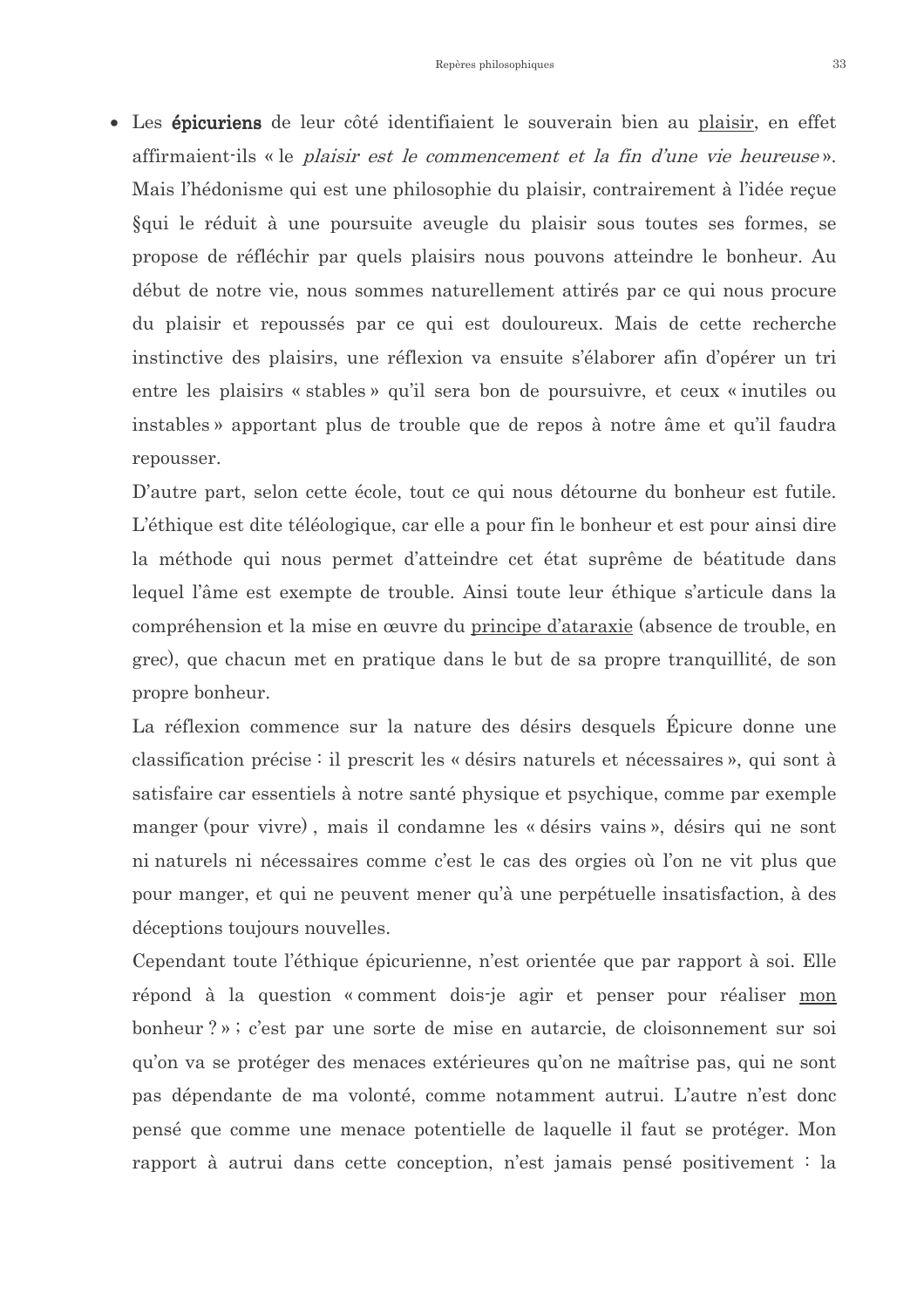- Les **épicuriens** de leur côté identifiaient le souverain bien au <u>plaisir</u>, en effet affirmaient-ils « le *plaisir est le commencement et la fin d'une vie heureuse* ». Mais l'hédonisme qui est une philosophie du plaisir, contrairement à l'idée reçue §qui le réduit à une poursuite aveugle du plaisir sous toutes ses formes, se propose de réfléchir par quels plaisirs nous pouvons atteindre le bonheur. Au début de notre vie, nous sommes naturellement attirés par ce qui nous procure du plaisir et repoussés par ce qui est douloureux. Mais de cette recherche instinctive des plaisirs, une réflexion va ensuite s'élaborer afin d'opérer un tri entre les plaisirs « stables » qu'il sera bon de poursuivre, et ceux « inutiles ou instables » apportant plus de trouble que de repos à notre âme et qu'il faudra repousser.

  D'autre part, selon cette école, tout ce qui nous détourne du bonheur est futile. L'éthique est dite téléologique, car elle a pour fin le bonheur et est pour ainsi dire la méthode qui nous permet d'atteindre cet état suprême de béatitude dans lequel l'âme est exempte de trouble. Ainsi toute leur éthique s'articule dans la compréhension et la mise en œuvre du <u>principe d'ataraxie</u> (absence de trouble, en grec), que chacun met en pratique dans le but de sa propre tranquillité, de son propre bonheur.

  La réflexion commence sur la nature des désirs desquels Épicure donne une classification précise : il prescrit les « désirs naturels et nécessaires », qui sont à satisfaire car essentiels à notre santé physique et psychique, comme par exemple manger (pour vivre) , mais il condamne les « désirs vains », désirs qui ne sont ni naturels ni nécessaires comme c'est le cas des orgies où l'on ne vit plus que pour manger, et qui ne peuvent mener qu'à une perpétuelle insatisfaction, à des déceptions toujours nouvelles.

  Cependant toute l'éthique épicurienne, n'est orientée que par rapport à soi. Elle répond à la question « comment dois-je agir et penser pour réaliser <u>mon</u> bonheur ? » ; c'est par une sorte de mise en autarcie, de cloisonnement sur soi qu'on va se protéger des menaces extérieures qu'on ne maîtrise pas, qui ne sont pas dépendante de ma volonté, comme notamment autrui. L'autre n'est donc pensé que comme une menace potentielle de laquelle il faut se protéger. Mon rapport à autrui dans cette conception, n'est jamais pensé positivement : la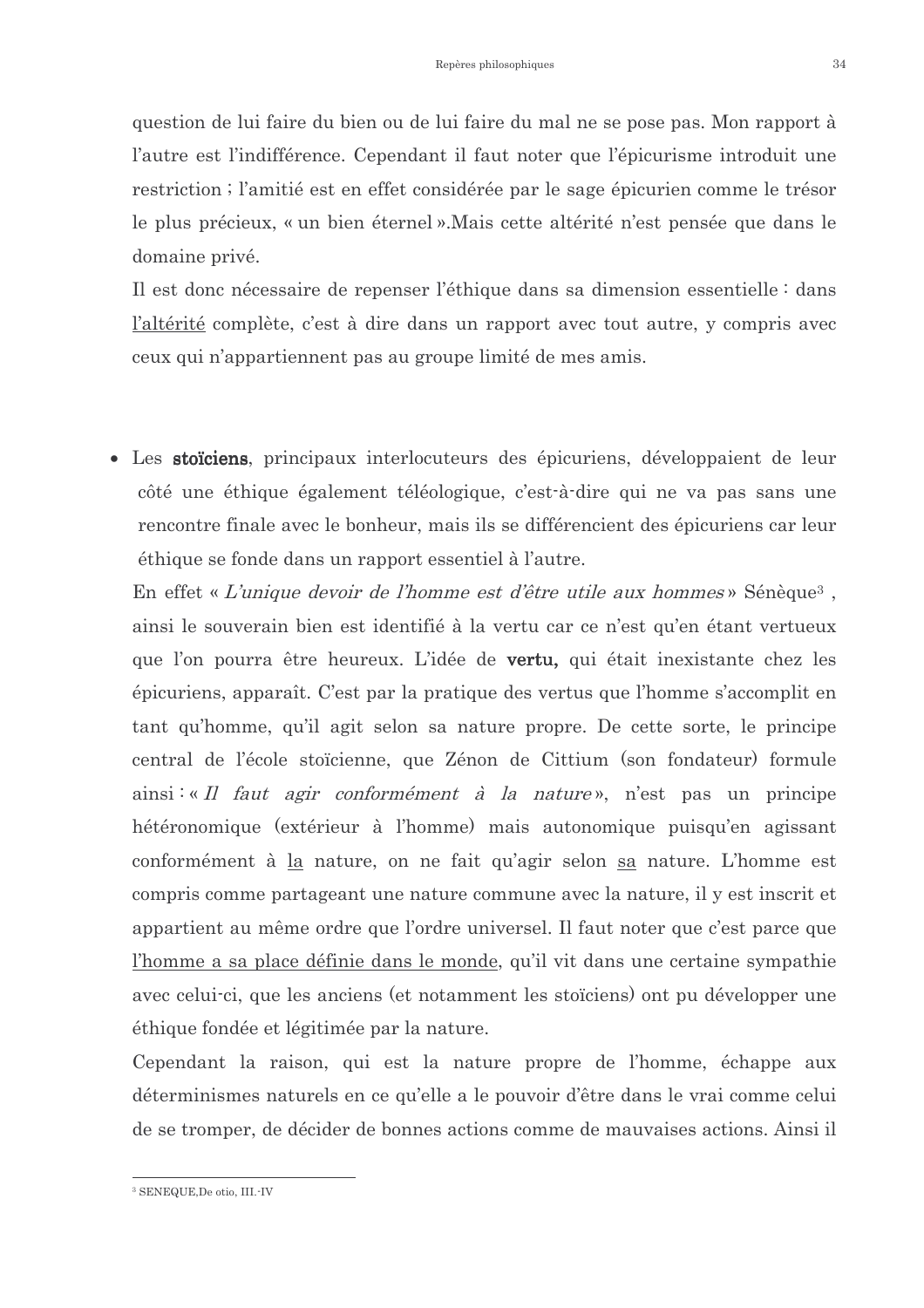question de lui faire du bien ou de lui faire du mal ne se pose pas. Mon rapport à l'autre est l'indifférence. Cependant il faut noter que l'épicurisme introduit une restriction ; l'amitié est en effet considérée par le sage épicurien comme le trésor le plus précieux, « un bien éternel ».Mais cette altérité n'est pensée que dans le domaine privé.

Il est donc nécessaire de repenser l'éthique dans sa dimension essentielle : dans l'altérité complète, c'est à dire dans un rapport avec tout autre, y compris avec ceux qui n'appartiennent pas au groupe limité de mes amis.

- Les **stoïciens**, principaux interlocuteurs des épicuriens, développaient de leur côté une éthique également téléologique, c'est-à-dire qui ne va pas sans une rencontre finale avec le bonheur, mais ils se différencient des épicuriens car leur éthique se fonde dans un rapport essentiel à l'autre.

En effet « *L'unique devoir de l'homme est d'être utile aux hommes* » Sénèque[3] , ainsi le souverain bien est identifié à la vertu car ce n'est qu'en étant vertueux que l'on pourra être heureux. L'idée de **vertu,** qui était inexistante chez les épicuriens, apparaît. C'est par la pratique des vertus que l'homme s'accomplit en tant qu'homme, qu'il agit selon sa nature propre. De cette sorte, le principe central de l'école stoïcienne, que Zénon de Cittium (son fondateur) formule ainsi : « *Il faut agir conformément à la nature* », n'est pas un principe hétéronomique (extérieur à l'homme) mais autonomique puisqu'en agissant conformément à la nature, on ne fait qu'agir selon sa nature. L'homme est compris comme partageant une nature commune avec la nature, il y est inscrit et appartient au même ordre que l'ordre universel. Il faut noter que c'est parce que l'homme a sa place définie dans le monde, qu'il vit dans une certaine sympathie avec celui-ci, que les anciens (et notamment les stoïciens) ont pu développer une éthique fondée et légitimée par la nature.

Cependant la raison, qui est la nature propre de l'homme, échappe aux déterminismes naturels en ce qu'elle a le pouvoir d'être dans le vrai comme celui de se tromper, de décider de bonnes actions comme de mauvaises actions. Ainsi il

[3] SENEQUE,De otio, III.-IV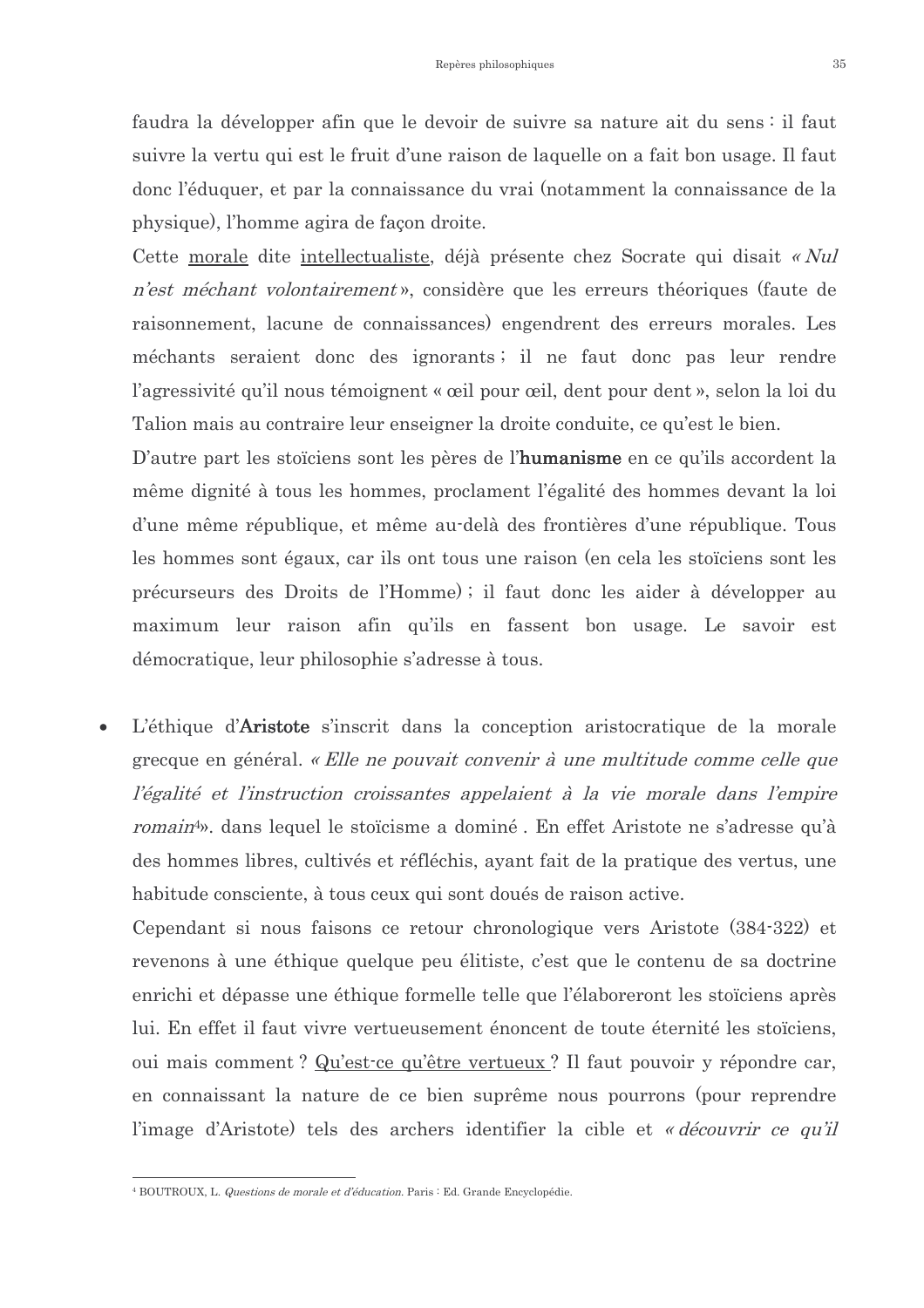faudra la développer afin que le devoir de suivre sa nature ait du sens : il faut suivre la vertu qui est le fruit d'une raison de laquelle on a fait bon usage. Il faut donc l'éduquer, et par la connaissance du vrai (notamment la connaissance de la physique), l'homme agira de façon droite.

Cette morale dite intellectualiste, déjà présente chez Socrate qui disait *« Nul n'est méchant volontairement »*, considère que les erreurs théoriques (faute de raisonnement, lacune de connaissances) engendrent des erreurs morales. Les méchants seraient donc des ignorants ; il ne faut donc pas leur rendre l'agressivité qu'il nous témoignent « œil pour œil, dent pour dent », selon la loi du Talion mais au contraire leur enseigner la droite conduite, ce qu'est le bien.

D'autre part les stoïciens sont les pères de l'**humanisme** en ce qu'ils accordent la même dignité à tous les hommes, proclament l'égalité des hommes devant la loi d'une même république, et même au-delà des frontières d'une république. Tous les hommes sont égaux, car ils ont tous une raison (en cela les stoïciens sont les précurseurs des Droits de l'Homme) ; il faut donc les aider à développer au maximum leur raison afin qu'ils en fassent bon usage. Le savoir est démocratique, leur philosophie s'adresse à tous.

- L'éthique d'**Aristote** s'inscrit dans la conception aristocratique de la morale grecque en général. *« Elle ne pouvait convenir à une multitude comme celle que l'égalité et l'instruction croissantes appelaient à la vie morale dans l'empire romain*[4]». dans lequel le stoïcisme a dominé . En effet Aristote ne s'adresse qu'à des hommes libres, cultivés et réfléchis, ayant fait de la pratique des vertus, une habitude consciente, à tous ceux qui sont doués de raison active.

  Cependant si nous faisons ce retour chronologique vers Aristote (384-322) et revenons à une éthique quelque peu élitiste, c'est que le contenu de sa doctrine enrichi et dépasse une éthique formelle telle que l'élaboreront les stoïciens après lui. En effet il faut vivre vertueusement énoncent de toute éternité les stoïciens, oui mais comment ? Qu'est-ce qu'être vertueux ? Il faut pouvoir y répondre car, en connaissant la nature de ce bien suprême nous pourrons (pour reprendre l'image d'Aristote) tels des archers identifier la cible et *« découvrir ce qu'il*

---

[4] BOUTROUX, L. *Questions de morale et d'éducation*. Paris : Ed. Grande Encyclopédie.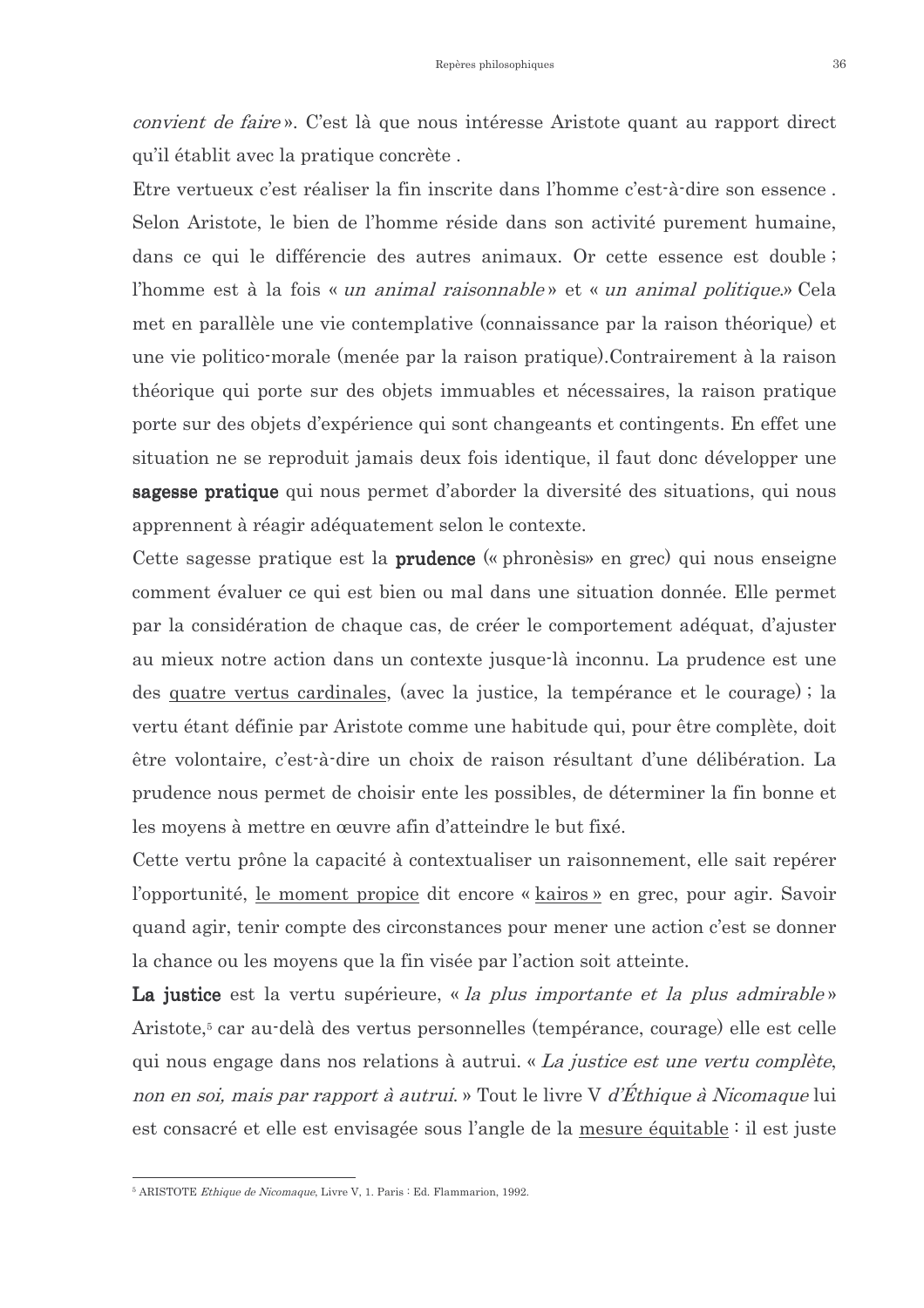*convient de faire* ». C'est là que nous intéresse Aristote quant au rapport direct qu'il établit avec la pratique concrète .

Etre vertueux c'est réaliser la fin inscrite dans l'homme c'est-à-dire son essence . Selon Aristote, le bien de l'homme réside dans son activité purement humaine, dans ce qui le différencie des autres animaux. Or cette essence est double ; l'homme est à la fois « *un animal raisonnable* » et « *un animal politique*.» Cela met en parallèle une vie contemplative (connaissance par la raison théorique) et une vie politico-morale (menée par la raison pratique).Contrairement à la raison théorique qui porte sur des objets immuables et nécessaires, la raison pratique porte sur des objets d'expérience qui sont changeants et contingents. En effet une situation ne se reproduit jamais deux fois identique, il faut donc développer une **sagesse pratique** qui nous permet d'aborder la diversité des situations, qui nous apprennent à réagir adéquatement selon le contexte.

Cette sagesse pratique est la **prudence** (« phronèsis» en grec) qui nous enseigne comment évaluer ce qui est bien ou mal dans une situation donnée. Elle permet par la considération de chaque cas, de créer le comportement adéquat, d'ajuster au mieux notre action dans un contexte jusque-là inconnu. La prudence est une des quatre vertus cardinales, (avec la justice, la tempérance et le courage) ; la vertu étant définie par Aristote comme une habitude qui, pour être complète, doit être volontaire, c'est-à-dire un choix de raison résultant d'une délibération. La prudence nous permet de choisir ente les possibles, de déterminer la fin bonne et les moyens à mettre en œuvre afin d'atteindre le but fixé.

Cette vertu prône la capacité à contextualiser un raisonnement, elle sait repérer l'opportunité, le moment propice dit encore « kairos » en grec, pour agir. Savoir quand agir, tenir compte des circonstances pour mener une action c'est se donner la chance ou les moyens que la fin visée par l'action soit atteinte.

**La justice** est la vertu supérieure, « *la plus importante et la plus admirable* » Aristote,[5] car au-delà des vertus personnelles (tempérance, courage) elle est celle qui nous engage dans nos relations à autrui. « *La justice est une vertu complète, non en soi, mais par rapport à autrui*. » Tout le livre V *d'Éthique à Nicomaque* lui est consacré et elle est envisagée sous l'angle de la mesure équitable : il est juste

---

[5] ARISTOTE *Ethique de Nicomaque*, Livre V, 1. Paris : Ed. Flammarion, 1992.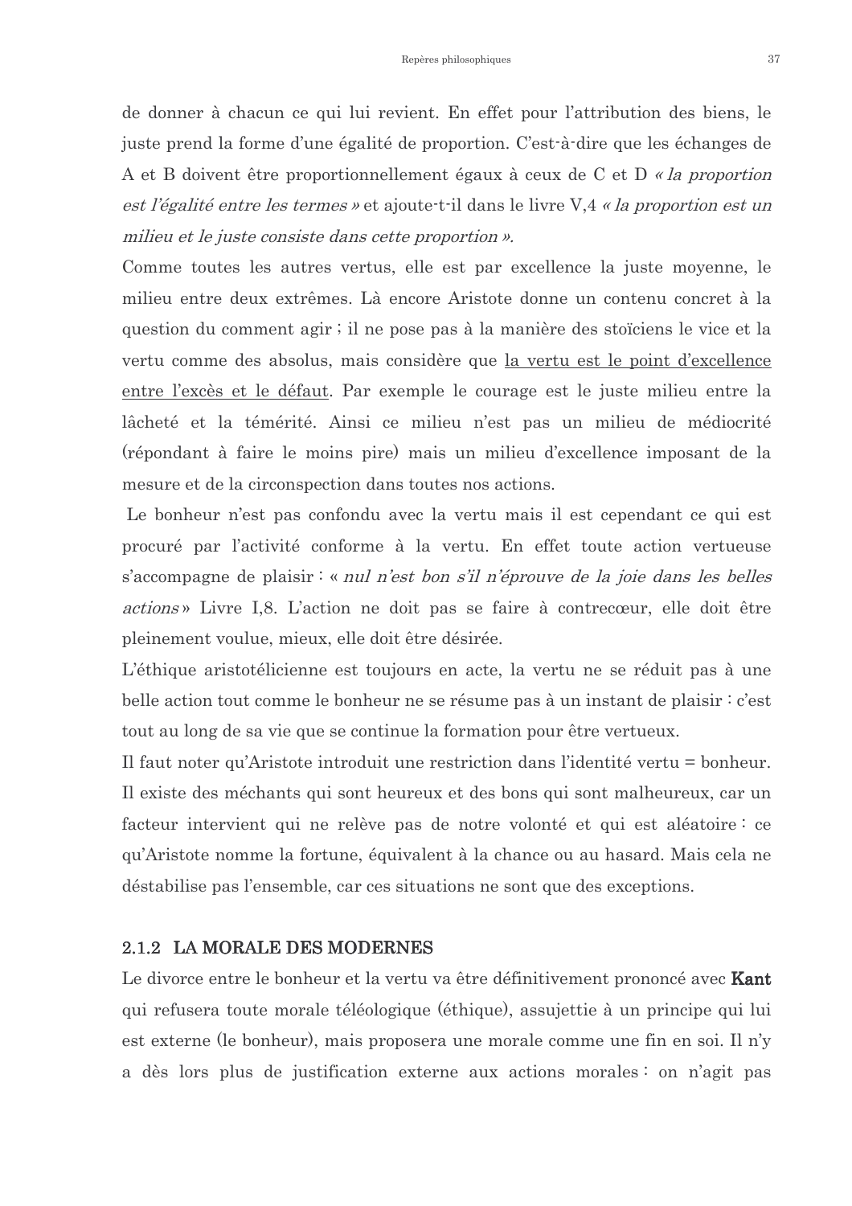de donner à chacun ce qui lui revient. En effet pour l'attribution des biens, le juste prend la forme d'une égalité de proportion. C'est-à-dire que les échanges de A et B doivent être proportionnellement égaux à ceux de C et D *« la proportion est l'égalité entre les termes »* et ajoute-t-il dans le livre V,4 *« la proportion est un milieu et le juste consiste dans cette proportion ».*

Comme toutes les autres vertus, elle est par excellence la juste moyenne, le milieu entre deux extrêmes. Là encore Aristote donne un contenu concret à la question du comment agir ; il ne pose pas à la manière des stoïciens le vice et la vertu comme des absolus, mais considère que <u>la vertu est le point d'excellence entre l'excès et le défaut</u>. Par exemple le courage est le juste milieu entre la lâcheté et la témérité. Ainsi ce milieu n'est pas un milieu de médiocrité (répondant à faire le moins pire) mais un milieu d'excellence imposant de la mesure et de la circonspection dans toutes nos actions.

Le bonheur n'est pas confondu avec la vertu mais il est cependant ce qui est procuré par l'activité conforme à la vertu. En effet toute action vertueuse s'accompagne de plaisir : « *nul n'est bon s'il n'éprouve de la joie dans les belles actions* » Livre I,8. L'action ne doit pas se faire à contrecœur, elle doit être pleinement voulue, mieux, elle doit être désirée.

L'éthique aristotélicienne est toujours en acte, la vertu ne se réduit pas à une belle action tout comme le bonheur ne se résume pas à un instant de plaisir : c'est tout au long de sa vie que se continue la formation pour être vertueux.

Il faut noter qu'Aristote introduit une restriction dans l'identité vertu = bonheur. Il existe des méchants qui sont heureux et des bons qui sont malheureux, car un facteur intervient qui ne relève pas de notre volonté et qui est aléatoire : ce qu'Aristote nomme la fortune, équivalent à la chance ou au hasard. Mais cela ne déstabilise pas l'ensemble, car ces situations ne sont que des exceptions.

### 2.1.2 LA MORALE DES MODERNES

Le divorce entre le bonheur et la vertu va être définitivement prononcé avec **Kant** qui refusera toute morale téléologique (éthique), assujettie à un principe qui lui est externe (le bonheur), mais proposera une morale comme une fin en soi. Il n'y a dès lors plus de justification externe aux actions morales : on n'agit pas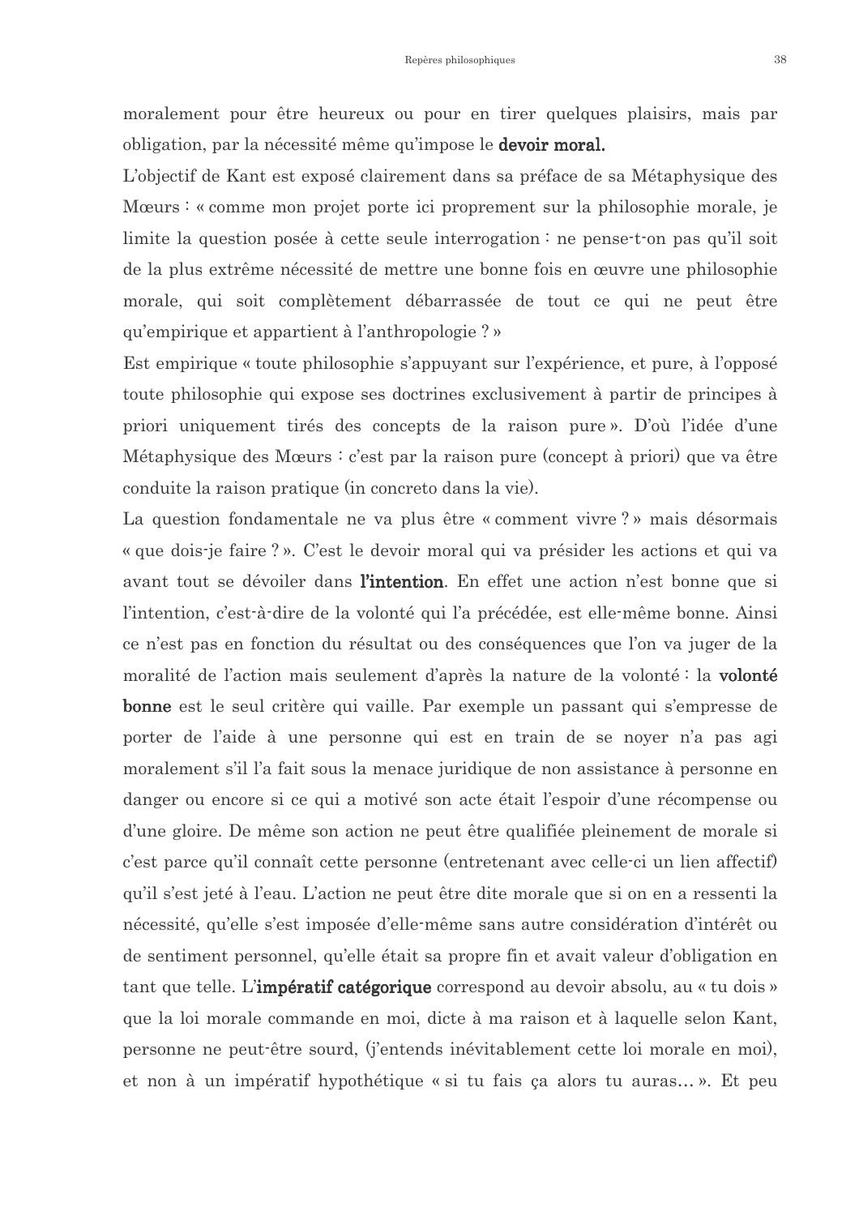moralement pour être heureux ou pour en tirer quelques plaisirs, mais par obligation, par la nécessité même qu'impose le **devoir moral.**

L'objectif de Kant est exposé clairement dans sa préface de sa Métaphysique des Mœurs : « comme mon projet porte ici proprement sur la philosophie morale, je limite la question posée à cette seule interrogation : ne pense-t-on pas qu'il soit de la plus extrême nécessité de mettre une bonne fois en œuvre une philosophie morale, qui soit complètement débarrassée de tout ce qui ne peut être qu'empirique et appartient à l'anthropologie ? »

Est empirique « toute philosophie s'appuyant sur l'expérience, et pure, à l'opposé toute philosophie qui expose ses doctrines exclusivement à partir de principes à priori uniquement tirés des concepts de la raison pure ». D'où l'idée d'une Métaphysique des Mœurs : c'est par la raison pure (concept à priori) que va être conduite la raison pratique (in concreto dans la vie).

La question fondamentale ne va plus être « comment vivre ? » mais désormais « que dois-je faire ? ». C'est le devoir moral qui va présider les actions et qui va avant tout se dévoiler dans **l'intention**. En effet une action n'est bonne que si l'intention, c'est-à-dire de la volonté qui l'a précédée, est elle-même bonne. Ainsi ce n'est pas en fonction du résultat ou des conséquences que l'on va juger de la moralité de l'action mais seulement d'après la nature de la volonté : la **volonté bonne** est le seul critère qui vaille. Par exemple un passant qui s'empresse de porter de l'aide à une personne qui est en train de se noyer n'a pas agi moralement s'il l'a fait sous la menace juridique de non assistance à personne en danger ou encore si ce qui a motivé son acte était l'espoir d'une récompense ou d'une gloire. De même son action ne peut être qualifiée pleinement de morale si c'est parce qu'il connaît cette personne (entretenant avec celle-ci un lien affectif) qu'il s'est jeté à l'eau. L'action ne peut être dite morale que si on en a ressenti la nécessité, qu'elle s'est imposée d'elle-même sans autre considération d'intérêt ou de sentiment personnel, qu'elle était sa propre fin et avait valeur d'obligation en tant que telle. L'**impératif catégorique** correspond au devoir absolu, au « tu dois » que la loi morale commande en moi, dicte à ma raison et à laquelle selon Kant, personne ne peut-être sourd, (j'entends inévitablement cette loi morale en moi), et non à un impératif hypothétique « si tu fais ça alors tu auras… ». Et peu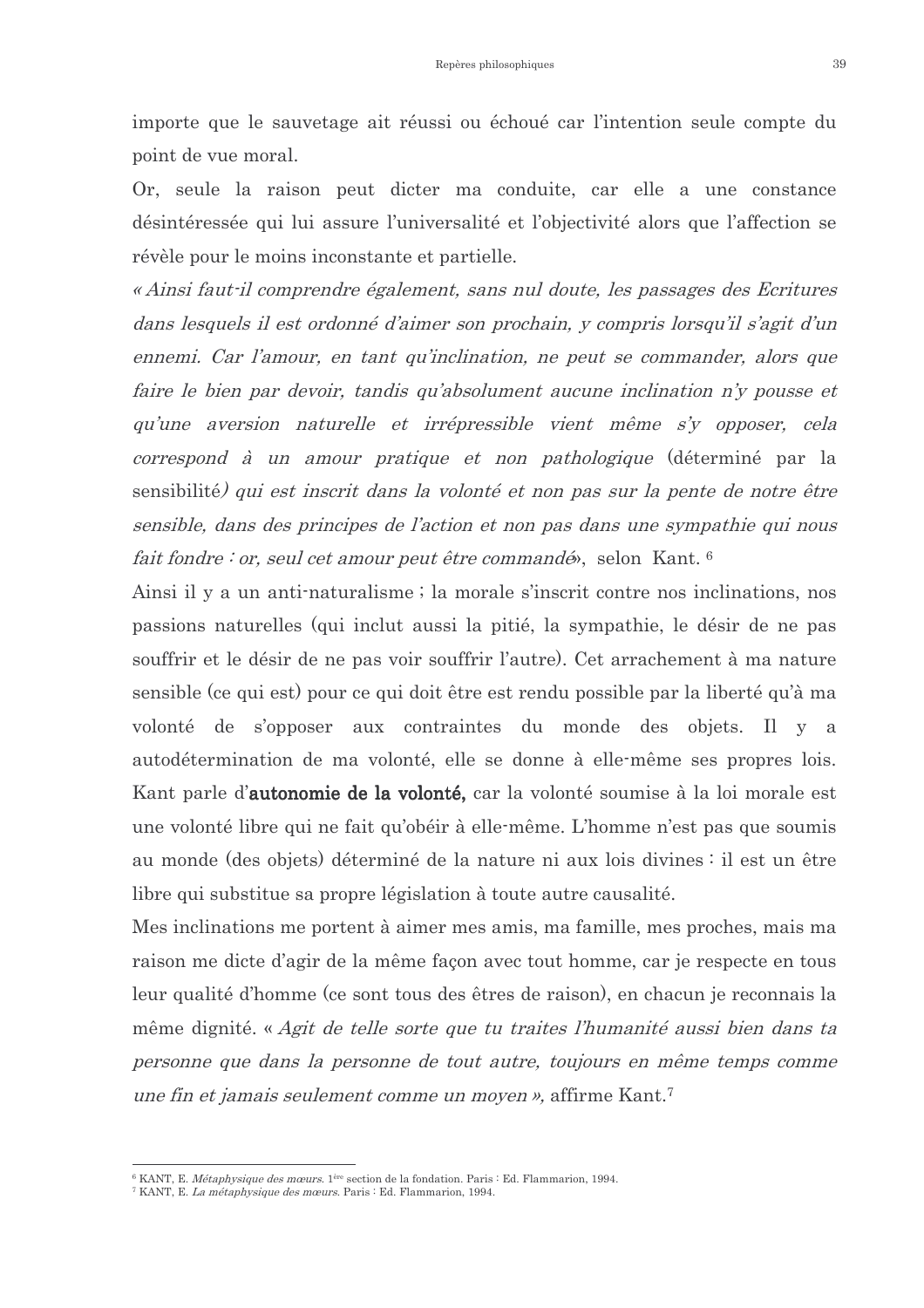importe que le sauvetage ait réussi ou échoué car l'intention seule compte du point de vue moral.

Or, seule la raison peut dicter ma conduite, car elle a une constance désintéressée qui lui assure l'universalité et l'objectivité alors que l'affection se révèle pour le moins inconstante et partielle.

*« Ainsi faut-il comprendre également, sans nul doute, les passages des Ecritures dans lesquels il est ordonné d'aimer son prochain, y compris lorsqu'il s'agit d'un ennemi. Car l'amour, en tant qu'inclination, ne peut se commander, alors que faire le bien par devoir, tandis qu'absolument aucune inclination n'y pousse et qu'une aversion naturelle et irrépressible vient même s'y opposer, cela correspond à un amour pratique et non pathologique* (déterminé par la sensibilité*) qui est inscrit dans la volonté et non pas sur la pente de notre être sensible, dans des principes de l'action et non pas dans une sympathie qui nous fait fondre : or, seul cet amour peut être commandé*», selon Kant.[6]

Ainsi il y a un anti-naturalisme ; la morale s'inscrit contre nos inclinations, nos passions naturelles (qui inclut aussi la pitié, la sympathie, le désir de ne pas souffrir et le désir de ne pas voir souffrir l'autre). Cet arrachement à ma nature sensible (ce qui est) pour ce qui doit être est rendu possible par la liberté qu'à ma volonté de s'opposer aux contraintes du monde des objets. Il y a autodétermination de ma volonté, elle se donne à elle-même ses propres lois. Kant parle d'**autonomie de la volonté,** car la volonté soumise à la loi morale est une volonté libre qui ne fait qu'obéir à elle-même. L'homme n'est pas que soumis au monde (des objets) déterminé de la nature ni aux lois divines : il est un être libre qui substitue sa propre législation à toute autre causalité.

Mes inclinations me portent à aimer mes amis, ma famille, mes proches, mais ma raison me dicte d'agir de la même façon avec tout homme, car je respecte en tous leur qualité d'homme (ce sont tous des êtres de raison), en chacun je reconnais la même dignité. « *Agit de telle sorte que tu traites l'humanité aussi bien dans ta personne que dans la personne de tout autre, toujours en même temps comme une fin et jamais seulement comme un moyen »,* affirme Kant.[7]

---

[6] KANT, E. *Métaphysique des mœurs*. 1ère section de la fondation. Paris : Ed. Flammarion, 1994.

[7] KANT, E. *La métaphysique des mœurs*. Paris : Ed. Flammarion, 1994.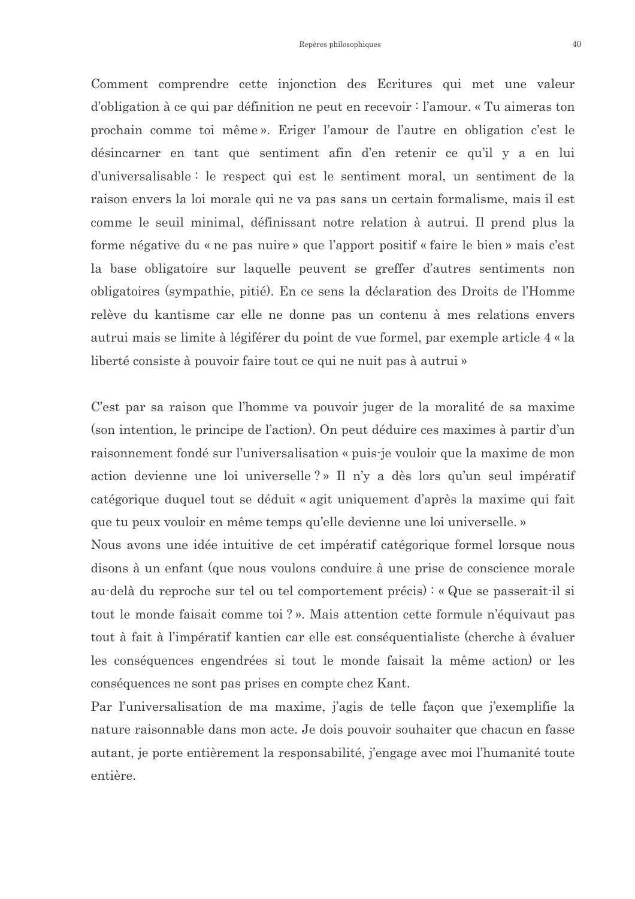Comment comprendre cette injonction des Ecritures qui met une valeur d'obligation à ce qui par définition ne peut en recevoir : l'amour. « Tu aimeras ton prochain comme toi même ». Eriger l'amour de l'autre en obligation c'est le désincarner en tant que sentiment afin d'en retenir ce qu'il y a en lui d'universalisable : le respect qui est le sentiment moral, un sentiment de la raison envers la loi morale qui ne va pas sans un certain formalisme, mais il est comme le seuil minimal, définissant notre relation à autrui. Il prend plus la forme négative du « ne pas nuire » que l'apport positif « faire le bien » mais c'est la base obligatoire sur laquelle peuvent se greffer d'autres sentiments non obligatoires (sympathie, pitié). En ce sens la déclaration des Droits de l'Homme relève du kantisme car elle ne donne pas un contenu à mes relations envers autrui mais se limite à légiférer du point de vue formel, par exemple article 4 « la liberté consiste à pouvoir faire tout ce qui ne nuit pas à autrui »

C'est par sa raison que l'homme va pouvoir juger de la moralité de sa maxime (son intention, le principe de l'action). On peut déduire ces maximes à partir d'un raisonnement fondé sur l'universalisation « puis-je vouloir que la maxime de mon action devienne une loi universelle ? » Il n'y a dès lors qu'un seul impératif catégorique duquel tout se déduit « agit uniquement d'après la maxime qui fait que tu peux vouloir en même temps qu'elle devienne une loi universelle. »

Nous avons une idée intuitive de cet impératif catégorique formel lorsque nous disons à un enfant (que nous voulons conduire à une prise de conscience morale au-delà du reproche sur tel ou tel comportement précis) : « Que se passerait-il si tout le monde faisait comme toi ? ». Mais attention cette formule n'équivaut pas tout à fait à l'impératif kantien car elle est conséquentialiste (cherche à évaluer les conséquences engendrées si tout le monde faisait la même action) or les conséquences ne sont pas prises en compte chez Kant.

Par l'universalisation de ma maxime, j'agis de telle façon que j'exemplifie la nature raisonnable dans mon acte. Je dois pouvoir souhaiter que chacun en fasse autant, je porte entièrement la responsabilité, j'engage avec moi l'humanité toute entière.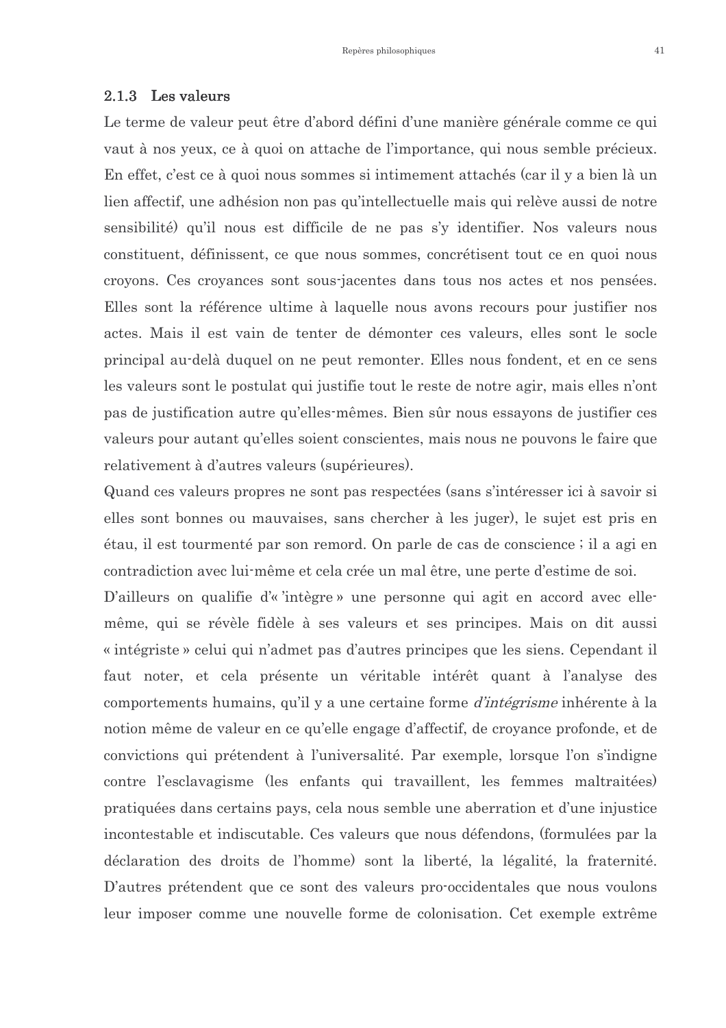### 2.1.3 Les valeurs

Le terme de valeur peut être d'abord défini d'une manière générale comme ce qui vaut à nos yeux, ce à quoi on attache de l'importance, qui nous semble précieux. En effet, c'est ce à quoi nous sommes si intimement attachés (car il y a bien là un lien affectif, une adhésion non pas qu'intellectuelle mais qui relève aussi de notre sensibilité) qu'il nous est difficile de ne pas s'y identifier. Nos valeurs nous constituent, définissent, ce que nous sommes, concrétisent tout ce en quoi nous croyons. Ces croyances sont sous-jacentes dans tous nos actes et nos pensées. Elles sont la référence ultime à laquelle nous avons recours pour justifier nos actes. Mais il est vain de tenter de démonter ces valeurs, elles sont le socle principal au-delà duquel on ne peut remonter. Elles nous fondent, et en ce sens les valeurs sont le postulat qui justifie tout le reste de notre agir, mais elles n'ont pas de justification autre qu'elles-mêmes. Bien sûr nous essayons de justifier ces valeurs pour autant qu'elles soient conscientes, mais nous ne pouvons le faire que relativement à d'autres valeurs (supérieures).

Quand ces valeurs propres ne sont pas respectées (sans s'intéresser ici à savoir si elles sont bonnes ou mauvaises, sans chercher à les juger), le sujet est pris en étau, il est tourmenté par son remord. On parle de cas de conscience ; il a agi en contradiction avec lui-même et cela crée un mal être, une perte d'estime de soi.

D'ailleurs on qualifie d'« 'intègre » une personne qui agit en accord avec elle-même, qui se révèle fidèle à ses valeurs et ses principes. Mais on dit aussi « intégriste » celui qui n'admet pas d'autres principes que les siens. Cependant il faut noter, et cela présente un véritable intérêt quant à l'analyse des comportements humains, qu'il y a une certaine forme *d'intégrisme* inhérente à la notion même de valeur en ce qu'elle engage d'affectif, de croyance profonde, et de convictions qui prétendent à l'universalité. Par exemple, lorsque l'on s'indigne contre l'esclavagisme (les enfants qui travaillent, les femmes maltraitées) pratiquées dans certains pays, cela nous semble une aberration et d'une injustice incontestable et indiscutable. Ces valeurs que nous défendons, (formulées par la déclaration des droits de l'homme) sont la liberté, la légalité, la fraternité. D'autres prétendent que ce sont des valeurs pro-occidentales que nous voulons leur imposer comme une nouvelle forme de colonisation. Cet exemple extrême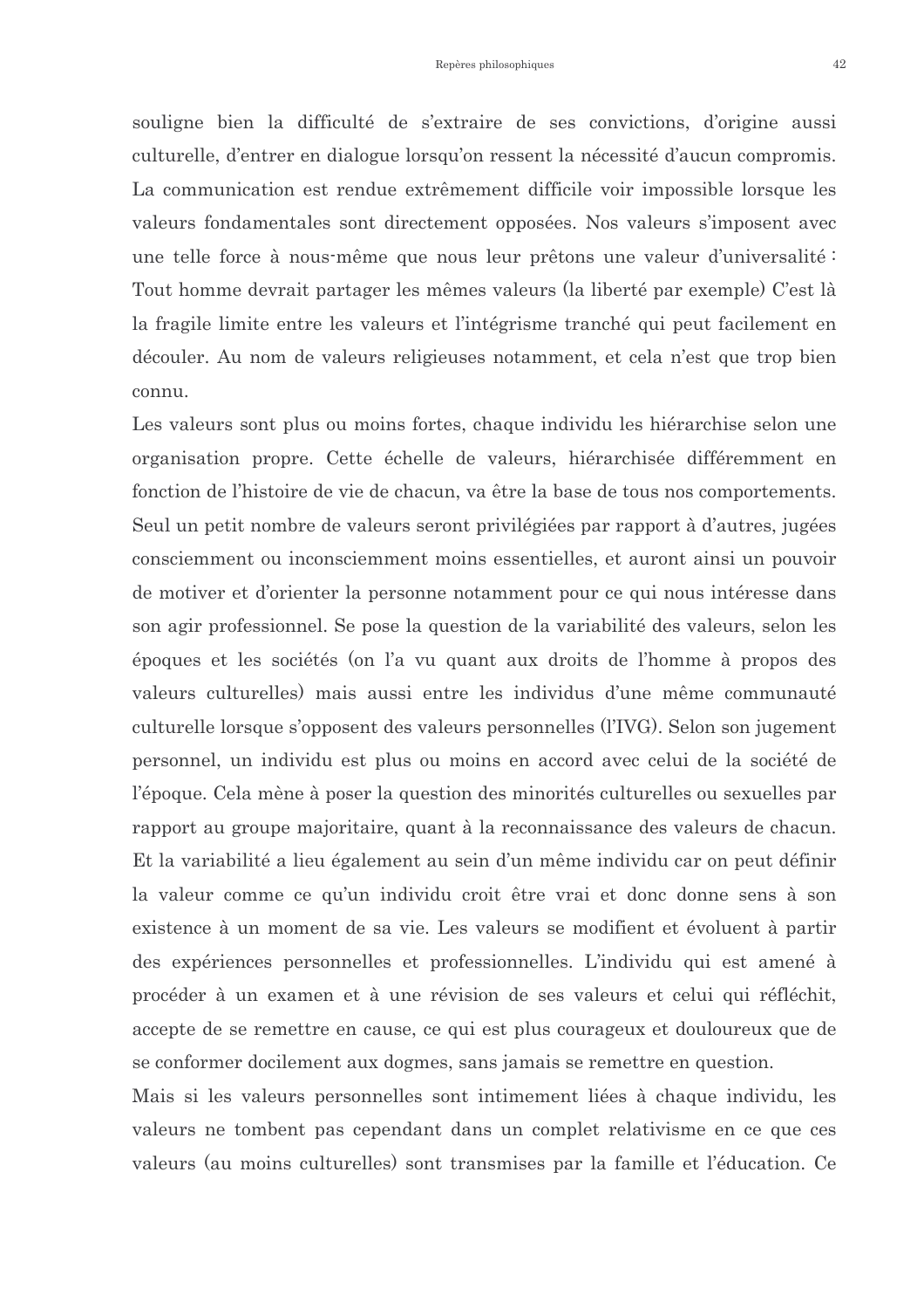souligne bien la difficulté de s'extraire de ses convictions, d'origine aussi culturelle, d'entrer en dialogue lorsqu'on ressent la nécessité d'aucun compromis. La communication est rendue extrêmement difficile voir impossible lorsque les valeurs fondamentales sont directement opposées. Nos valeurs s'imposent avec une telle force à nous-même que nous leur prêtons une valeur d'universalité : Tout homme devrait partager les mêmes valeurs (la liberté par exemple) C'est là la fragile limite entre les valeurs et l'intégrisme tranché qui peut facilement en découler. Au nom de valeurs religieuses notamment, et cela n'est que trop bien connu.

Les valeurs sont plus ou moins fortes, chaque individu les hiérarchise selon une organisation propre. Cette échelle de valeurs, hiérarchisée différemment en fonction de l'histoire de vie de chacun, va être la base de tous nos comportements. Seul un petit nombre de valeurs seront privilégiées par rapport à d'autres, jugées consciemment ou inconsciemment moins essentielles, et auront ainsi un pouvoir de motiver et d'orienter la personne notamment pour ce qui nous intéresse dans son agir professionnel. Se pose la question de la variabilité des valeurs, selon les époques et les sociétés (on l'a vu quant aux droits de l'homme à propos des valeurs culturelles) mais aussi entre les individus d'une même communauté culturelle lorsque s'opposent des valeurs personnelles (l'IVG). Selon son jugement personnel, un individu est plus ou moins en accord avec celui de la société de l'époque. Cela mène à poser la question des minorités culturelles ou sexuelles par rapport au groupe majoritaire, quant à la reconnaissance des valeurs de chacun. Et la variabilité a lieu également au sein d'un même individu car on peut définir la valeur comme ce qu'un individu croit être vrai et donc donne sens à son existence à un moment de sa vie. Les valeurs se modifient et évoluent à partir des expériences personnelles et professionnelles. L'individu qui est amené à procéder à un examen et à une révision de ses valeurs et celui qui réfléchit, accepte de se remettre en cause, ce qui est plus courageux et douloureux que de se conformer docilement aux dogmes, sans jamais se remettre en question.

Mais si les valeurs personnelles sont intimement liées à chaque individu, les valeurs ne tombent pas cependant dans un complet relativisme en ce que ces valeurs (au moins culturelles) sont transmises par la famille et l'éducation. Ce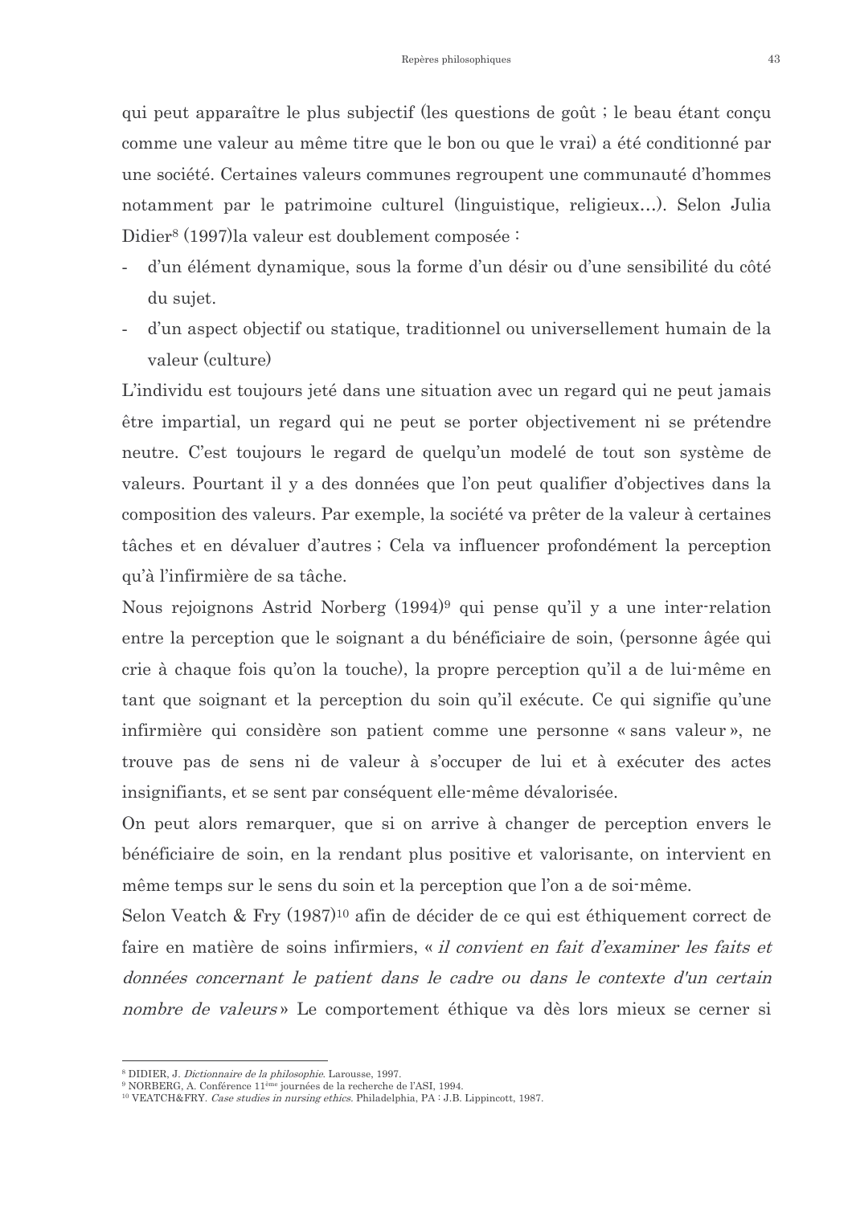qui peut apparaître le plus subjectif (les questions de goût ; le beau étant conçu comme une valeur au même titre que le bon ou que le vrai) a été conditionné par une société. Certaines valeurs communes regroupent une communauté d'hommes notamment par le patrimoine culturel (linguistique, religieux…). Selon Julia Didier[8] (1997)la valeur est doublement composée :

- d'un élément dynamique, sous la forme d'un désir ou d'une sensibilité du côté du sujet.
- d'un aspect objectif ou statique, traditionnel ou universellement humain de la valeur (culture)

L'individu est toujours jeté dans une situation avec un regard qui ne peut jamais être impartial, un regard qui ne peut se porter objectivement ni se prétendre neutre. C'est toujours le regard de quelqu'un modelé de tout son système de valeurs. Pourtant il y a des données que l'on peut qualifier d'objectives dans la composition des valeurs. Par exemple, la société va prêter de la valeur à certaines tâches et en dévaluer d'autres ; Cela va influencer profondément la perception qu'à l'infirmière de sa tâche.

Nous rejoignons Astrid Norberg (1994)[9] qui pense qu'il y a une inter-relation entre la perception que le soignant a du bénéficiaire de soin, (personne âgée qui crie à chaque fois qu'on la touche), la propre perception qu'il a de lui-même en tant que soignant et la perception du soin qu'il exécute. Ce qui signifie qu'une infirmière qui considère son patient comme une personne « sans valeur », ne trouve pas de sens ni de valeur à s'occuper de lui et à exécuter des actes insignifiants, et se sent par conséquent elle-même dévalorisée.

On peut alors remarquer, que si on arrive à changer de perception envers le bénéficiaire de soin, en la rendant plus positive et valorisante, on intervient en même temps sur le sens du soin et la perception que l'on a de soi-même.

Selon Veatch & Fry (1987)[10] afin de décider de ce qui est éthiquement correct de faire en matière de soins infirmiers, « *il convient en fait d'examiner les faits et données concernant le patient dans le cadre ou dans le contexte d'un certain nombre de valeurs* » Le comportement éthique va dès lors mieux se cerner si

---

[8] DIDIER, J. *Dictionnaire de la philosophie*. Larousse, 1997.

[9] NORBERG, A. Conférence 11ème journées de la recherche de l'ASI, 1994.

[10] VEATCH&FRY. *Case studies in nursing ethics*. Philadelphia, PA : J.B. Lippincott, 1987.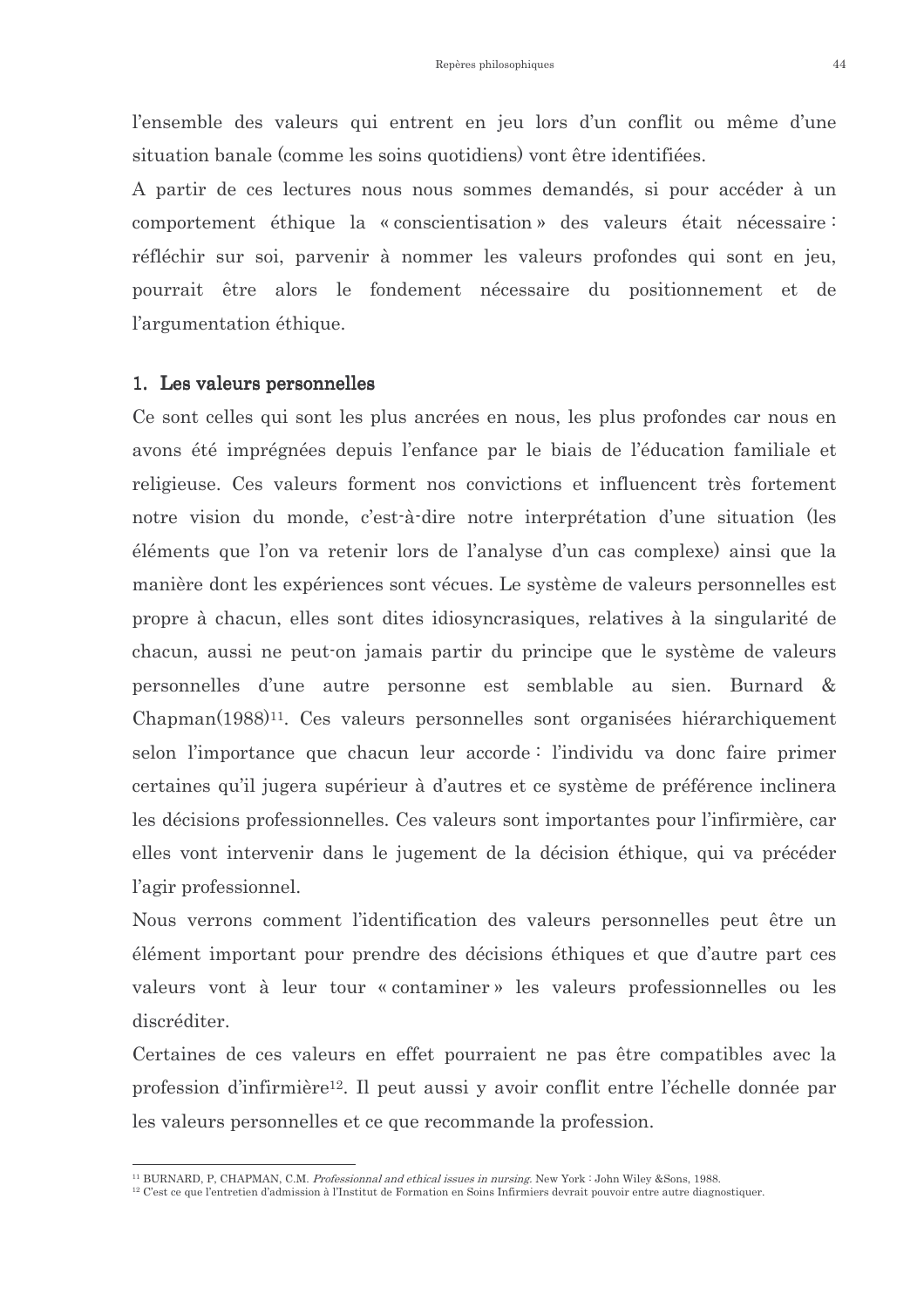l'ensemble des valeurs qui entrent en jeu lors d'un conflit ou même d'une situation banale (comme les soins quotidiens) vont être identifiées.

A partir de ces lectures nous nous sommes demandés, si pour accéder à un comportement éthique la « conscientisation » des valeurs était nécessaire : réfléchir sur soi, parvenir à nommer les valeurs profondes qui sont en jeu, pourrait être alors le fondement nécessaire du positionnement et de l'argumentation éthique.

## 1. Les valeurs personnelles

Ce sont celles qui sont les plus ancrées en nous, les plus profondes car nous en avons été imprégnées depuis l'enfance par le biais de l'éducation familiale et religieuse. Ces valeurs forment nos convictions et influencent très fortement notre vision du monde, c'est-à-dire notre interprétation d'une situation (les éléments que l'on va retenir lors de l'analyse d'un cas complexe) ainsi que la manière dont les expériences sont vécues. Le système de valeurs personnelles est propre à chacun, elles sont dites idiosyncrasiques, relatives à la singularité de chacun, aussi ne peut-on jamais partir du principe que le système de valeurs personnelles d'une autre personne est semblable au sien. Burnard & Chapman(1988)[11]. Ces valeurs personnelles sont organisées hiérarchiquement selon l'importance que chacun leur accorde : l'individu va donc faire primer certaines qu'il jugera supérieur à d'autres et ce système de préférence inclinera les décisions professionnelles. Ces valeurs sont importantes pour l'infirmière, car elles vont intervenir dans le jugement de la décision éthique, qui va précéder l'agir professionnel.

Nous verrons comment l'identification des valeurs personnelles peut être un élément important pour prendre des décisions éthiques et que d'autre part ces valeurs vont à leur tour « contaminer » les valeurs professionnelles ou les discréditer.

Certaines de ces valeurs en effet pourraient ne pas être compatibles avec la profession d'infirmière[12]. Il peut aussi y avoir conflit entre l'échelle donnée par les valeurs personnelles et ce que recommande la profession.

---

[11] BURNARD, P, CHAPMAN, C.M. *Professionnal and ethical issues in nursing*. New York : John Wiley &Sons, 1988.

[12] C'est ce que l'entretien d'admission à l'Institut de Formation en Soins Infirmiers devrait pouvoir entre autre diagnostiquer.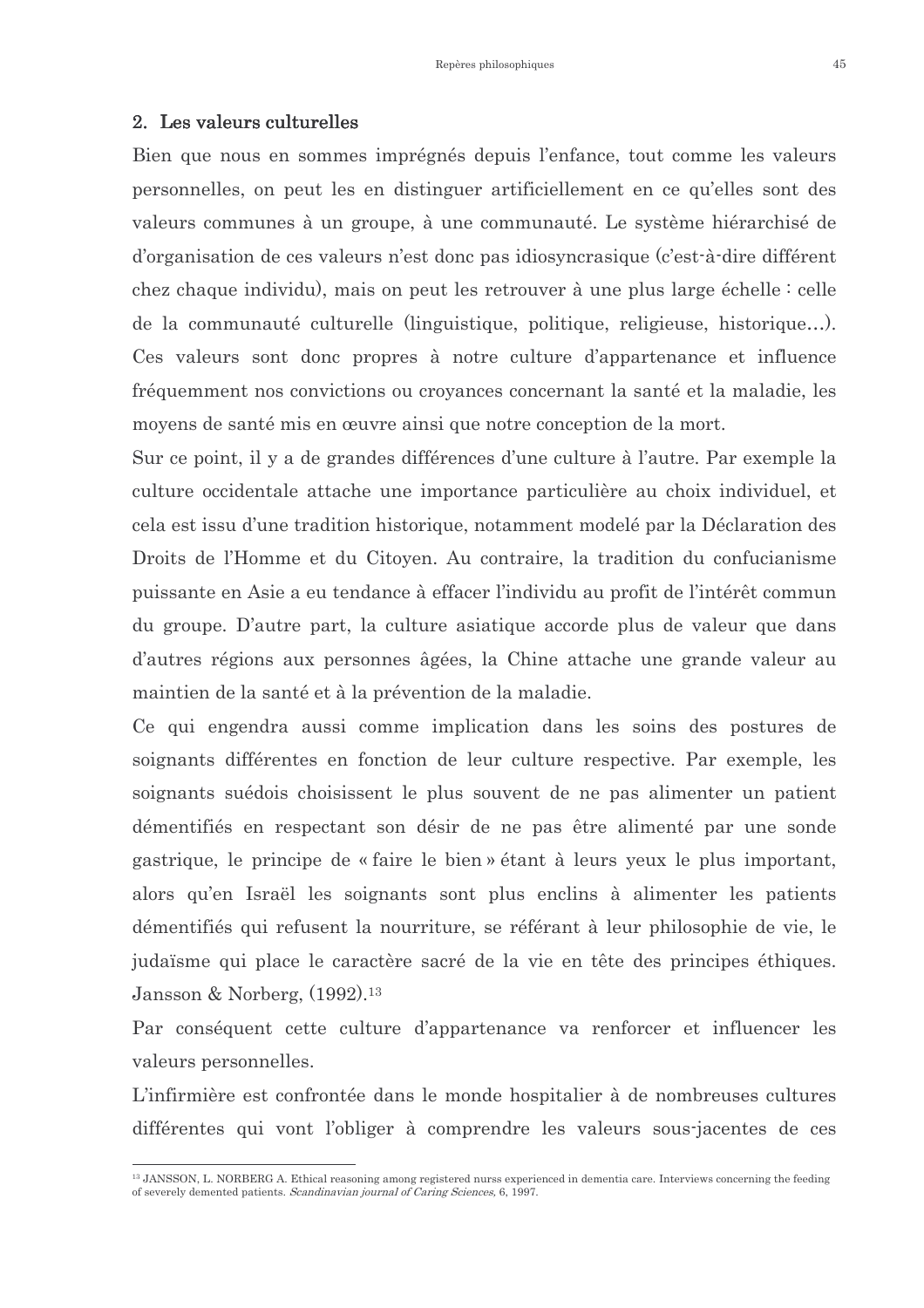## 2. Les valeurs culturelles

Bien que nous en sommes imprégnés depuis l'enfance, tout comme les valeurs personnelles, on peut les en distinguer artificiellement en ce qu'elles sont des valeurs communes à un groupe, à une communauté. Le système hiérarchisé de d'organisation de ces valeurs n'est donc pas idiosyncrasique (c'est-à-dire différent chez chaque individu), mais on peut les retrouver à une plus large échelle : celle de la communauté culturelle (linguistique, politique, religieuse, historique…). Ces valeurs sont donc propres à notre culture d'appartenance et influence fréquemment nos convictions ou croyances concernant la santé et la maladie, les moyens de santé mis en œuvre ainsi que notre conception de la mort.

Sur ce point, il y a de grandes différences d'une culture à l'autre. Par exemple la culture occidentale attache une importance particulière au choix individuel, et cela est issu d'une tradition historique, notamment modelé par la Déclaration des Droits de l'Homme et du Citoyen. Au contraire, la tradition du confucianisme puissante en Asie a eu tendance à effacer l'individu au profit de l'intérêt commun du groupe. D'autre part, la culture asiatique accorde plus de valeur que dans d'autres régions aux personnes âgées, la Chine attache une grande valeur au maintien de la santé et à la prévention de la maladie.

Ce qui engendra aussi comme implication dans les soins des postures de soignants différentes en fonction de leur culture respective. Par exemple, les soignants suédois choisissent le plus souvent de ne pas alimenter un patient démentifiés en respectant son désir de ne pas être alimenté par une sonde gastrique, le principe de « faire le bien » étant à leurs yeux le plus important, alors qu'en Israël les soignants sont plus enclins à alimenter les patients démentifiés qui refusent la nourriture, se référant à leur philosophie de vie, le judaïsme qui place le caractère sacré de la vie en tête des principes éthiques. Jansson & Norberg, (1992).[13]

Par conséquent cette culture d'appartenance va renforcer et influencer les valeurs personnelles.

L'infirmière est confrontée dans le monde hospitalier à de nombreuses cultures différentes qui vont l'obliger à comprendre les valeurs sous-jacentes de ces

---

[13] JANSSON, L. NORBERG A. Ethical reasoning among registered nurss experienced in dementia care. Interviews concerning the feeding of severely demented patients. *Scandinavian journal of Caring Sciences*, 6, 1997.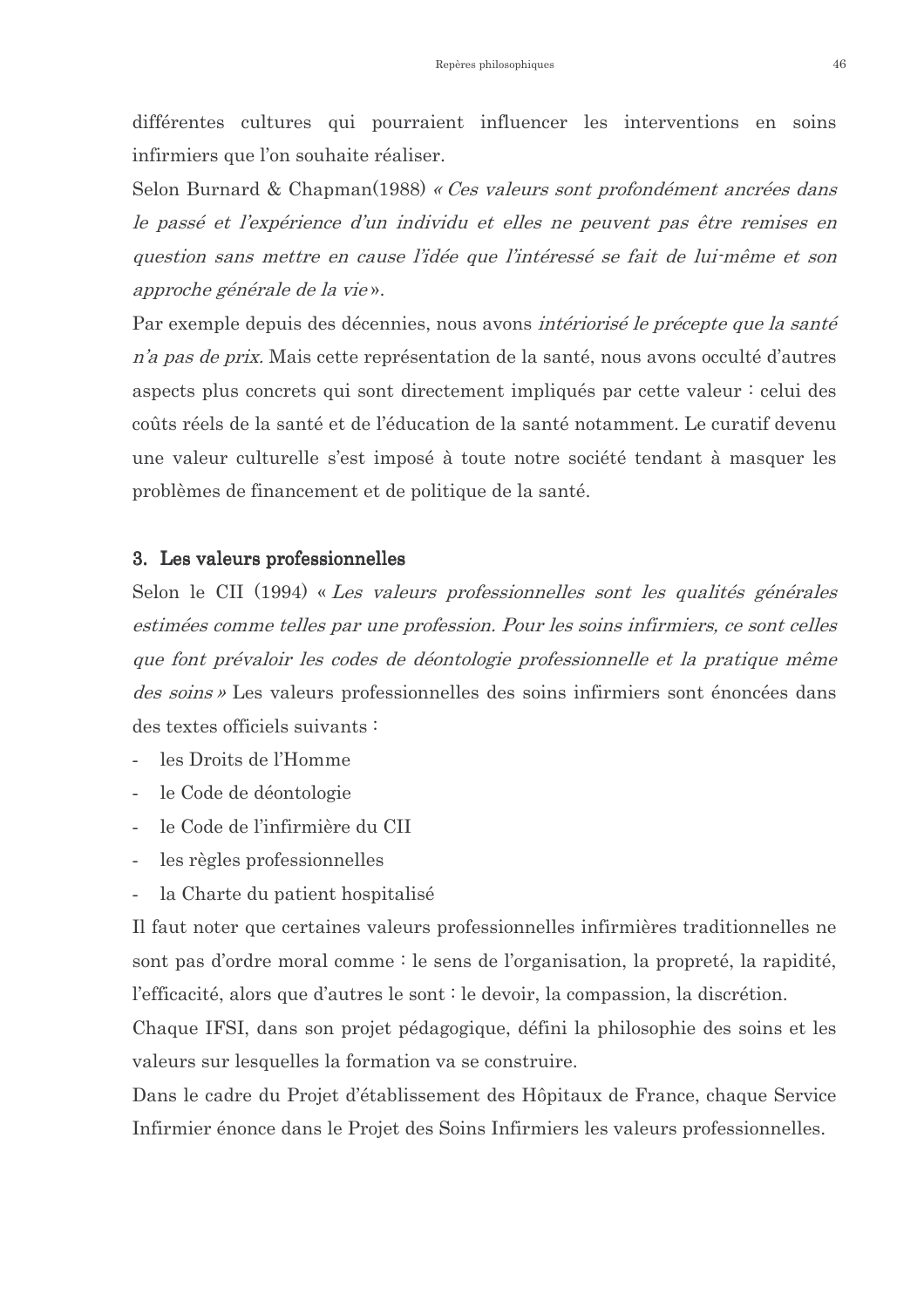différentes cultures qui pourraient influencer les interventions en soins infirmiers que l'on souhaite réaliser.

Selon Burnard & Chapman(1988) *« Ces valeurs sont profondément ancrées dans le passé et l'expérience d'un individu et elles ne peuvent pas être remises en question sans mettre en cause l'idée que l'intéressé se fait de lui-même et son approche générale de la vie* ».

Par exemple depuis des décennies, nous avons *intériorisé le précepte que la santé n'a pas de prix.* Mais cette représentation de la santé, nous avons occulté d'autres aspects plus concrets qui sont directement impliqués par cette valeur : celui des coûts réels de la santé et de l'éducation de la santé notamment. Le curatif devenu une valeur culturelle s'est imposé à toute notre société tendant à masquer les problèmes de financement et de politique de la santé.

### 3. Les valeurs professionnelles

Selon le CII (1994) « *Les valeurs professionnelles sont les qualités générales estimées comme telles par une profession. Pour les soins infirmiers, ce sont celles que font prévaloir les codes de déontologie professionnelle et la pratique même des soins »* Les valeurs professionnelles des soins infirmiers sont énoncées dans des textes officiels suivants :

- les Droits de l'Homme
- le Code de déontologie
- le Code de l'infirmière du CII
- les règles professionnelles
- la Charte du patient hospitalisé

Il faut noter que certaines valeurs professionnelles infirmières traditionnelles ne sont pas d'ordre moral comme : le sens de l'organisation, la propreté, la rapidité, l'efficacité, alors que d'autres le sont : le devoir, la compassion, la discrétion.

Chaque IFSI, dans son projet pédagogique, défini la philosophie des soins et les valeurs sur lesquelles la formation va se construire.

Dans le cadre du Projet d'établissement des Hôpitaux de France, chaque Service Infirmier énonce dans le Projet des Soins Infirmiers les valeurs professionnelles.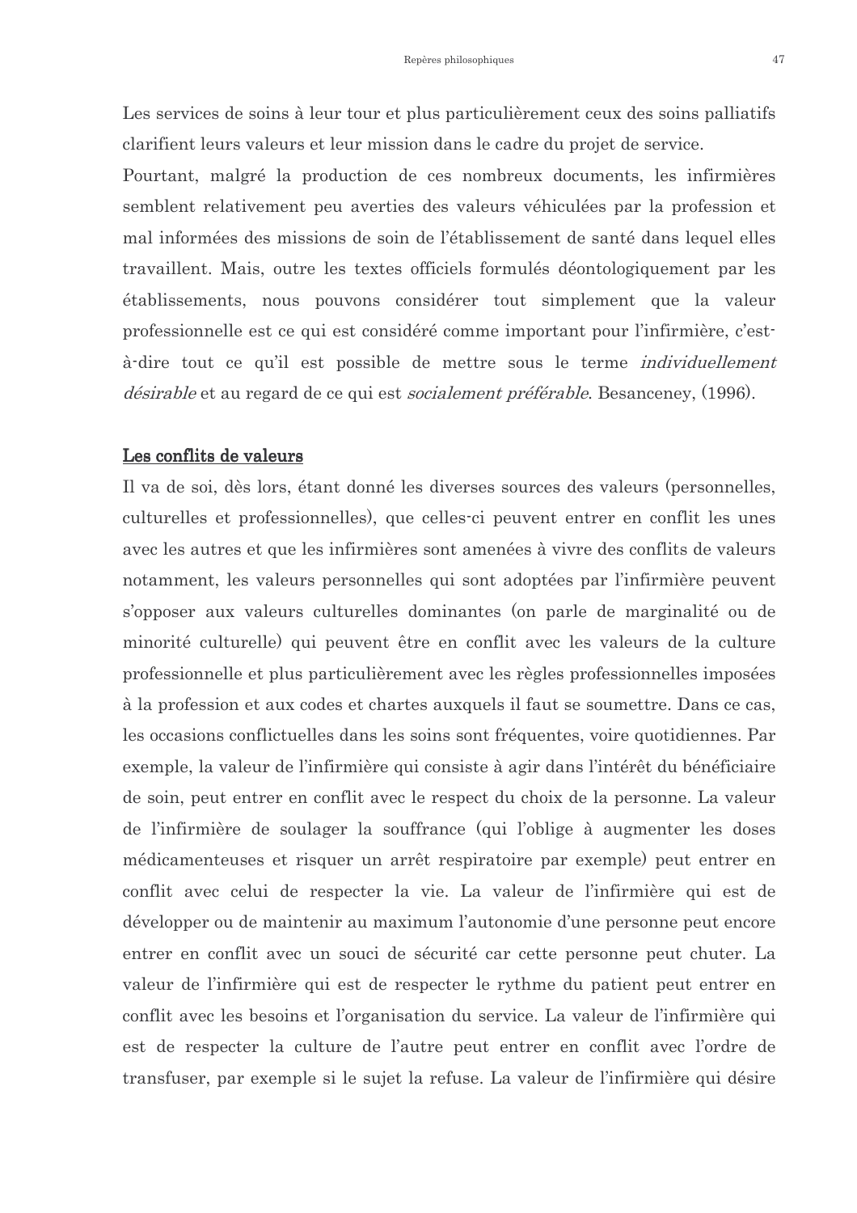Les services de soins à leur tour et plus particulièrement ceux des soins palliatifs clarifient leurs valeurs et leur mission dans le cadre du projet de service.

Pourtant, malgré la production de ces nombreux documents, les infirmières semblent relativement peu averties des valeurs véhiculées par la profession et mal informées des missions de soin de l'établissement de santé dans lequel elles travaillent. Mais, outre les textes officiels formulés déontologiquement par les établissements, nous pouvons considérer tout simplement que la valeur professionnelle est ce qui est considéré comme important pour l'infirmière, c'est-à-dire tout ce qu'il est possible de mettre sous le terme *individuellement désirable* et au regard de ce qui est *socialement préférable*. Besanceney, (1996).

## Les conflits de valeurs

Il va de soi, dès lors, étant donné les diverses sources des valeurs (personnelles, culturelles et professionnelles), que celles-ci peuvent entrer en conflit les unes avec les autres et que les infirmières sont amenées à vivre des conflits de valeurs notamment, les valeurs personnelles qui sont adoptées par l'infirmière peuvent s'opposer aux valeurs culturelles dominantes (on parle de marginalité ou de minorité culturelle) qui peuvent être en conflit avec les valeurs de la culture professionnelle et plus particulièrement avec les règles professionnelles imposées à la profession et aux codes et chartes auxquels il faut se soumettre. Dans ce cas, les occasions conflictuelles dans les soins sont fréquentes, voire quotidiennes. Par exemple, la valeur de l'infirmière qui consiste à agir dans l'intérêt du bénéficiaire de soin, peut entrer en conflit avec le respect du choix de la personne. La valeur de l'infirmière de soulager la souffrance (qui l'oblige à augmenter les doses médicamenteuses et risquer un arrêt respiratoire par exemple) peut entrer en conflit avec celui de respecter la vie. La valeur de l'infirmière qui est de développer ou de maintenir au maximum l'autonomie d'une personne peut encore entrer en conflit avec un souci de sécurité car cette personne peut chuter. La valeur de l'infirmière qui est de respecter le rythme du patient peut entrer en conflit avec les besoins et l'organisation du service. La valeur de l'infirmière qui est de respecter la culture de l'autre peut entrer en conflit avec l'ordre de transfuser, par exemple si le sujet la refuse. La valeur de l'infirmière qui désire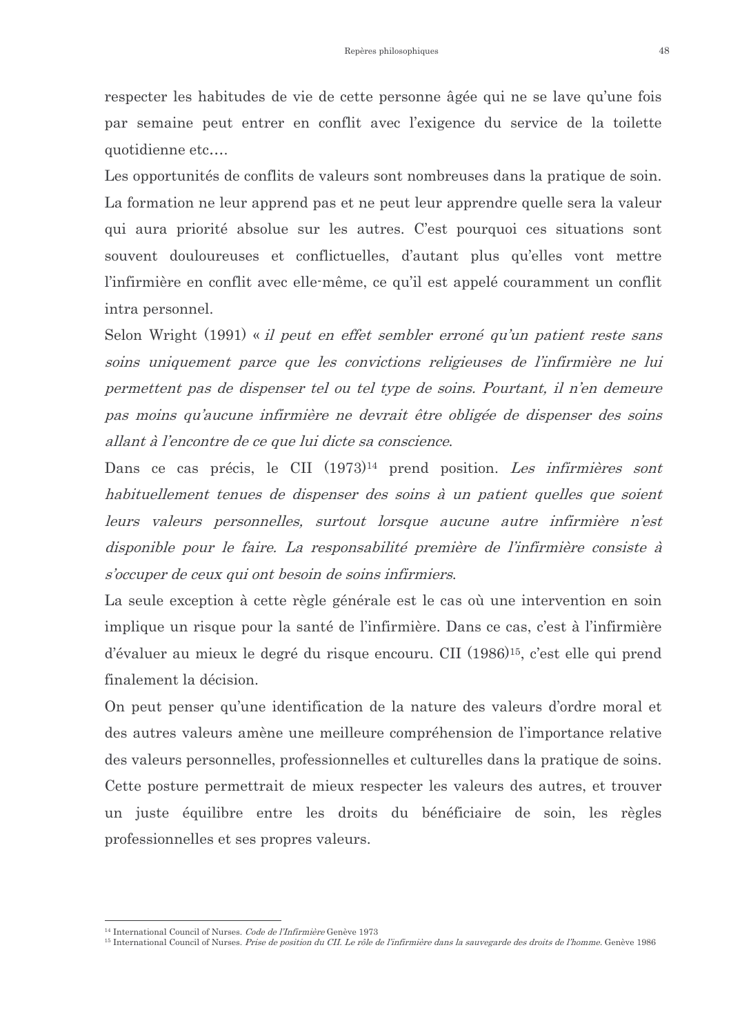respecter les habitudes de vie de cette personne âgée qui ne se lave qu'une fois par semaine peut entrer en conflit avec l'exigence du service de la toilette quotidienne etc….

Les opportunités de conflits de valeurs sont nombreuses dans la pratique de soin. La formation ne leur apprend pas et ne peut leur apprendre quelle sera la valeur qui aura priorité absolue sur les autres. C'est pourquoi ces situations sont souvent douloureuses et conflictuelles, d'autant plus qu'elles vont mettre l'infirmière en conflit avec elle-même, ce qu'il est appelé couramment un conflit intra personnel.

Selon Wright (1991) « *il peut en effet sembler erroné qu'un patient reste sans soins uniquement parce que les convictions religieuses de l'infirmière ne lui permettent pas de dispenser tel ou tel type de soins. Pourtant, il n'en demeure pas moins qu'aucune infirmière ne devrait être obligée de dispenser des soins allant à l'encontre de ce que lui dicte sa conscience.*

Dans ce cas précis, le CII (1973)[14] prend position. *Les infirmières sont habituellement tenues de dispenser des soins à un patient quelles que soient leurs valeurs personnelles, surtout lorsque aucune autre infirmière n'est disponible pour le faire. La responsabilité première de l'infirmière consiste à s'occuper de ceux qui ont besoin de soins infirmiers.*

La seule exception à cette règle générale est le cas où une intervention en soin implique un risque pour la santé de l'infirmière. Dans ce cas, c'est à l'infirmière d'évaluer au mieux le degré du risque encouru. CII (1986)[15], c'est elle qui prend finalement la décision.

On peut penser qu'une identification de la nature des valeurs d'ordre moral et des autres valeurs amène une meilleure compréhension de l'importance relative des valeurs personnelles, professionnelles et culturelles dans la pratique de soins. Cette posture permettrait de mieux respecter les valeurs des autres, et trouver un juste équilibre entre les droits du bénéficiaire de soin, les règles professionnelles et ses propres valeurs.

---

[14] International Council of Nurses. *Code de l'Infirmière* Genève 1973

[15] International Council of Nurses. *Prise de position du CII. Le rôle de l'infirmière dans la sauvegarde des droits de l'homme.* Genève 1986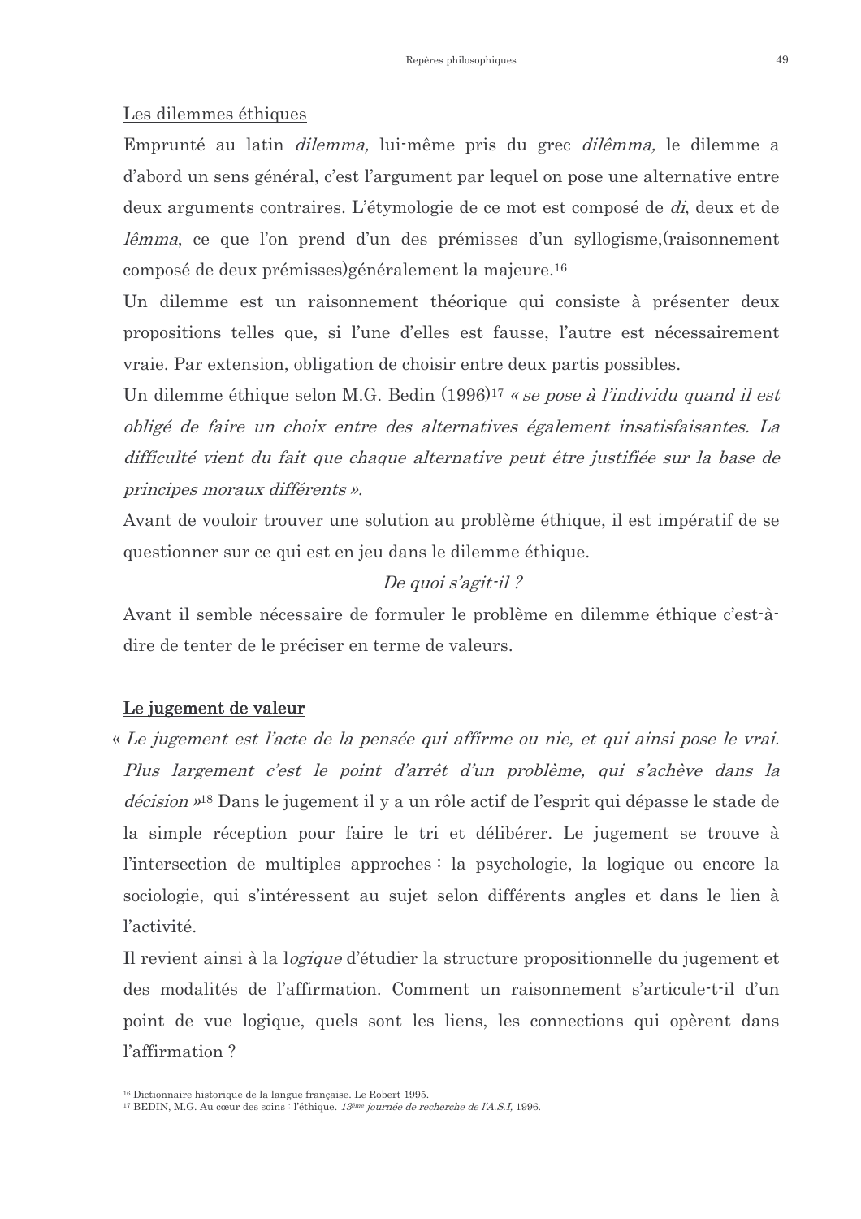## Les dilemmes éthiques

Emprunté au latin *dilemma,* lui-même pris du grec *dilêmma,* le dilemme a d'abord un sens général, c'est l'argument par lequel on pose une alternative entre deux arguments contraires. L'étymologie de ce mot est composé de *di*, deux et de *lêmma*, ce que l'on prend d'un des prémisses d'un syllogisme,(raisonnement composé de deux prémisses)généralement la majeure.[16]

Un dilemme est un raisonnement théorique qui consiste à présenter deux propositions telles que, si l'une d'elles est fausse, l'autre est nécessairement vraie. Par extension, obligation de choisir entre deux partis possibles.

Un dilemme éthique selon M.G. Bedin (1996)[17] *« se pose à l'individu quand il est obligé de faire un choix entre des alternatives également insatisfaisantes. La difficulté vient du fait que chaque alternative peut être justifiée sur la base de principes moraux différents ».*

Avant de vouloir trouver une solution au problème éthique, il est impératif de se questionner sur ce qui est en jeu dans le dilemme éthique.

*De quoi s'agit-il ?*

Avant il semble nécessaire de formuler le problème en dilemme éthique c'est-à-dire de tenter de le préciser en terme de valeurs.

## Le jugement de valeur

« *Le jugement est l'acte de la pensée qui affirme ou nie, et qui ainsi pose le vrai. Plus largement c'est le point d'arrêt d'un problème, qui s'achève dans la décision* »[18] Dans le jugement il y a un rôle actif de l'esprit qui dépasse le stade de la simple réception pour faire le tri et délibérer. Le jugement se trouve à l'intersection de multiples approches : la psychologie, la logique ou encore la sociologie, qui s'intéressent au sujet selon différents angles et dans le lien à l'activité.

Il revient ainsi à la l*ogique* d'étudier la structure propositionnelle du jugement et des modalités de l'affirmation. Comment un raisonnement s'articule-t-il d'un point de vue logique, quels sont les liens, les connections qui opèrent dans l'affirmation ?

---

[16] Dictionnaire historique de la langue française. Le Robert 1995.

[17] BEDIN, M.G. Au cœur des soins : l'éthique. *13ème journée de recherche de l'A.S.I,* 1996.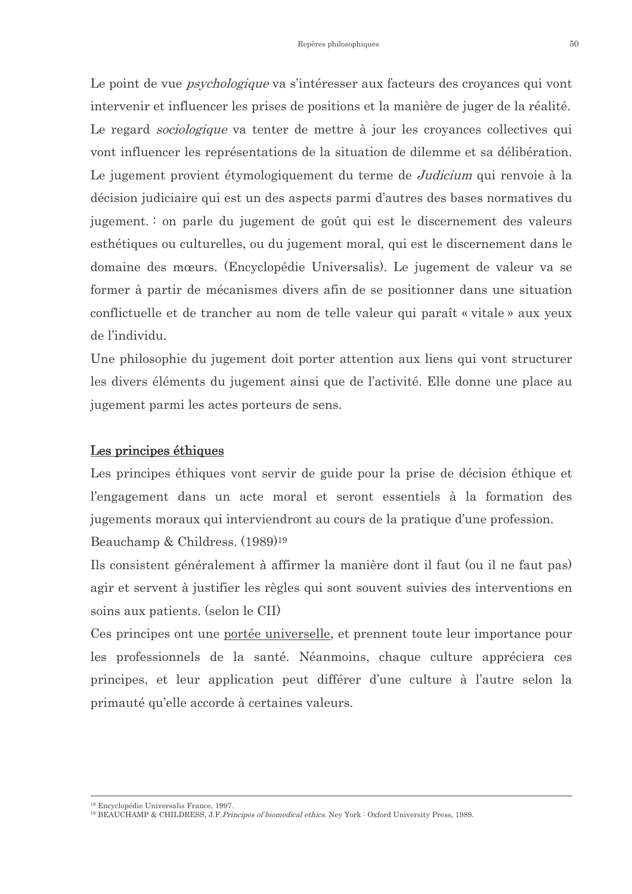Le point de vue *psychologique* va s'intéresser aux facteurs des croyances qui vont intervenir et influencer les prises de positions et la manière de juger de la réalité. Le regard *sociologique* va tenter de mettre à jour les croyances collectives qui vont influencer les représentations de la situation de dilemme et sa délibération. Le jugement provient étymologiquement du terme de *Judicium* qui renvoie à la décision judiciaire qui est un des aspects parmi d'autres des bases normatives du jugement. : on parle du jugement de goût qui est le discernement des valeurs esthétiques ou culturelles, ou du jugement moral, qui est le discernement dans le domaine des mœurs. (Encyclopédie Universalis). Le jugement de valeur va se former à partir de mécanismes divers afin de se positionner dans une situation conflictuelle et de trancher au nom de telle valeur qui paraît « vitale » aux yeux de l'individu.

Une philosophie du jugement doit porter attention aux liens qui vont structurer les divers éléments du jugement ainsi que de l'activité. Elle donne une place au jugement parmi les actes porteurs de sens.

## Les principes éthiques

Les principes éthiques vont servir de guide pour la prise de décision éthique et l'engagement dans un acte moral et seront essentiels à la formation des jugements moraux qui interviendront au cours de la pratique d'une profession. Beauchamp & Childress. (1989)[19]

Ils consistent généralement à affirmer la manière dont il faut (ou il ne faut pas) agir et servent à justifier les règles qui sont souvent suivies des interventions en soins aux patients. (selon le CII)

Ces principes ont une portée universelle, et prennent toute leur importance pour les professionnels de la santé. Néanmoins, chaque culture appréciera ces principes, et leur application peut différer d'une culture à l'autre selon la primauté qu'elle accorde à certaines valeurs.

---

[18] Encyclopédie Universalis France, 1997.

[19] BEAUCHAMP & CHILDRESS, J.F. *Principes of biomedical ethics*. Ney York : Oxford University Press, 1989.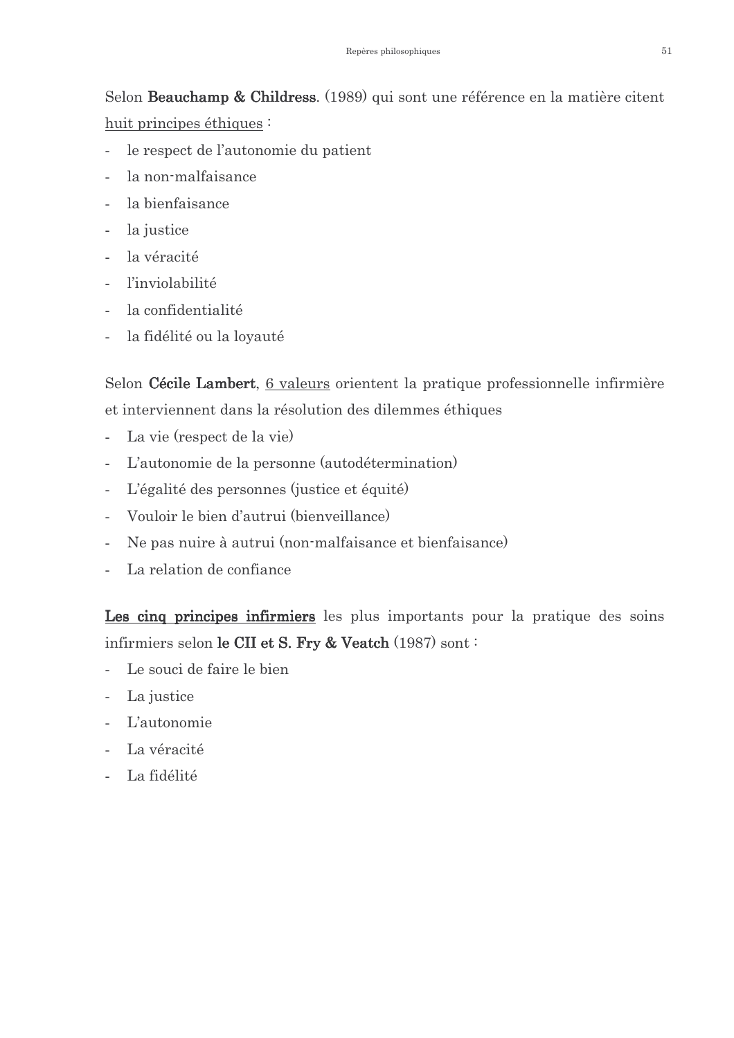Selon **Beauchamp & Childress**. (1989) qui sont une référence en la matière citent <u>huit principes éthiques</u> :

- le respect de l'autonomie du patient
- la non-malfaisance
- la bienfaisance
- la justice
- la véracité
- l'inviolabilité
- la confidentialité
- la fidélité ou la loyauté

Selon **Cécile Lambert**, <u>6 valeurs</u> orientent la pratique professionnelle infirmière et interviennent dans la résolution des dilemmes éthiques

- La vie (respect de la vie)
- L'autonomie de la personne (autodétermination)
- L'égalité des personnes (justice et équité)
- Vouloir le bien d'autrui (bienveillance)
- Ne pas nuire à autrui (non-malfaisance et bienfaisance)
- La relation de confiance

<u>**Les cinq principes infirmiers**</u> les plus importants pour la pratique des soins infirmiers selon **le CII et S. Fry & Veatch** (1987) sont :

- Le souci de faire le bien
- La justice
- L'autonomie
- La véracité
- La fidélité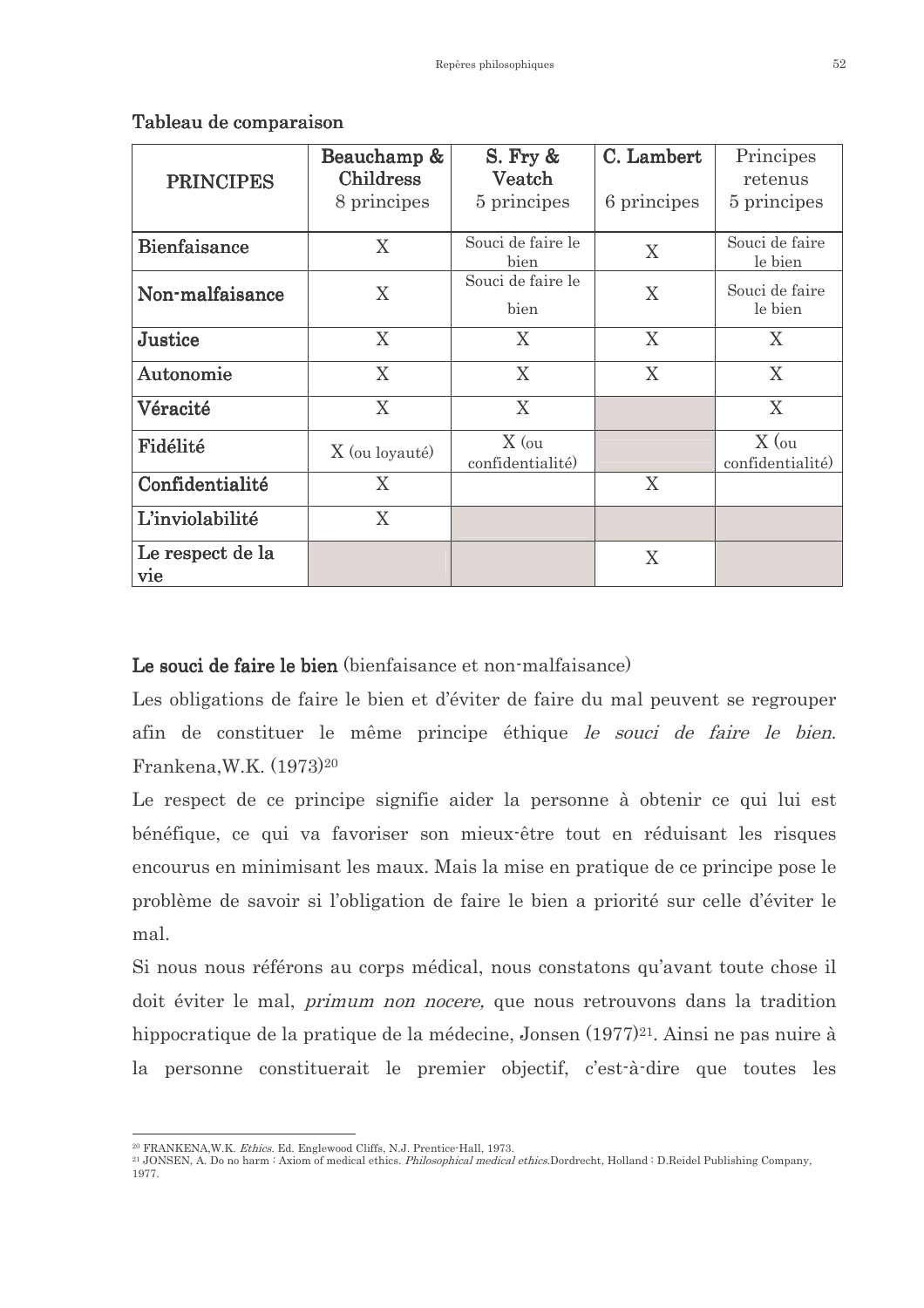Tableau de comparaison

| PRINCIPES | Beauchamp & Childress 8 principes | S. Fry & Veatch 5 principes | C. Lambert 6 principes | Principes retenus 5 principes |
|---|---|---|---|---|
| **Bienfaisance** | X | Souci de faire le bien | X | Souci de faire le bien |
| **Non-malfaisance** | X | Souci de faire le bien | X | Souci de faire le bien |
| **Justice** | X | X | X | X |
| **Autonomie** | X | X | X | X |
| **Véracité** | X | X | | X |
| **Fidélité** | X (ou loyauté) | X (ou confidentialité) | | X (ou confidentialité) |
| **Confidentialité** | X | | X | |
| **L'inviolabilité** | X | | | |
| **Le respect de la vie** | | | X | |

**Le souci de faire le bien** (bienfaisance et non-malfaisance)

Les obligations de faire le bien et d'éviter de faire du mal peuvent se regrouper afin de constituer le même principe éthique *le souci de faire le bien*. Frankena,W.K. (1973)[20]

Le respect de ce principe signifie aider la personne à obtenir ce qui lui est bénéfique, ce qui va favoriser son mieux-être tout en réduisant les risques encourus en minimisant les maux. Mais la mise en pratique de ce principe pose le problème de savoir si l'obligation de faire le bien a priorité sur celle d'éviter le mal.

Si nous nous référons au corps médical, nous constatons qu'avant toute chose il doit éviter le mal, *primum non nocere,* que nous retrouvons dans la tradition hippocratique de la pratique de la médecine, Jonsen (1977)[21]. Ainsi ne pas nuire à la personne constituerait le premier objectif, c'est-à-dire que toutes les

---

[20] FRANKENA,W.K. *Ethics*. Ed. Englewood Cliffs, N.J. Prentice-Hall, 1973.

[21] JONSEN, A. Do no harm : Axiom of medical ethics. *Philosophical medical ethics.*Dordrecht, Holland : D.Reidel Publishing Company, 1977.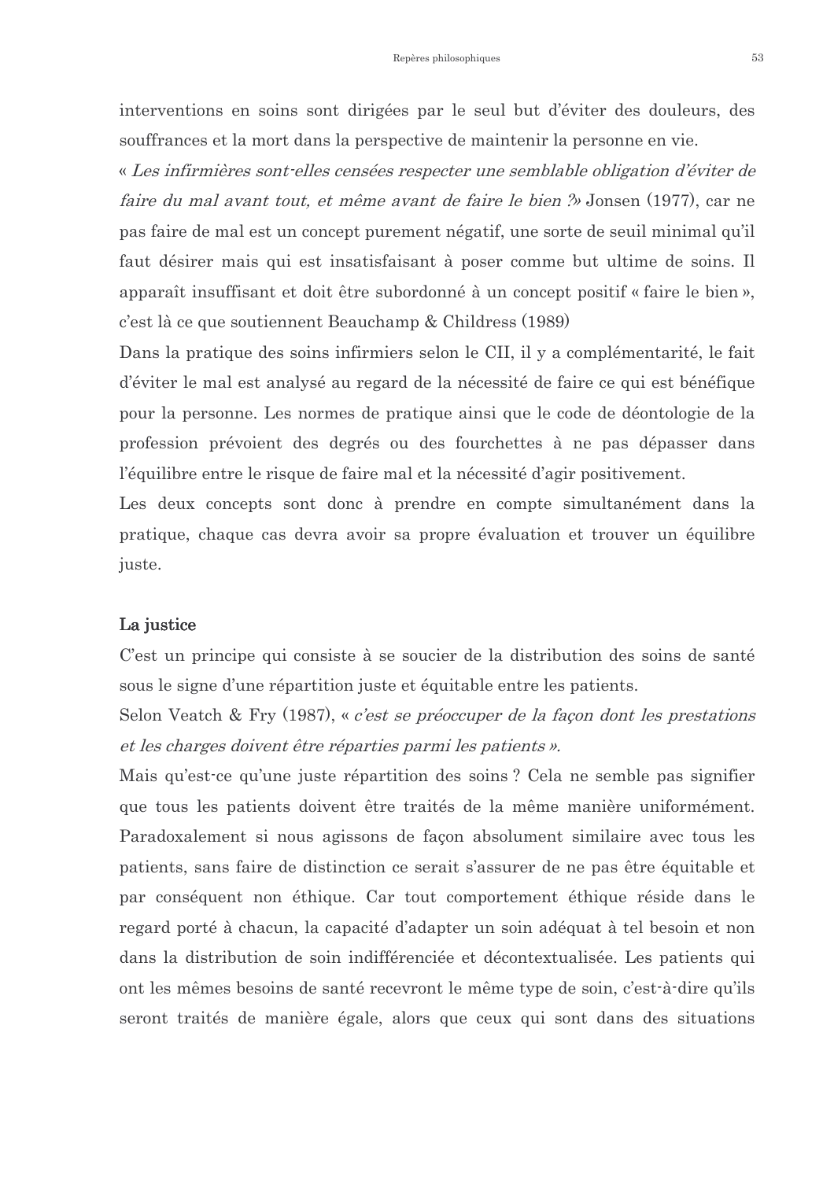interventions en soins sont dirigées par le seul but d'éviter des douleurs, des souffrances et la mort dans la perspective de maintenir la personne en vie.

« *Les infirmières sont-elles censées respecter une semblable obligation d'éviter de faire du mal avant tout, et même avant de faire le bien ?»* Jonsen (1977), car ne pas faire de mal est un concept purement négatif, une sorte de seuil minimal qu'il faut désirer mais qui est insatisfaisant à poser comme but ultime de soins. Il apparaît insuffisant et doit être subordonné à un concept positif « faire le bien », c'est là ce que soutiennent Beauchamp & Childress (1989)

Dans la pratique des soins infirmiers selon le CII, il y a complémentarité, le fait d'éviter le mal est analysé au regard de la nécessité de faire ce qui est bénéfique pour la personne. Les normes de pratique ainsi que le code de déontologie de la profession prévoient des degrés ou des fourchettes à ne pas dépasser dans l'équilibre entre le risque de faire mal et la nécessité d'agir positivement.

Les deux concepts sont donc à prendre en compte simultanément dans la pratique, chaque cas devra avoir sa propre évaluation et trouver un équilibre juste.

**La justice**

C'est un principe qui consiste à se soucier de la distribution des soins de santé sous le signe d'une répartition juste et équitable entre les patients.

Selon Veatch & Fry (1987), « *c'est se préoccuper de la façon dont les prestations et les charges doivent être réparties parmi les patients ».*

Mais qu'est-ce qu'une juste répartition des soins ? Cela ne semble pas signifier que tous les patients doivent être traités de la même manière uniformément. Paradoxalement si nous agissons de façon absolument similaire avec tous les patients, sans faire de distinction ce serait s'assurer de ne pas être équitable et par conséquent non éthique. Car tout comportement éthique réside dans le regard porté à chacun, la capacité d'adapter un soin adéquat à tel besoin et non dans la distribution de soin indifférenciée et décontextualisée. Les patients qui ont les mêmes besoins de santé recevront le même type de soin, c'est-à-dire qu'ils seront traités de manière égale, alors que ceux qui sont dans des situations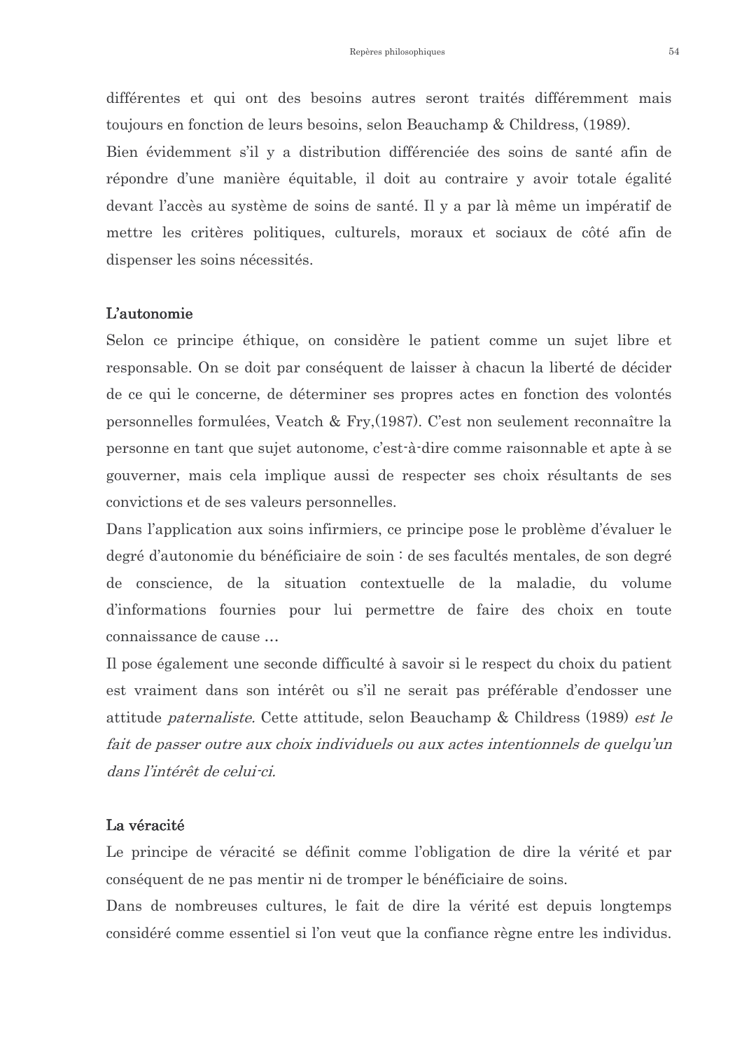différentes et qui ont des besoins autres seront traités différemment mais toujours en fonction de leurs besoins, selon Beauchamp & Childress, (1989).

Bien évidemment s'il y a distribution différenciée des soins de santé afin de répondre d'une manière équitable, il doit au contraire y avoir totale égalité devant l'accès au système de soins de santé. Il y a par là même un impératif de mettre les critères politiques, culturels, moraux et sociaux de côté afin de dispenser les soins nécessités.

### L'autonomie

Selon ce principe éthique, on considère le patient comme un sujet libre et responsable. On se doit par conséquent de laisser à chacun la liberté de décider de ce qui le concerne, de déterminer ses propres actes en fonction des volontés personnelles formulées, Veatch & Fry,(1987). C'est non seulement reconnaître la personne en tant que sujet autonome, c'est-à-dire comme raisonnable et apte à se gouverner, mais cela implique aussi de respecter ses choix résultants de ses convictions et de ses valeurs personnelles.

Dans l'application aux soins infirmiers, ce principe pose le problème d'évaluer le degré d'autonomie du bénéficiaire de soin : de ses facultés mentales, de son degré de conscience, de la situation contextuelle de la maladie, du volume d'informations fournies pour lui permettre de faire des choix en toute connaissance de cause …

Il pose également une seconde difficulté à savoir si le respect du choix du patient est vraiment dans son intérêt ou s'il ne serait pas préférable d'endosser une attitude *paternaliste*. Cette attitude, selon Beauchamp & Childress (1989) *est le fait de passer outre aux choix individuels ou aux actes intentionnels de quelqu'un dans l'intérêt de celui-ci.*

### La véracité

Le principe de véracité se définit comme l'obligation de dire la vérité et par conséquent de ne pas mentir ni de tromper le bénéficiaire de soins.

Dans de nombreuses cultures, le fait de dire la vérité est depuis longtemps considéré comme essentiel si l'on veut que la confiance règne entre les individus.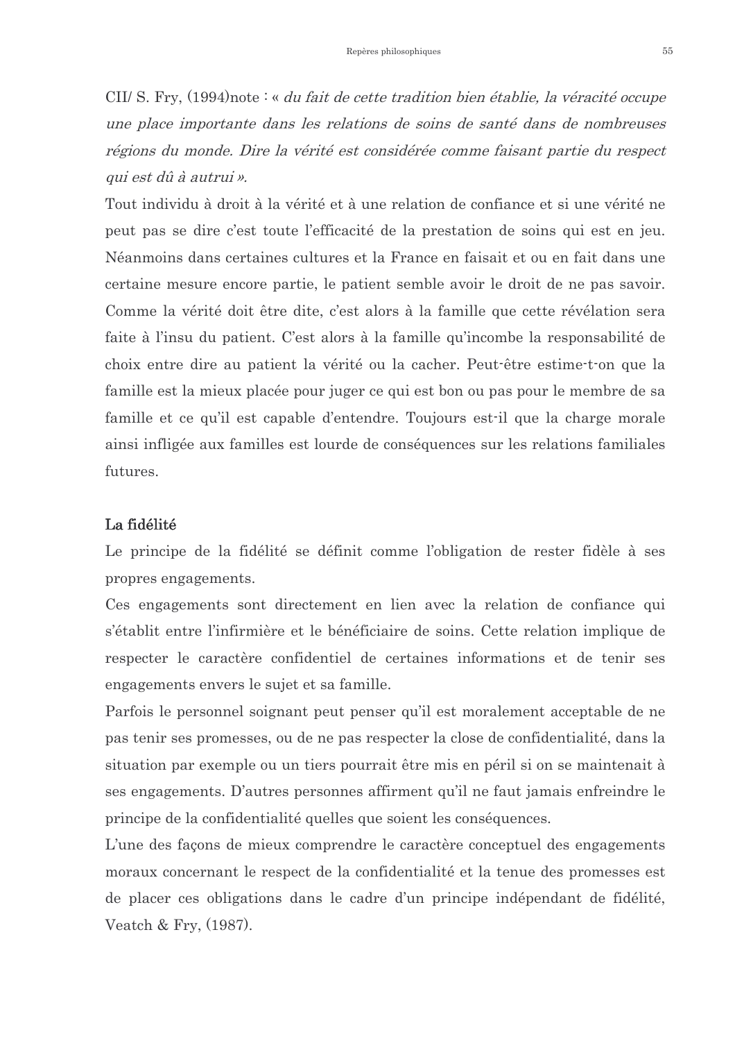CII/ S. Fry, (1994)note : « *du fait de cette tradition bien établie, la véracité occupe une place importante dans les relations de soins de santé dans de nombreuses régions du monde. Dire la vérité est considérée comme faisant partie du respect qui est dû à autrui* ».

Tout individu à droit à la vérité et à une relation de confiance et si une vérité ne peut pas se dire c'est toute l'efficacité de la prestation de soins qui est en jeu. Néanmoins dans certaines cultures et la France en faisait et ou en fait dans une certaine mesure encore partie, le patient semble avoir le droit de ne pas savoir. Comme la vérité doit être dite, c'est alors à la famille que cette révélation sera faite à l'insu du patient. C'est alors à la famille qu'incombe la responsabilité de choix entre dire au patient la vérité ou la cacher. Peut-être estime-t-on que la famille est la mieux placée pour juger ce qui est bon ou pas pour le membre de sa famille et ce qu'il est capable d'entendre. Toujours est-il que la charge morale ainsi infligée aux familles est lourde de conséquences sur les relations familiales futures.

**La fidélité**

Le principe de la fidélité se définit comme l'obligation de rester fidèle à ses propres engagements.

Ces engagements sont directement en lien avec la relation de confiance qui s'établit entre l'infirmière et le bénéficiaire de soins. Cette relation implique de respecter le caractère confidentiel de certaines informations et de tenir ses engagements envers le sujet et sa famille.

Parfois le personnel soignant peut penser qu'il est moralement acceptable de ne pas tenir ses promesses, ou de ne pas respecter la close de confidentialité, dans la situation par exemple ou un tiers pourrait être mis en péril si on se maintenait à ses engagements. D'autres personnes affirment qu'il ne faut jamais enfreindre le principe de la confidentialité quelles que soient les conséquences.

L'une des façons de mieux comprendre le caractère conceptuel des engagements moraux concernant le respect de la confidentialité et la tenue des promesses est de placer ces obligations dans le cadre d'un principe indépendant de fidélité, Veatch & Fry, (1987).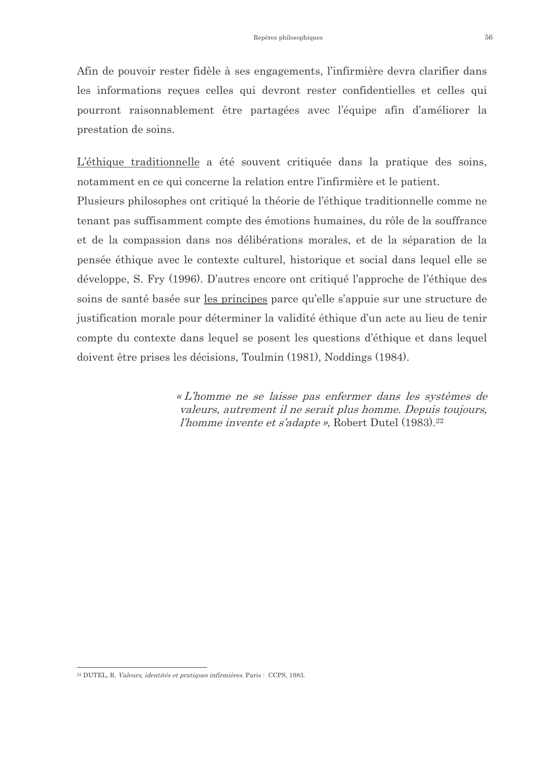Afin de pouvoir rester fidèle à ses engagements, l'infirmière devra clarifier dans les informations reçues celles qui devront rester confidentielles et celles qui pourront raisonnablement être partagées avec l'équipe afin d'améliorer la prestation de soins.

<u>L'éthique traditionnelle</u> a été souvent critiquée dans la pratique des soins, notamment en ce qui concerne la relation entre l'infirmière et le patient.
Plusieurs philosophes ont critiqué la théorie de l'éthique traditionnelle comme ne tenant pas suffisamment compte des émotions humaines, du rôle de la souffrance et de la compassion dans nos délibérations morales, et de la séparation de la pensée éthique avec le contexte culturel, historique et social dans lequel elle se développe, S. Fry (1996). D'autres encore ont critiqué l'approche de l'éthique des soins de santé basée sur <u>les principes</u> parce qu'elle s'appuie sur une structure de justification morale pour déterminer la validité éthique d'un acte au lieu de tenir compte du contexte dans lequel se posent les questions d'éthique et dans lequel doivent être prises les décisions, Toulmin (1981), Noddings (1984).

> *« L'homme ne se laisse pas enfermer dans les systèmes de valeurs, autrement il ne serait plus homme. Depuis toujours, l'homme invente et s'adapte »,* Robert Dutel (1983).[22]

---

[22] DUTEL, R. *Valeurs, identités et pratiques infirmières.* Paris : CCPS, 1983.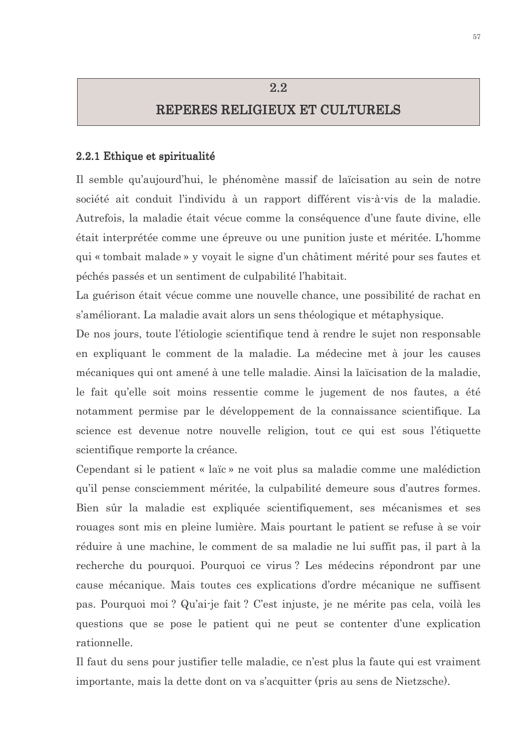## 2.2
## REPERES RELIGIEUX ET CULTURELS

### 2.2.1 Ethique et spiritualité

Il semble qu'aujourd'hui, le phénomène massif de laïcisation au sein de notre société ait conduit l'individu à un rapport différent vis-à-vis de la maladie. Autrefois, la maladie était vécue comme la conséquence d'une faute divine, elle était interprétée comme une épreuve ou une punition juste et méritée. L'homme qui « tombait malade » y voyait le signe d'un châtiment mérité pour ses fautes et péchés passés et un sentiment de culpabilité l'habitait.

La guérison était vécue comme une nouvelle chance, une possibilité de rachat en s'améliorant. La maladie avait alors un sens théologique et métaphysique.

De nos jours, toute l'étiologie scientifique tend à rendre le sujet non responsable en expliquant le comment de la maladie. La médecine met à jour les causes mécaniques qui ont amené à une telle maladie. Ainsi la laïcisation de la maladie, le fait qu'elle soit moins ressentie comme le jugement de nos fautes, a été notamment permise par le développement de la connaissance scientifique. La science est devenue notre nouvelle religion, tout ce qui est sous l'étiquette scientifique remporte la créance.

Cependant si le patient « laïc » ne voit plus sa maladie comme une malédiction qu'il pense consciemment méritée, la culpabilité demeure sous d'autres formes. Bien sûr la maladie est expliquée scientifiquement, ses mécanismes et ses rouages sont mis en pleine lumière. Mais pourtant le patient se refuse à se voir réduire à une machine, le comment de sa maladie ne lui suffit pas, il part à la recherche du pourquoi. Pourquoi ce virus ? Les médecins répondront par une cause mécanique. Mais toutes ces explications d'ordre mécanique ne suffisent pas. Pourquoi moi ? Qu'ai-je fait ? C'est injuste, je ne mérite pas cela, voilà les questions que se pose le patient qui ne peut se contenter d'une explication rationnelle.

Il faut du sens pour justifier telle maladie, ce n'est plus la faute qui est vraiment importante, mais la dette dont on va s'acquitter (pris au sens de Nietzsche).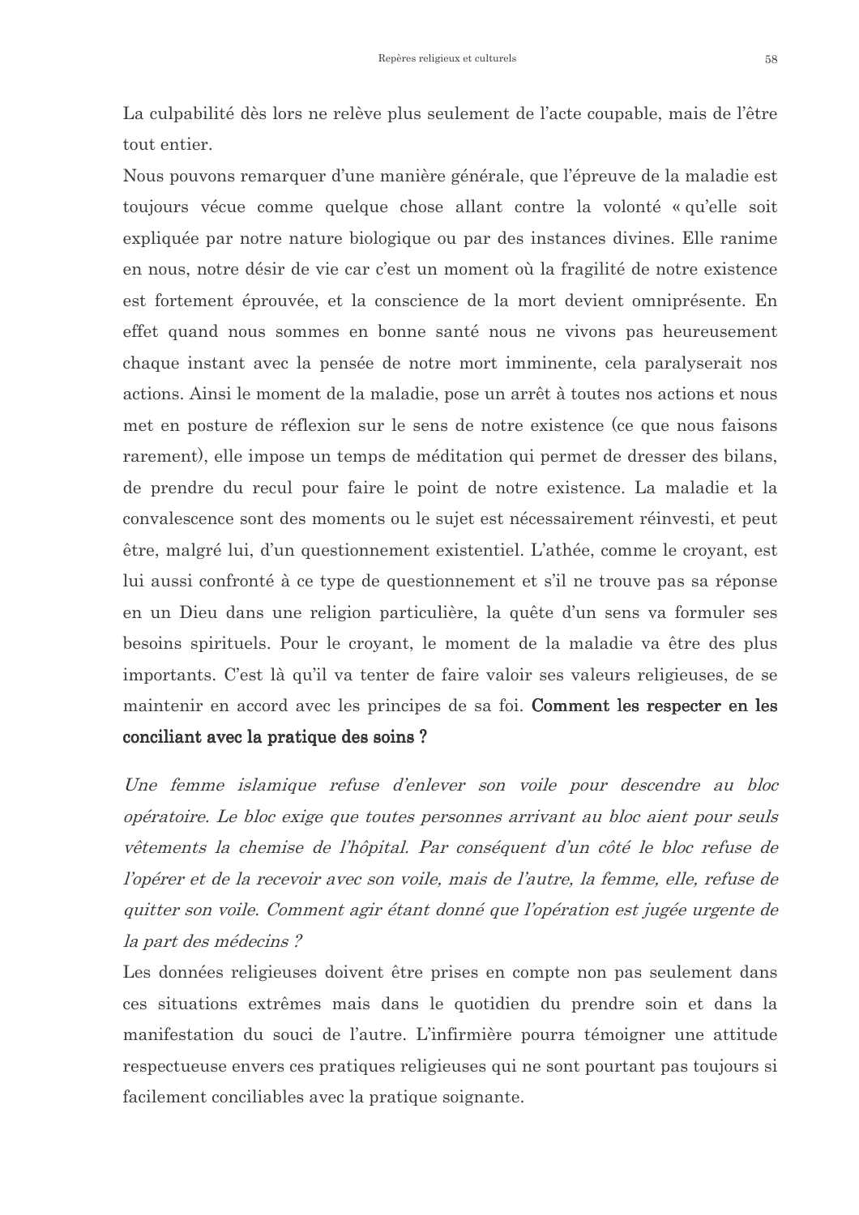La culpabilité dès lors ne relève plus seulement de l'acte coupable, mais de l'être tout entier.

Nous pouvons remarquer d'une manière générale, que l'épreuve de la maladie est toujours vécue comme quelque chose allant contre la volonté « qu'elle soit expliquée par notre nature biologique ou par des instances divines. Elle ranime en nous, notre désir de vie car c'est un moment où la fragilité de notre existence est fortement éprouvée, et la conscience de la mort devient omniprésente. En effet quand nous sommes en bonne santé nous ne vivons pas heureusement chaque instant avec la pensée de notre mort imminente, cela paralyserait nos actions. Ainsi le moment de la maladie, pose un arrêt à toutes nos actions et nous met en posture de réflexion sur le sens de notre existence (ce que nous faisons rarement), elle impose un temps de méditation qui permet de dresser des bilans, de prendre du recul pour faire le point de notre existence. La maladie et la convalescence sont des moments ou le sujet est nécessairement réinvesti, et peut être, malgré lui, d'un questionnement existentiel. L'athée, comme le croyant, est lui aussi confronté à ce type de questionnement et s'il ne trouve pas sa réponse en un Dieu dans une religion particulière, la quête d'un sens va formuler ses besoins spirituels. Pour le croyant, le moment de la maladie va être des plus importants. C'est là qu'il va tenter de faire valoir ses valeurs religieuses, de se maintenir en accord avec les principes de sa foi. **Comment les respecter en les conciliant avec la pratique des soins ?**

*Une femme islamique refuse d'enlever son voile pour descendre au bloc opératoire. Le bloc exige que toutes personnes arrivant au bloc aient pour seuls vêtements la chemise de l'hôpital. Par conséquent d'un côté le bloc refuse de l'opérer et de la recevoir avec son voile, mais de l'autre, la femme, elle, refuse de quitter son voile. Comment agir étant donné que l'opération est jugée urgente de la part des médecins ?*

Les données religieuses doivent être prises en compte non pas seulement dans ces situations extrêmes mais dans le quotidien du prendre soin et dans la manifestation du souci de l'autre. L'infirmière pourra témoigner une attitude respectueuse envers ces pratiques religieuses qui ne sont pourtant pas toujours si facilement conciliables avec la pratique soignante.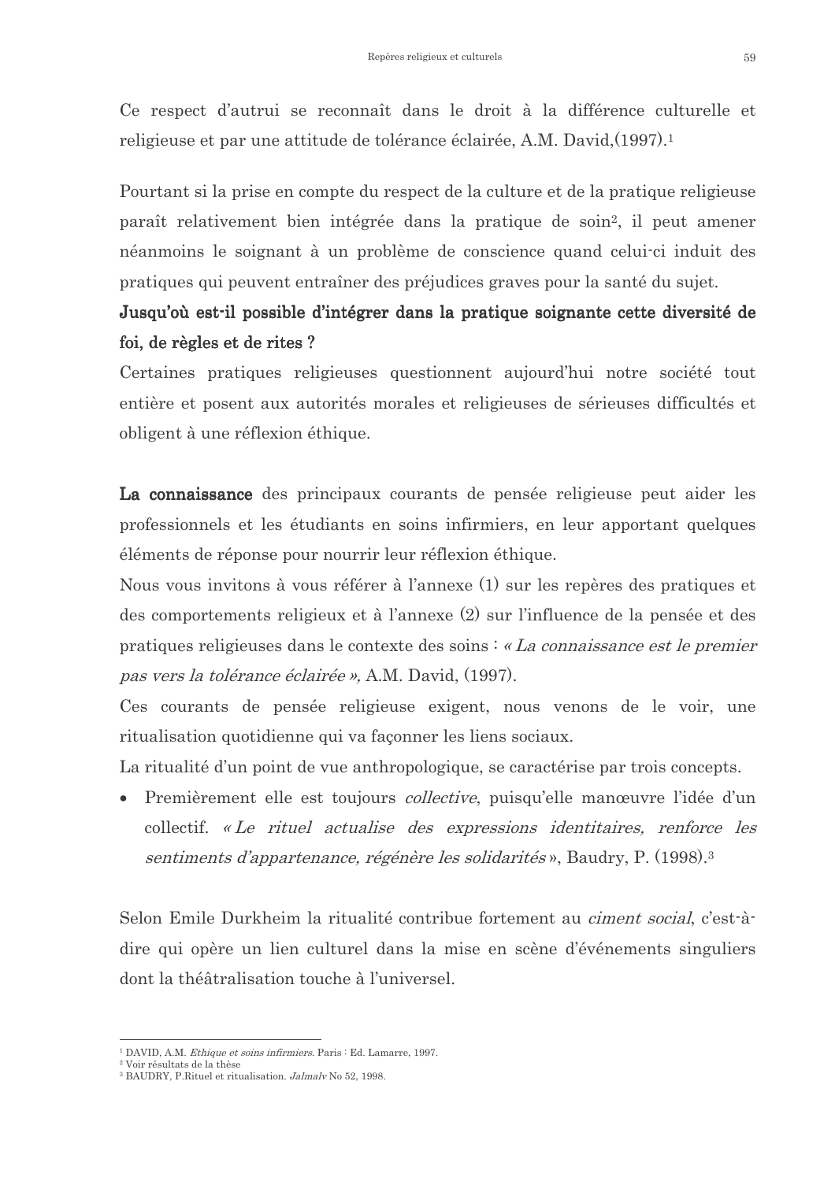Ce respect d'autrui se reconnaît dans le droit à la différence culturelle et religieuse et par une attitude de tolérance éclairée, A.M. David,(1997).[1]

Pourtant si la prise en compte du respect de la culture et de la pratique religieuse paraît relativement bien intégrée dans la pratique de soin[2], il peut amener néanmoins le soignant à un problème de conscience quand celui-ci induit des pratiques qui peuvent entraîner des préjudices graves pour la santé du sujet.

**Jusqu'où est-il possible d'intégrer dans la pratique soignante cette diversité de foi, de règles et de rites ?**

Certaines pratiques religieuses questionnent aujourd'hui notre société tout entière et posent aux autorités morales et religieuses de sérieuses difficultés et obligent à une réflexion éthique.

**La connaissance** des principaux courants de pensée religieuse peut aider les professionnels et les étudiants en soins infirmiers, en leur apportant quelques éléments de réponse pour nourrir leur réflexion éthique.

Nous vous invitons à vous référer à l'annexe (1) sur les repères des pratiques et des comportements religieux et à l'annexe (2) sur l'influence de la pensée et des pratiques religieuses dans le contexte des soins : *« La connaissance est le premier pas vers la tolérance éclairée »,* A.M. David, (1997).

Ces courants de pensée religieuse exigent, nous venons de le voir, une ritualisation quotidienne qui va façonner les liens sociaux.

La ritualité d'un point de vue anthropologique, se caractérise par trois concepts.

- Premièrement elle est toujours *collective*, puisqu'elle manœuvre l'idée d'un collectif. *« Le rituel actualise des expressions identitaires, renforce les sentiments d'appartenance, régénère les solidarités »*, Baudry, P. (1998).[3]

Selon Emile Durkheim la ritualité contribue fortement au *ciment social*, c'est-à-dire qui opère un lien culturel dans la mise en scène d'événements singuliers dont la théâtralisation touche à l'universel.

---

[1] DAVID, A.M. *Ethique et soins infirmiers.* Paris : Ed. Lamarre, 1997.

[2] Voir résultats de la thèse

[3] BAUDRY, P.Rituel et ritualisation. *Jalmalv* No 52, 1998.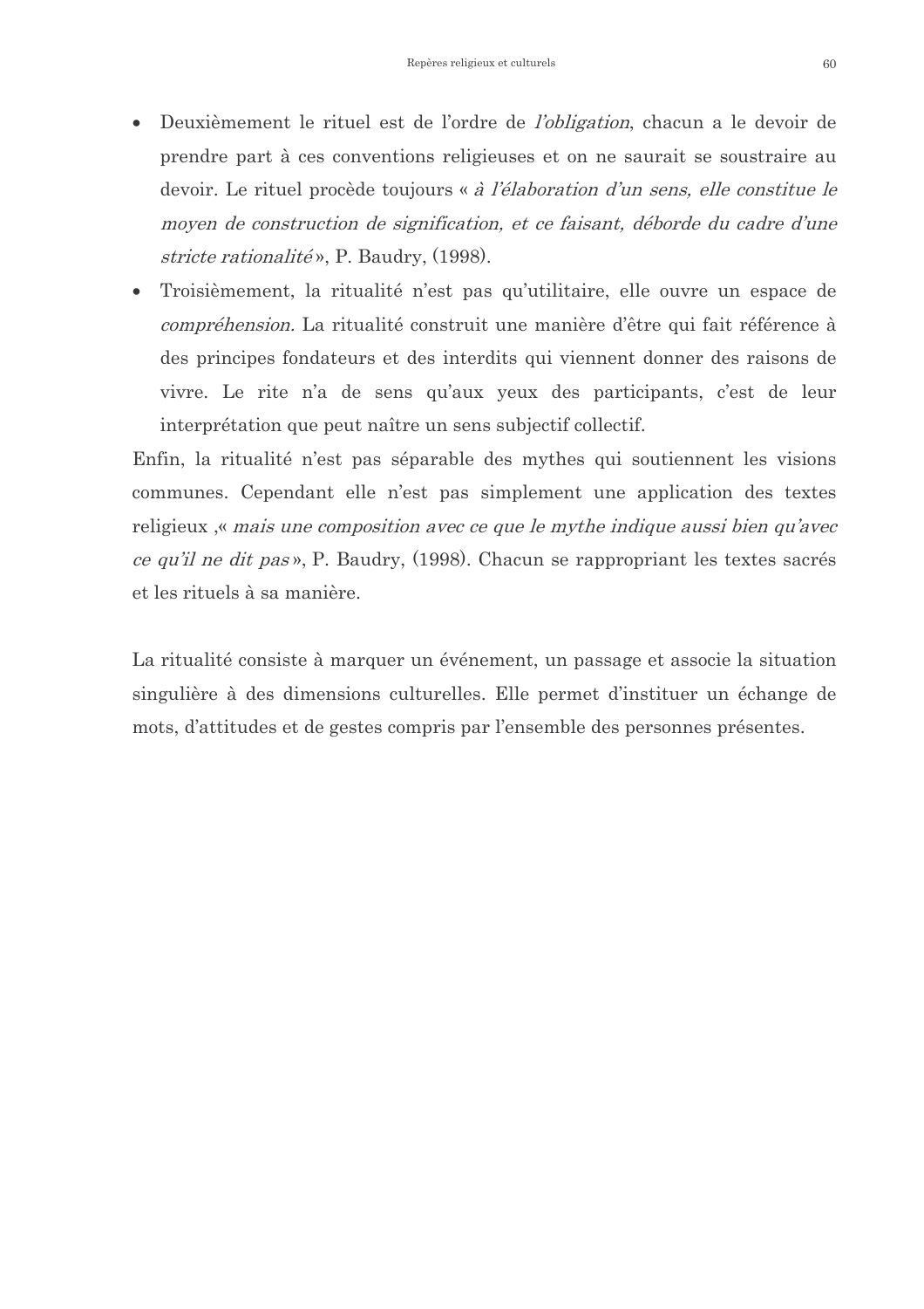- Deuxièmement le rituel est de l'ordre de *l'obligation*, chacun a le devoir de prendre part à ces conventions religieuses et on ne saurait se soustraire au devoir. Le rituel procède toujours « *à l'élaboration d'un sens, elle constitue le moyen de construction de signification, et ce faisant, déborde du cadre d'une stricte rationalité* », P. Baudry, (1998).
- Troisièmement, la ritualité n'est pas qu'utilitaire, elle ouvre un espace de *compréhension.* La ritualité construit une manière d'être qui fait référence à des principes fondateurs et des interdits qui viennent donner des raisons de vivre. Le rite n'a de sens qu'aux yeux des participants, c'est de leur interprétation que peut naître un sens subjectif collectif.

Enfin, la ritualité n'est pas séparable des mythes qui soutiennent les visions communes. Cependant elle n'est pas simplement une application des textes religieux ,« *mais une composition avec ce que le mythe indique aussi bien qu'avec ce qu'il ne dit pas* », P. Baudry, (1998). Chacun se rappropriant les textes sacrés et les rituels à sa manière.

La ritualité consiste à marquer un événement, un passage et associe la situation singulière à des dimensions culturelles. Elle permet d'instituer un échange de mots, d'attitudes et de gestes compris par l'ensemble des personnes présentes.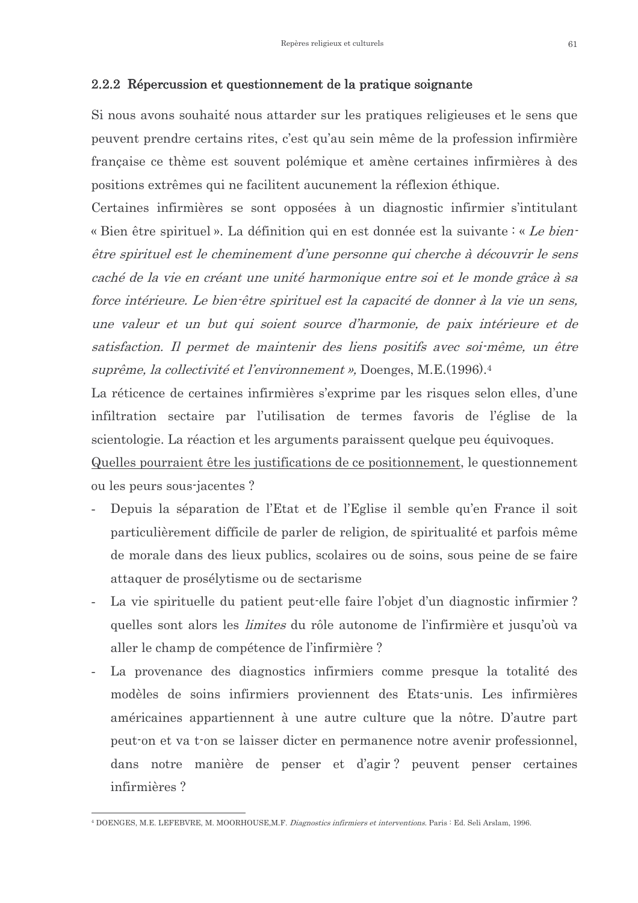### 2.2.2 Répercussion et questionnement de la pratique soignante

Si nous avons souhaité nous attarder sur les pratiques religieuses et le sens que peuvent prendre certains rites, c'est qu'au sein même de la profession infirmière française ce thème est souvent polémique et amène certaines infirmières à des positions extrêmes qui ne facilitent aucunement la réflexion éthique.

Certaines infirmières se sont opposées à un diagnostic infirmier s'intitulant « Bien être spirituel ». La définition qui en est donnée est la suivante : « *Le bien-être spirituel est le cheminement d'une personne qui cherche à découvrir le sens caché de la vie en créant une unité harmonique entre soi et le monde grâce à sa force intérieure. Le bien-être spirituel est la capacité de donner à la vie un sens, une valeur et un but qui soient source d'harmonie, de paix intérieure et de satisfaction. Il permet de maintenir des liens positifs avec soi-même, un être suprême, la collectivité et l'environnement »,* Doenges, M.E.(1996).[4]

La réticence de certaines infirmières s'exprime par les risques selon elles, d'une infiltration sectaire par l'utilisation de termes favoris de l'église de la scientologie. La réaction et les arguments paraissent quelque peu équivoques.

<u>Quelles pourraient être les justifications de ce positionnement</u>, le questionnement ou les peurs sous-jacentes ?

- Depuis la séparation de l'Etat et de l'Eglise il semble qu'en France il soit particulièrement difficile de parler de religion, de spiritualité et parfois même de morale dans des lieux publics, scolaires ou de soins, sous peine de se faire attaquer de prosélytisme ou de sectarisme
- La vie spirituelle du patient peut-elle faire l'objet d'un diagnostic infirmier ? quelles sont alors les *limites* du rôle autonome de l'infirmière et jusqu'où va aller le champ de compétence de l'infirmière ?
- La provenance des diagnostics infirmiers comme presque la totalité des modèles de soins infirmiers proviennent des Etats-unis. Les infirmières américaines appartiennent à une autre culture que la nôtre. D'autre part peut-on et va t-on se laisser dicter en permanence notre avenir professionnel, dans notre manière de penser et d'agir ? peuvent penser certaines infirmières ?

---

[4] DOENGES, M.E. LEFEBVRE, M. MOORHOUSE,M.F. *Diagnostics infirmiers et interventions*. Paris : Ed. Seli Arslam, 1996.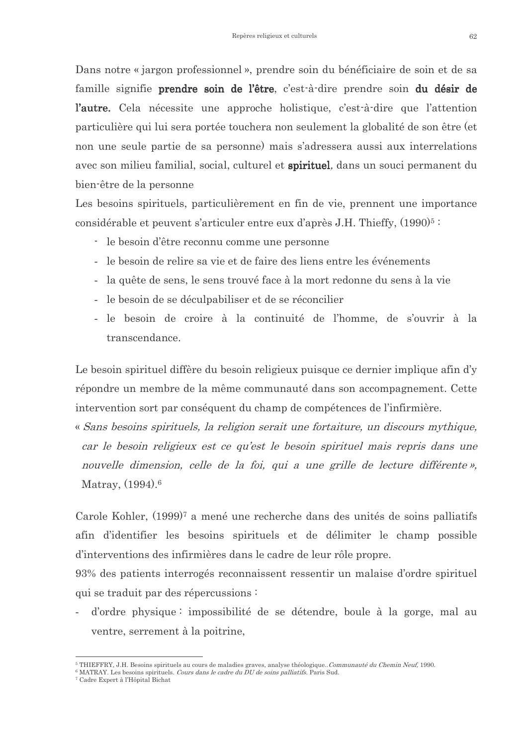Dans notre « jargon professionnel », prendre soin du bénéficiaire de soin et de sa famille signifie **prendre soin de l'être**, c'est-à-dire prendre soin **du désir de l'autre.** Cela nécessite une approche holistique, c'est-à-dire que l'attention particulière qui lui sera portée touchera non seulement la globalité de son être (et non une seule partie de sa personne) mais s'adressera aussi aux interrelations avec son milieu familial, social, culturel et **spirituel**, dans un souci permanent du bien-être de la personne

Les besoins spirituels, particulièrement en fin de vie, prennent une importance considérable et peuvent s'articuler entre eux d'après J.H. Thieffy, (1990)[5] :

- le besoin d'être reconnu comme une personne
- le besoin de relire sa vie et de faire des liens entre les événements
- la quête de sens, le sens trouvé face à la mort redonne du sens à la vie
- le besoin de se déculpabiliser et de se réconcilier
- le besoin de croire à la continuité de l'homme, de s'ouvrir à la transcendance.

Le besoin spirituel diffère du besoin religieux puisque ce dernier implique afin d'y répondre un membre de la même communauté dans son accompagnement. Cette intervention sort par conséquent du champ de compétences de l'infirmière.

« *Sans besoins spirituels, la religion serait une fortaiture, un discours mythique, car le besoin religieux est ce qu'est le besoin spirituel mais repris dans une nouvelle dimension, celle de la foi, qui a une grille de lecture différente* », Matray, (1994).[6]

Carole Kohler, (1999)[7] a mené une recherche dans des unités de soins palliatifs afin d'identifier les besoins spirituels et de délimiter le champ possible d'interventions des infirmières dans le cadre de leur rôle propre.

93% des patients interrogés reconnaissent ressentir un malaise d'ordre spirituel qui se traduit par des répercussions :

- d'ordre physique : impossibilité de se détendre, boule à la gorge, mal au ventre, serrement à la poitrine,

---

[5] THIEFFRY, J.H. Besoins spirituels au cours de maladies graves, analyse théologique..*Communauté du Chemin Neuf,* 1990.

[6] MATRAY. Les besoins spirituels. *Cours dans le cadre du DU de soins palliatifs.* Paris Sud.

[7] Cadre Expert à l'Hôpital Bichat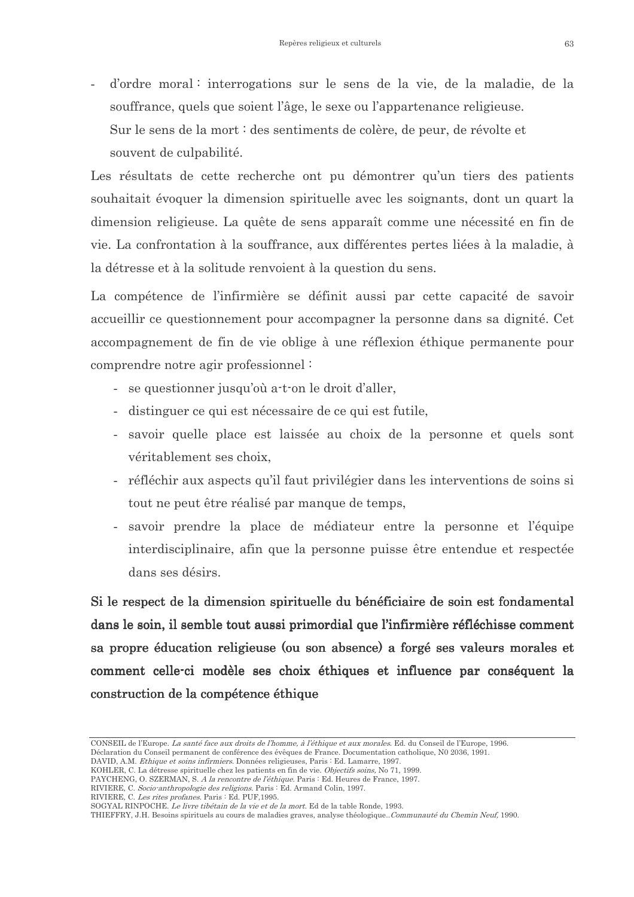- d'ordre moral : interrogations sur le sens de la vie, de la maladie, de la souffrance, quels que soient l'âge, le sexe ou l'appartenance religieuse.
  Sur le sens de la mort : des sentiments de colère, de peur, de révolte et souvent de culpabilité.

Les résultats de cette recherche ont pu démontrer qu'un tiers des patients souhaitait évoquer la dimension spirituelle avec les soignants, dont un quart la dimension religieuse. La quête de sens apparaît comme une nécessité en fin de vie. La confrontation à la souffrance, aux différentes pertes liées à la maladie, à la détresse et à la solitude renvoient à la question du sens.

La compétence de l'infirmière se définit aussi par cette capacité de savoir accueillir ce questionnement pour accompagner la personne dans sa dignité. Cet accompagnement de fin de vie oblige à une réflexion éthique permanente pour comprendre notre agir professionnel :

- se questionner jusqu'où a-t-on le droit d'aller,
- distinguer ce qui est nécessaire de ce qui est futile,
- savoir quelle place est laissée au choix de la personne et quels sont véritablement ses choix,
- réfléchir aux aspects qu'il faut privilégier dans les interventions de soins si tout ne peut être réalisé par manque de temps,
- savoir prendre la place de médiateur entre la personne et l'équipe interdisciplinaire, afin que la personne puisse être entendue et respectée dans ses désirs.

**Si le respect de la dimension spirituelle du bénéficiaire de soin est fondamental dans le soin, il semble tout aussi primordial que l'infirmière réfléchisse comment sa propre éducation religieuse (ou son absence) a forgé ses valeurs morales et comment celle-ci modèle ses choix éthiques et influence par conséquent la construction de la compétence éthique**

---

CONSEIL de l'Europe. *La santé face aux droits de l'homme, à l'éthique et aux morales.* Ed. du Conseil de l'Europe, 1996.
Déclaration du Conseil permanent de conférence des évêques de France. Documentation catholique, N0 2036, 1991.
DAVID, A.M. *Ethique et soins infirmiers.* Données religieuses, Paris : Ed. Lamarre, 1997.
KOHLER, C. La détresse spirituelle chez les patients en fin de vie. *Objectifs soins,* No 71, 1999.
PAYCHENG, O. SZERMAN, S. *A la rencontre de l'éthique.* Paris : Ed. Heures de France, 1997.
RIVIERE, C. *Socio-anthropologie des religions.* Paris : Ed. Armand Colin, 1997.
RIVIERE, C. *Les rites profanes.* Paris : Ed. PUF,1995.
SOGYAL RINPOCHE. *Le livre tibétain de la vie et de la mort.* Ed de la table Ronde, 1993.
THIEFFRY, J.H. Besoins spirituels au cours de maladies graves, analyse théologique..*Communauté du Chemin Neuf,* 1990.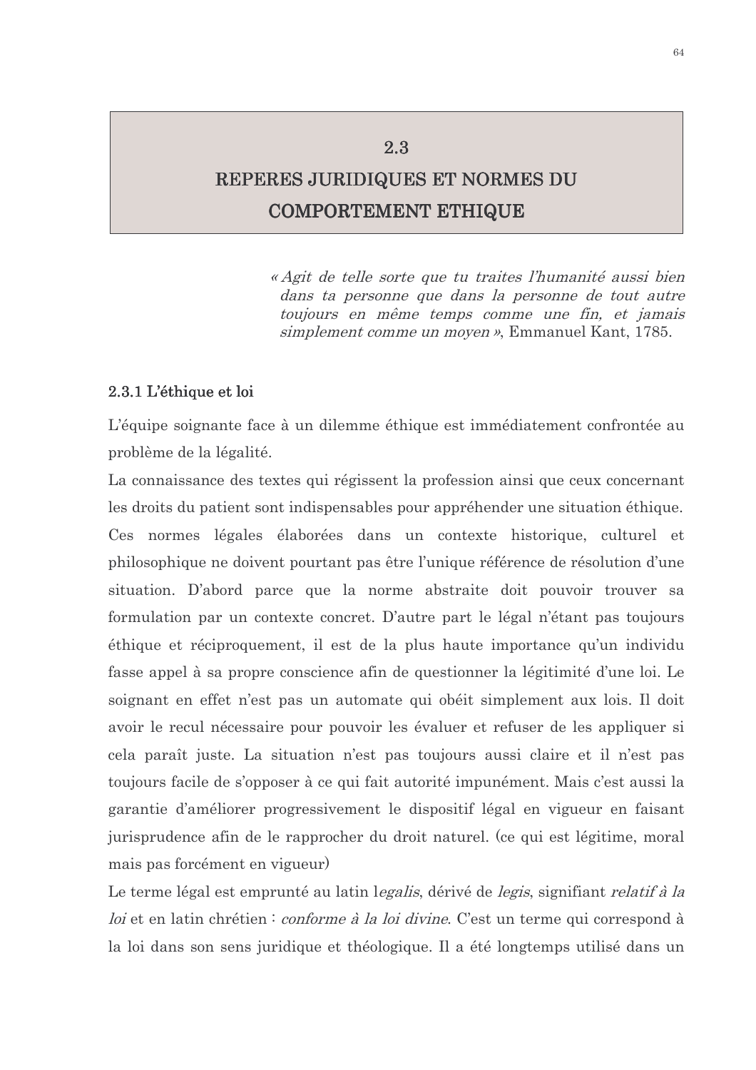## 2.3 REPERES JURIDIQUES ET NORMES DU COMPORTEMENT ETHIQUE

> *« Agit de telle sorte que tu traites l'humanité aussi bien dans ta personne que dans la personne de tout autre toujours en même temps comme une fin, et jamais simplement comme un moyen »*, Emmanuel Kant, 1785.

### 2.3.1 L'éthique et loi

L'équipe soignante face à un dilemme éthique est immédiatement confrontée au problème de la légalité.

La connaissance des textes qui régissent la profession ainsi que ceux concernant les droits du patient sont indispensables pour appréhender une situation éthique. Ces normes légales élaborées dans un contexte historique, culturel et philosophique ne doivent pourtant pas être l'unique référence de résolution d'une situation. D'abord parce que la norme abstraite doit pouvoir trouver sa formulation par un contexte concret. D'autre part le légal n'étant pas toujours éthique et réciproquement, il est de la plus haute importance qu'un individu fasse appel à sa propre conscience afin de questionner la légitimité d'une loi. Le soignant en effet n'est pas un automate qui obéit simplement aux lois. Il doit avoir le recul nécessaire pour pouvoir les évaluer et refuser de les appliquer si cela paraît juste. La situation n'est pas toujours aussi claire et il n'est pas toujours facile de s'opposer à ce qui fait autorité impunément. Mais c'est aussi la garantie d'améliorer progressivement le dispositif légal en vigueur en faisant jurisprudence afin de le rapprocher du droit naturel. (ce qui est légitime, moral mais pas forcément en vigueur)

Le terme légal est emprunté au latin l*egalis*, dérivé de *legis*, signifiant *relatif à la loi* et en latin chrétien : *conforme à la loi divine*. C'est un terme qui correspond à la loi dans son sens juridique et théologique. Il a été longtemps utilisé dans un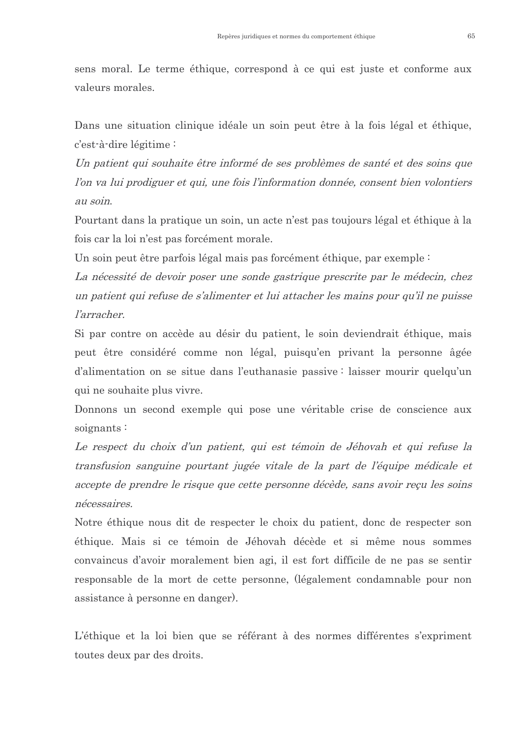sens moral. Le terme éthique, correspond à ce qui est juste et conforme aux valeurs morales.

Dans une situation clinique idéale un soin peut être à la fois légal et éthique, c'est-à-dire légitime :

*Un patient qui souhaite être informé de ses problèmes de santé et des soins que l'on va lui prodiguer et qui, une fois l'information donnée, consent bien volontiers au soin.*

Pourtant dans la pratique un soin, un acte n'est pas toujours légal et éthique à la fois car la loi n'est pas forcément morale.

Un soin peut être parfois légal mais pas forcément éthique, par exemple :

*La nécessité de devoir poser une sonde gastrique prescrite par le médecin, chez un patient qui refuse de s'alimenter et lui attacher les mains pour qu'il ne puisse l'arracher.*

Si par contre on accède au désir du patient, le soin deviendrait éthique, mais peut être considéré comme non légal, puisqu'en privant la personne âgée d'alimentation on se situe dans l'euthanasie passive : laisser mourir quelqu'un qui ne souhaite plus vivre.

Donnons un second exemple qui pose une véritable crise de conscience aux soignants :

*Le respect du choix d'un patient, qui est témoin de Jéhovah et qui refuse la transfusion sanguine pourtant jugée vitale de la part de l'équipe médicale et accepte de prendre le risque que cette personne décède, sans avoir reçu les soins nécessaires.*

Notre éthique nous dit de respecter le choix du patient, donc de respecter son éthique. Mais si ce témoin de Jéhovah décède et si même nous sommes convaincus d'avoir moralement bien agi, il est fort difficile de ne pas se sentir responsable de la mort de cette personne, (légalement condamnable pour non assistance à personne en danger).

L'éthique et la loi bien que se référant à des normes différentes s'expriment toutes deux par des droits.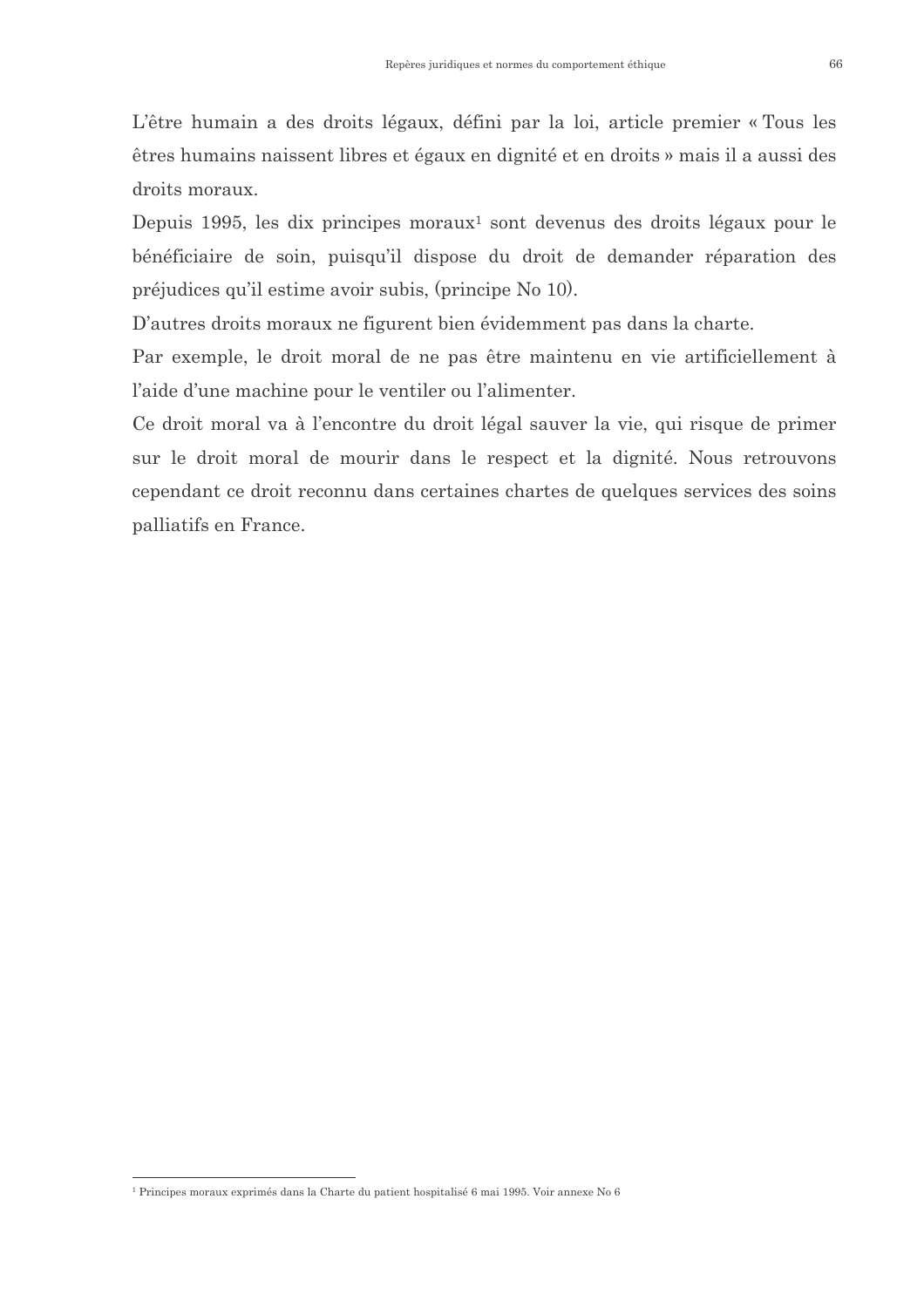L'être humain a des droits légaux, défini par la loi, article premier « Tous les êtres humains naissent libres et égaux en dignité et en droits » mais il a aussi des droits moraux.

Depuis 1995, les dix principes moraux[1] sont devenus des droits légaux pour le bénéficiaire de soin, puisqu'il dispose du droit de demander réparation des préjudices qu'il estime avoir subis, (principe No 10).

D'autres droits moraux ne figurent bien évidemment pas dans la charte.

Par exemple, le droit moral de ne pas être maintenu en vie artificiellement à l'aide d'une machine pour le ventiler ou l'alimenter.

Ce droit moral va à l'encontre du droit légal sauver la vie, qui risque de primer sur le droit moral de mourir dans le respect et la dignité. Nous retrouvons cependant ce droit reconnu dans certaines chartes de quelques services des soins palliatifs en France.

---

[1] Principes moraux exprimés dans la Charte du patient hospitalisé 6 mai 1995. Voir annexe No 6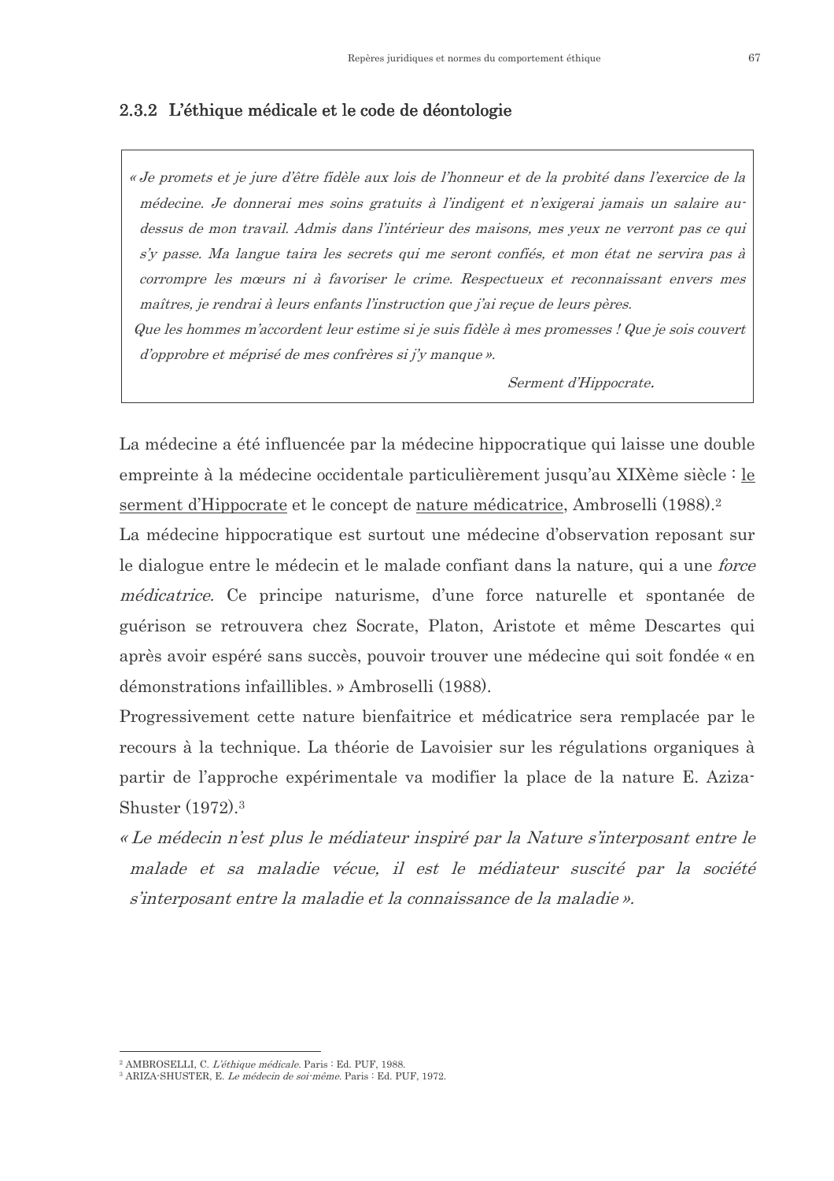### 2.3.2 L'éthique médicale et le code de déontologie

> *« Je promets et je jure d'être fidèle aux lois de l'honneur et de la probité dans l'exercice de la médecine. Je donnerai mes soins gratuits à l'indigent et n'exigerai jamais un salaire au-dessus de mon travail. Admis dans l'intérieur des maisons, mes yeux ne verront pas ce qui s'y passe. Ma langue taira les secrets qui me seront confiés, et mon état ne servira pas à corrompre les mœurs ni à favoriser le crime. Respectueux et reconnaissant envers mes maîtres, je rendrai à leurs enfants l'instruction que j'ai reçue de leurs pères.*
>
> *Que les hommes m'accordent leur estime si je suis fidèle à mes promesses ! Que je sois couvert d'opprobre et méprisé de mes confrères si j'y manque ».*
>
> *Serment d'Hippocrate.*

La médecine a été influencée par la médecine hippocratique qui laisse une double empreinte à la médecine occidentale particulièrement jusqu'au XIXème siècle : le serment d'Hippocrate et le concept de nature médicatrice, Ambroselli (1988).[2]

La médecine hippocratique est surtout une médecine d'observation reposant sur le dialogue entre le médecin et le malade confiant dans la nature, qui a une *force médicatrice.* Ce principe naturisme, d'une force naturelle et spontanée de guérison se retrouvera chez Socrate, Platon, Aristote et même Descartes qui après avoir espéré sans succès, pouvoir trouver une médecine qui soit fondée « en démonstrations infaillibles. » Ambroselli (1988).

Progressivement cette nature bienfaitrice et médicatrice sera remplacée par le recours à la technique. La théorie de Lavoisier sur les régulations organiques à partir de l'approche expérimentale va modifier la place de la nature E. Aziza-Shuster (1972).[3]

*« Le médecin n'est plus le médiateur inspiré par la Nature s'interposant entre le malade et sa maladie vécue, il est le médiateur suscité par la société s'interposant entre la maladie et la connaissance de la maladie ».*

---

[2] AMBROSELLI, C. *L'éthique médicale.* Paris : Ed. PUF, 1988.

[3] ARIZA-SHUSTER, E. *Le médecin de soi-même.* Paris : Ed. PUF, 1972.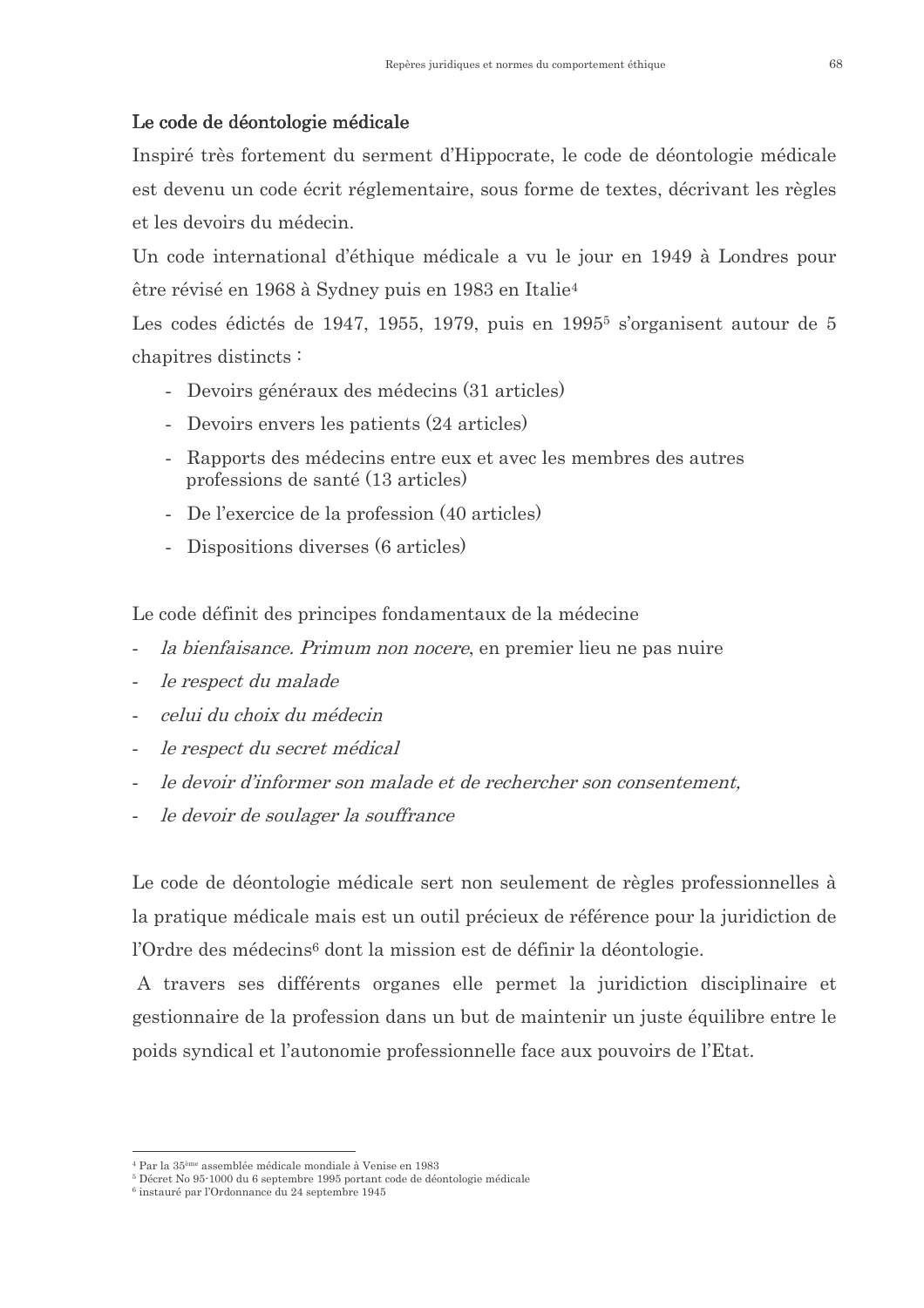### Le code de déontologie médicale

Inspiré très fortement du serment d'Hippocrate, le code de déontologie médicale est devenu un code écrit réglementaire, sous forme de textes, décrivant les règles et les devoirs du médecin.

Un code international d'éthique médicale a vu le jour en 1949 à Londres pour être révisé en 1968 à Sydney puis en 1983 en Italie[4]

Les codes édictés de 1947, 1955, 1979, puis en 1995[5] s'organisent autour de 5 chapitres distincts :

- Devoirs généraux des médecins (31 articles)
- Devoirs envers les patients (24 articles)
- Rapports des médecins entre eux et avec les membres des autres professions de santé (13 articles)
- De l'exercice de la profession (40 articles)
- Dispositions diverses (6 articles)

Le code définit des principes fondamentaux de la médecine

- *la bienfaisance. Primum non nocere*, en premier lieu ne pas nuire
- *le respect du malade*
- *celui du choix du médecin*
- *le respect du secret médical*
- *le devoir d'informer son malade et de rechercher son consentement,*
- *le devoir de soulager la souffrance*

Le code de déontologie médicale sert non seulement de règles professionnelles à la pratique médicale mais est un outil précieux de référence pour la juridiction de l'Ordre des médecins[6] dont la mission est de définir la déontologie.

A travers ses différents organes elle permet la juridiction disciplinaire et gestionnaire de la profession dans un but de maintenir un juste équilibre entre le poids syndical et l'autonomie professionnelle face aux pouvoirs de l'Etat.

---

[4] Par la 35ème assemblée médicale mondiale à Venise en 1983

[5] Décret No 95-1000 du 6 septembre 1995 portant code de déontologie médicale

[6] instauré par l'Ordonnance du 24 septembre 1945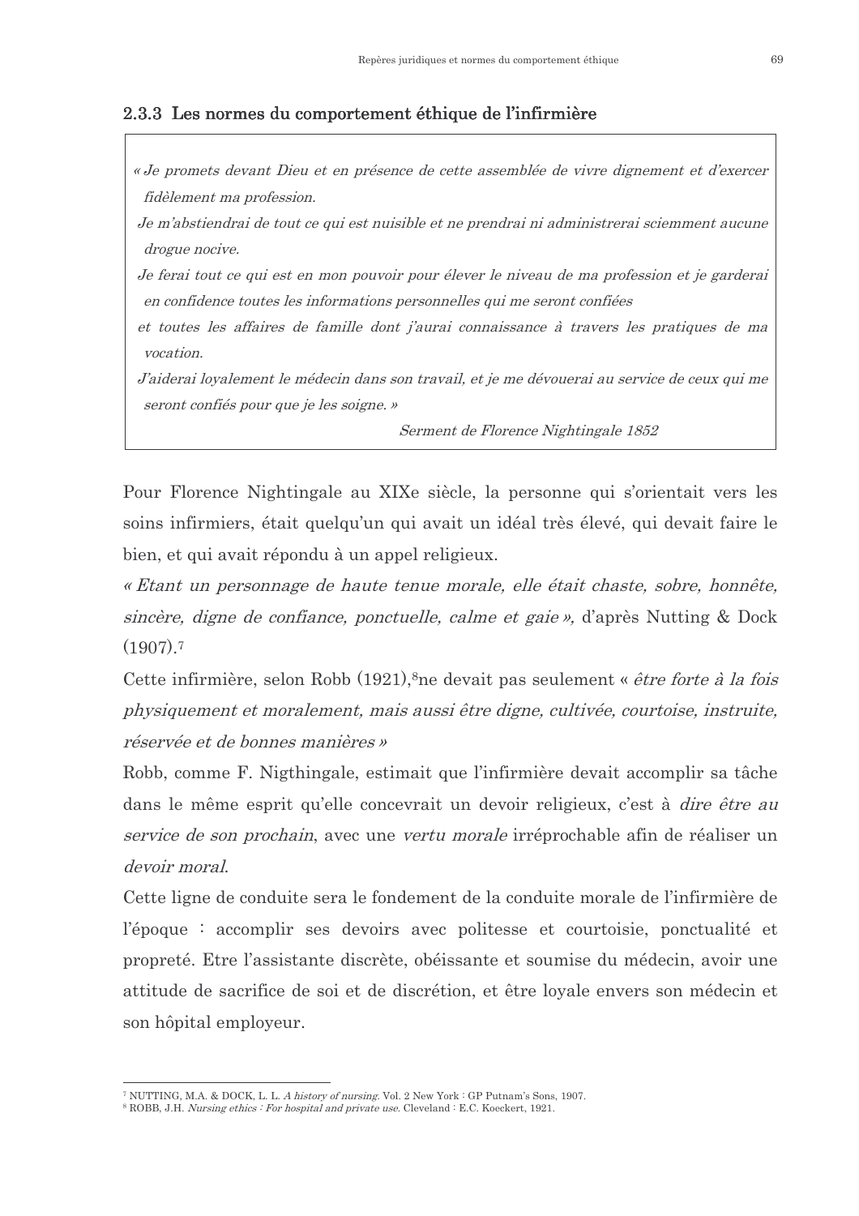### 2.3.3 Les normes du comportement éthique de l'infirmière

> *« Je promets devant Dieu et en présence de cette assemblée de vivre dignement et d'exercer fidèlement ma profession.*
> *Je m'abstiendrai de tout ce qui est nuisible et ne prendrai ni administrerai sciemment aucune drogue nocive.*
> *Je ferai tout ce qui est en mon pouvoir pour élever le niveau de ma profession et je garderai en confidence toutes les informations personnelles qui me seront confiées*
> *et toutes les affaires de famille dont j'aurai connaissance à travers les pratiques de ma vocation.*
> *J'aiderai loyalement le médecin dans son travail, et je me dévouerai au service de ceux qui me seront confiés pour que je les soigne. »*
>
> *Serment de Florence Nightingale 1852*

Pour Florence Nightingale au XIXe siècle, la personne qui s'orientait vers les soins infirmiers, était quelqu'un qui avait un idéal très élevé, qui devait faire le bien, et qui avait répondu à un appel religieux.

*« Etant un personnage de haute tenue morale, elle était chaste, sobre, honnête, sincère, digne de confiance, ponctuelle, calme et gaie »,* d'après Nutting & Dock (1907).[7]

Cette infirmière, selon Robb (1921),[8]ne devait pas seulement « *être forte à la fois physiquement et moralement, mais aussi être digne, cultivée, courtoise, instruite, réservée et de bonnes manières »*

Robb, comme F. Nigthingale, estimait que l'infirmière devait accomplir sa tâche dans le même esprit qu'elle concevrait un devoir religieux, c'est à *dire être au service de son prochain*, avec une *vertu morale* irréprochable afin de réaliser un *devoir moral*.

Cette ligne de conduite sera le fondement de la conduite morale de l'infirmière de l'époque : accomplir ses devoirs avec politesse et courtoisie, ponctualité et propreté. Etre l'assistante discrète, obéissante et soumise du médecin, avoir une attitude de sacrifice de soi et de discrétion, et être loyale envers son médecin et son hôpital employeur.

---

[7] NUTTING, M.A. & DOCK, L. L. *A history of nursing*. Vol. 2 New York : GP Putnam's Sons, 1907.

[8] ROBB, J.H. *Nursing ethics : For hospital and private use*. Cleveland : E.C. Koeckert, 1921.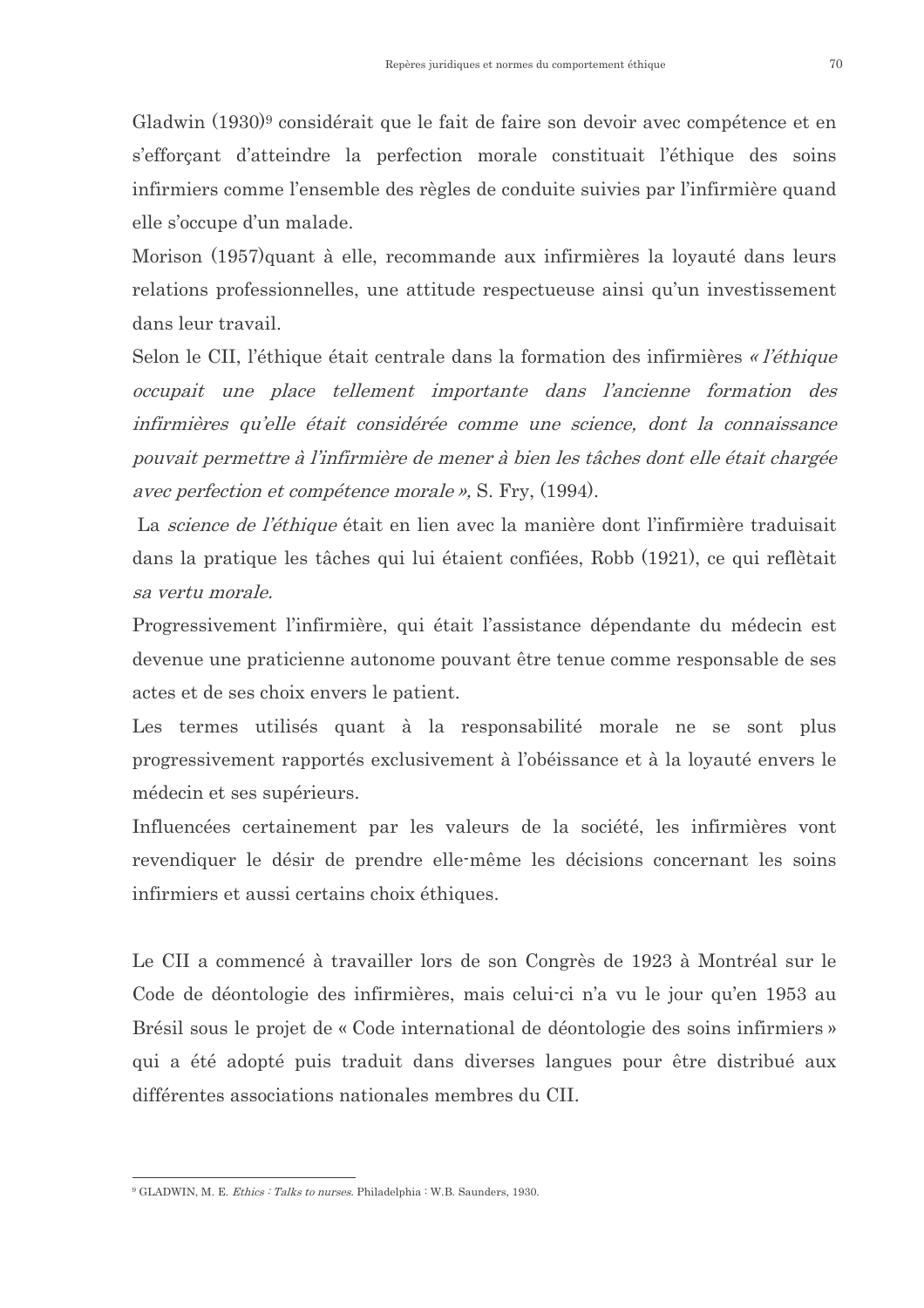Gladwin (1930)[9] considérait que le fait de faire son devoir avec compétence et en s'efforçant d'atteindre la perfection morale constituait l'éthique des soins infirmiers comme l'ensemble des règles de conduite suivies par l'infirmière quand elle s'occupe d'un malade.

Morison (1957)quant à elle, recommande aux infirmières la loyauté dans leurs relations professionnelles, une attitude respectueuse ainsi qu'un investissement dans leur travail.

Selon le CII, l'éthique était centrale dans la formation des infirmières *« l'éthique occupait une place tellement importante dans l'ancienne formation des infirmières qu'elle était considérée comme une science, dont la connaissance pouvait permettre à l'infirmière de mener à bien les tâches dont elle était chargée avec perfection et compétence morale »,* S. Fry, (1994).

La *science de l'éthique* était en lien avec la manière dont l'infirmière traduisait dans la pratique les tâches qui lui étaient confiées, Robb (1921), ce qui reflètait *sa vertu morale.*

Progressivement l'infirmière, qui était l'assistance dépendante du médecin est devenue une praticienne autonome pouvant être tenue comme responsable de ses actes et de ses choix envers le patient.

Les termes utilisés quant à la responsabilité morale ne se sont plus progressivement rapportés exclusivement à l'obéissance et à la loyauté envers le médecin et ses supérieurs.

Influencées certainement par les valeurs de la société, les infirmières vont revendiquer le désir de prendre elle-même les décisions concernant les soins infirmiers et aussi certains choix éthiques.

Le CII a commencé à travailler lors de son Congrès de 1923 à Montréal sur le Code de déontologie des infirmières, mais celui-ci n'a vu le jour qu'en 1953 au Brésil sous le projet de « Code international de déontologie des soins infirmiers » qui a été adopté puis traduit dans diverses langues pour être distribué aux différentes associations nationales membres du CII.

---

[9] GLADWIN, M. E. *Ethics : Talks to nurses*. Philadelphia : W.B. Saunders, 1930.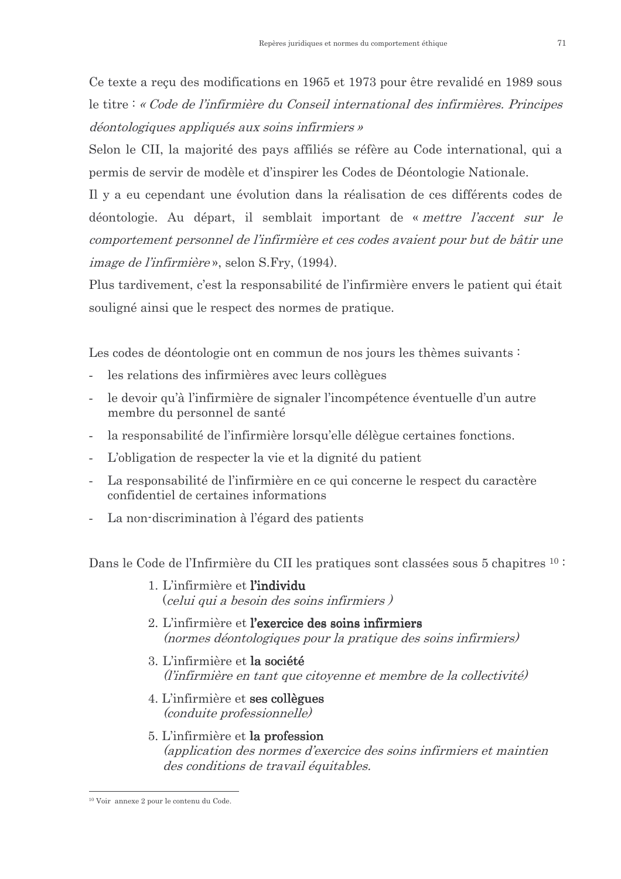Ce texte a reçu des modifications en 1965 et 1973 pour être revalidé en 1989 sous le titre : *« Code de l'infirmière du Conseil international des infirmières. Principes déontologiques appliqués aux soins infirmiers »*

Selon le CII, la majorité des pays affiliés se réfère au Code international, qui a permis de servir de modèle et d'inspirer les Codes de Déontologie Nationale.

Il y a eu cependant une évolution dans la réalisation de ces différents codes de déontologie. Au départ, il semblait important de « *mettre l'accent sur le comportement personnel de l'infirmière et ces codes avaient pour but de bâtir une image de l'infirmière* », selon S.Fry, (1994).

Plus tardivement, c'est la responsabilité de l'infirmière envers le patient qui était souligné ainsi que le respect des normes de pratique.

Les codes de déontologie ont en commun de nos jours les thèmes suivants :

- les relations des infirmières avec leurs collègues
- le devoir qu'à l'infirmière de signaler l'incompétence éventuelle d'un autre membre du personnel de santé
- la responsabilité de l'infirmière lorsqu'elle délègue certaines fonctions.
- L'obligation de respecter la vie et la dignité du patient
- La responsabilité de l'infirmière en ce qui concerne le respect du caractère confidentiel de certaines informations
- La non-discrimination à l'égard des patients

Dans le Code de l'Infirmière du CII les pratiques sont classées sous 5 chapitres [10] :

1. L'infirmière et **l'individu**
   (*celui qui a besoin des soins infirmiers* )
2. L'infirmière et **l'exercice des soins infirmiers**
   *(normes déontologiques pour la pratique des soins infirmiers)*
3. L'infirmière et **la société**
   *(l'infirmière en tant que citoyenne et membre de la collectivité)*
4. L'infirmière et **ses collègues**
   *(conduite professionnelle)*
5. L'infirmière et **la profession**
   *(application des normes d'exercice des soins infirmiers et maintien des conditions de travail équitables.*

[10] Voir annexe 2 pour le contenu du Code.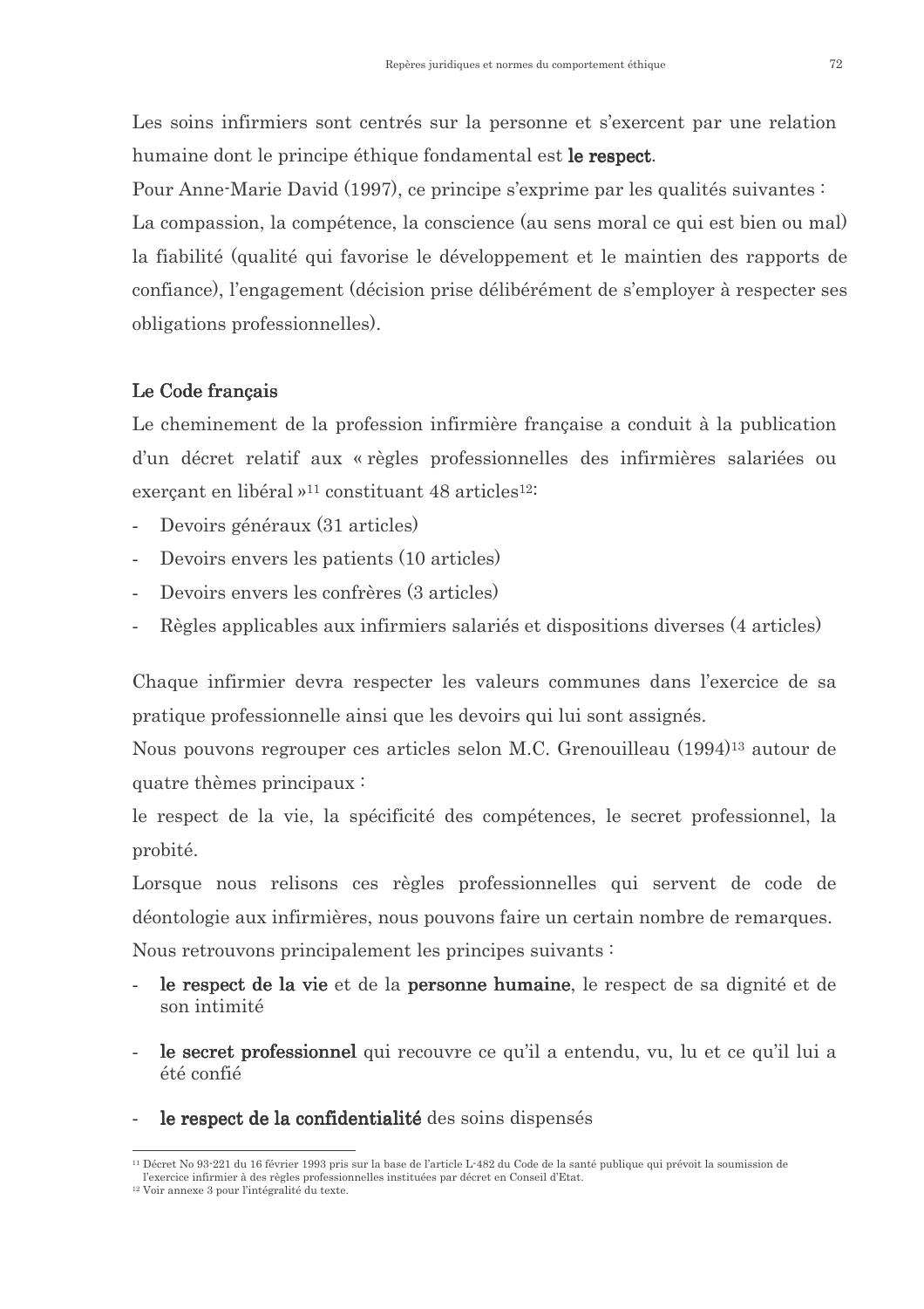Les soins infirmiers sont centrés sur la personne et s'exercent par une relation humaine dont le principe éthique fondamental est **le respect**.

Pour Anne-Marie David (1997), ce principe s'exprime par les qualités suivantes :
La compassion, la compétence, la conscience (au sens moral ce qui est bien ou mal) la fiabilité (qualité qui favorise le développement et le maintien des rapports de confiance), l'engagement (décision prise délibérément de s'employer à respecter ses obligations professionnelles).

## Le Code français

Le cheminement de la profession infirmière française a conduit à la publication d'un décret relatif aux « règles professionnelles des infirmières salariées ou exerçant en libéral »[11] constituant 48 articles[12]:

- Devoirs généraux (31 articles)
- Devoirs envers les patients (10 articles)
- Devoirs envers les confrères (3 articles)
- Règles applicables aux infirmiers salariés et dispositions diverses (4 articles)

Chaque infirmier devra respecter les valeurs communes dans l'exercice de sa pratique professionnelle ainsi que les devoirs qui lui sont assignés.

Nous pouvons regrouper ces articles selon M.C. Grenouilleau (1994)[13] autour de quatre thèmes principaux :

le respect de la vie, la spécificité des compétences, le secret professionnel, la probité.

Lorsque nous relisons ces règles professionnelles qui servent de code de déontologie aux infirmières, nous pouvons faire un certain nombre de remarques.

Nous retrouvons principalement les principes suivants :

- **le respect de la vie** et de la **personne humaine**, le respect de sa dignité et de son intimité
- **le secret professionnel** qui recouvre ce qu'il a entendu, vu, lu et ce qu'il lui a été confié
- **le respect de la confidentialité** des soins dispensés

---

[11] Décret No 93-221 du 16 février 1993 pris sur la base de l'article L-482 du Code de la santé publique qui prévoit la soumission de l'exercice infirmier à des règles professionnelles instituées par décret en Conseil d'Etat.

[12] Voir annexe 3 pour l'intégralité du texte.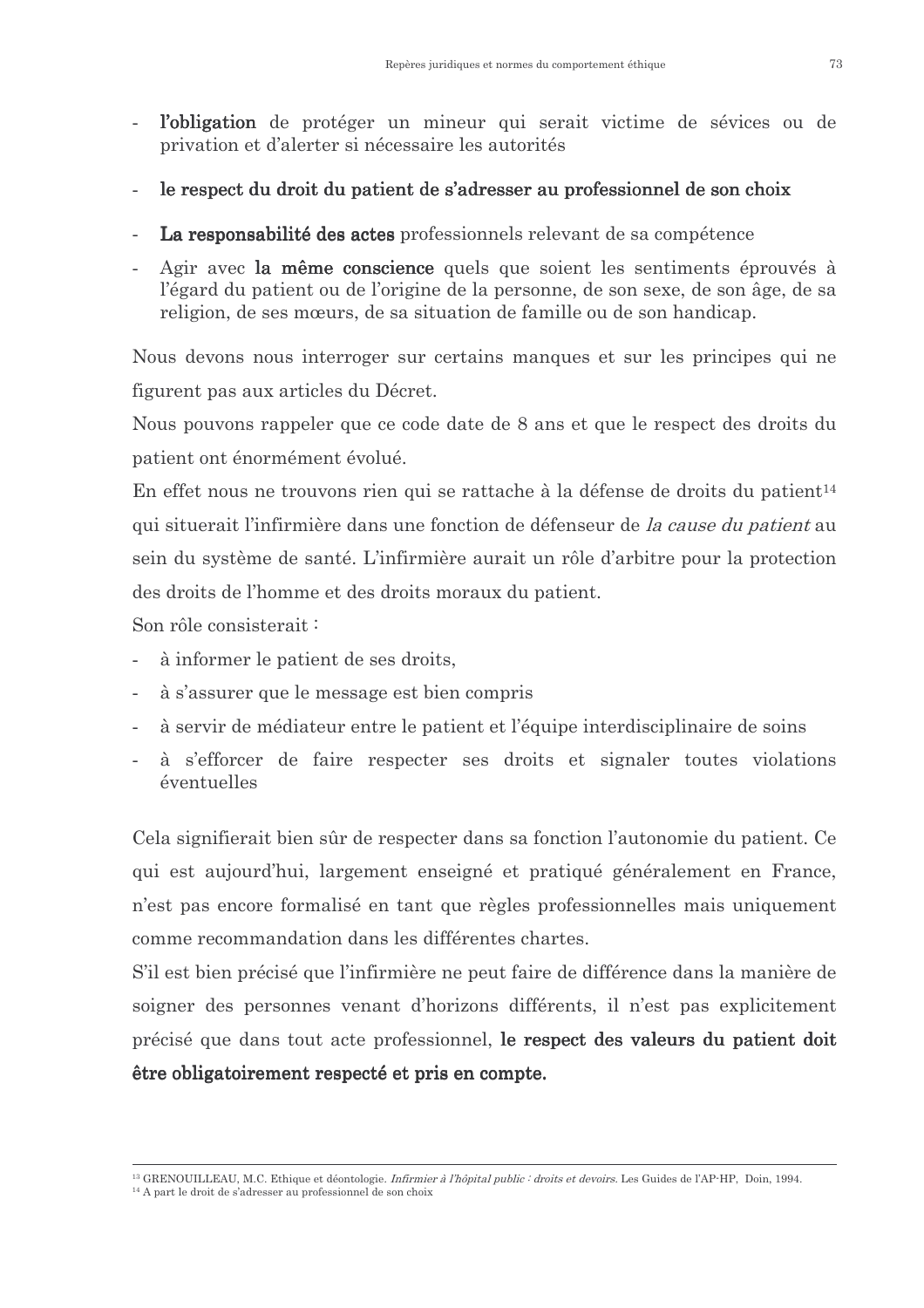- **l'obligation** de protéger un mineur qui serait victime de sévices ou de privation et d'alerter si nécessaire les autorités
- **le respect du droit du patient de s'adresser au professionnel de son choix**
- **La responsabilité des actes** professionnels relevant de sa compétence
- Agir avec **la même conscience** quels que soient les sentiments éprouvés à l'égard du patient ou de l'origine de la personne, de son sexe, de son âge, de sa religion, de ses mœurs, de sa situation de famille ou de son handicap.

Nous devons nous interroger sur certains manques et sur les principes qui ne figurent pas aux articles du Décret.

Nous pouvons rappeler que ce code date de 8 ans et que le respect des droits du patient ont énormément évolué.

En effet nous ne trouvons rien qui se rattache à la défense de droits du patient[14] qui situerait l'infirmière dans une fonction de défenseur de *la cause du patient* au sein du système de santé. L'infirmière aurait un rôle d'arbitre pour la protection des droits de l'homme et des droits moraux du patient.

Son rôle consisterait :

- à informer le patient de ses droits,
- à s'assurer que le message est bien compris
- à servir de médiateur entre le patient et l'équipe interdisciplinaire de soins
- à s'efforcer de faire respecter ses droits et signaler toutes violations éventuelles

Cela signifierait bien sûr de respecter dans sa fonction l'autonomie du patient. Ce qui est aujourd'hui, largement enseigné et pratiqué généralement en France, n'est pas encore formalisé en tant que règles professionnelles mais uniquement comme recommandation dans les différentes chartes.

S'il est bien précisé que l'infirmière ne peut faire de différence dans la manière de soigner des personnes venant d'horizons différents, il n'est pas explicitement précisé que dans tout acte professionnel, **le respect des valeurs du patient doit être obligatoirement respecté et pris en compte.**

---

[13] GRENOUILLEAU, M.C. Ethique et déontologie. *Infirmier à l'hôpital public : droits et devoirs*. Les Guides de l'AP-HP, Doin, 1994.

[14] A part le droit de s'adresser au professionnel de son choix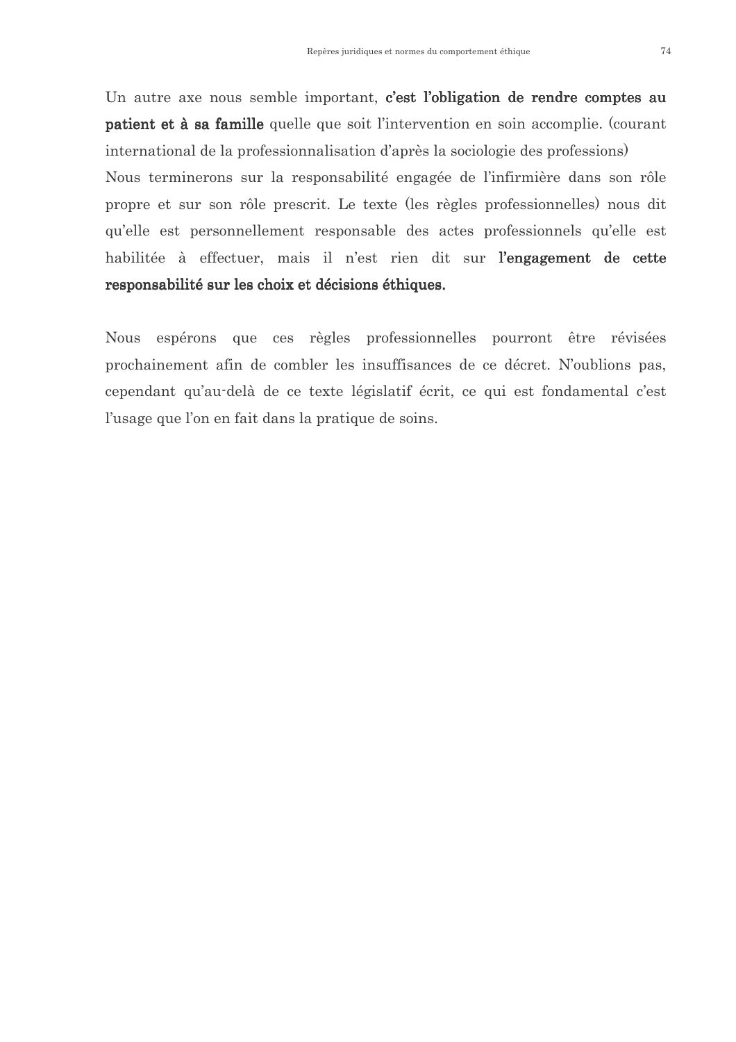Un autre axe nous semble important, **c'est l'obligation de rendre comptes au patient et à sa famille** quelle que soit l'intervention en soin accomplie. (courant international de la professionnalisation d'après la sociologie des professions)
Nous terminerons sur la responsabilité engagée de l'infirmière dans son rôle propre et sur son rôle prescrit. Le texte (les règles professionnelles) nous dit qu'elle est personnellement responsable des actes professionnels qu'elle est habilitée à effectuer, mais il n'est rien dit sur **l'engagement de cette responsabilité sur les choix et décisions éthiques.**

Nous espérons que ces règles professionnelles pourront être révisées prochainement afin de combler les insuffisances de ce décret. N'oublions pas, cependant qu'au-delà de ce texte législatif écrit, ce qui est fondamental c'est l'usage que l'on en fait dans la pratique de soins.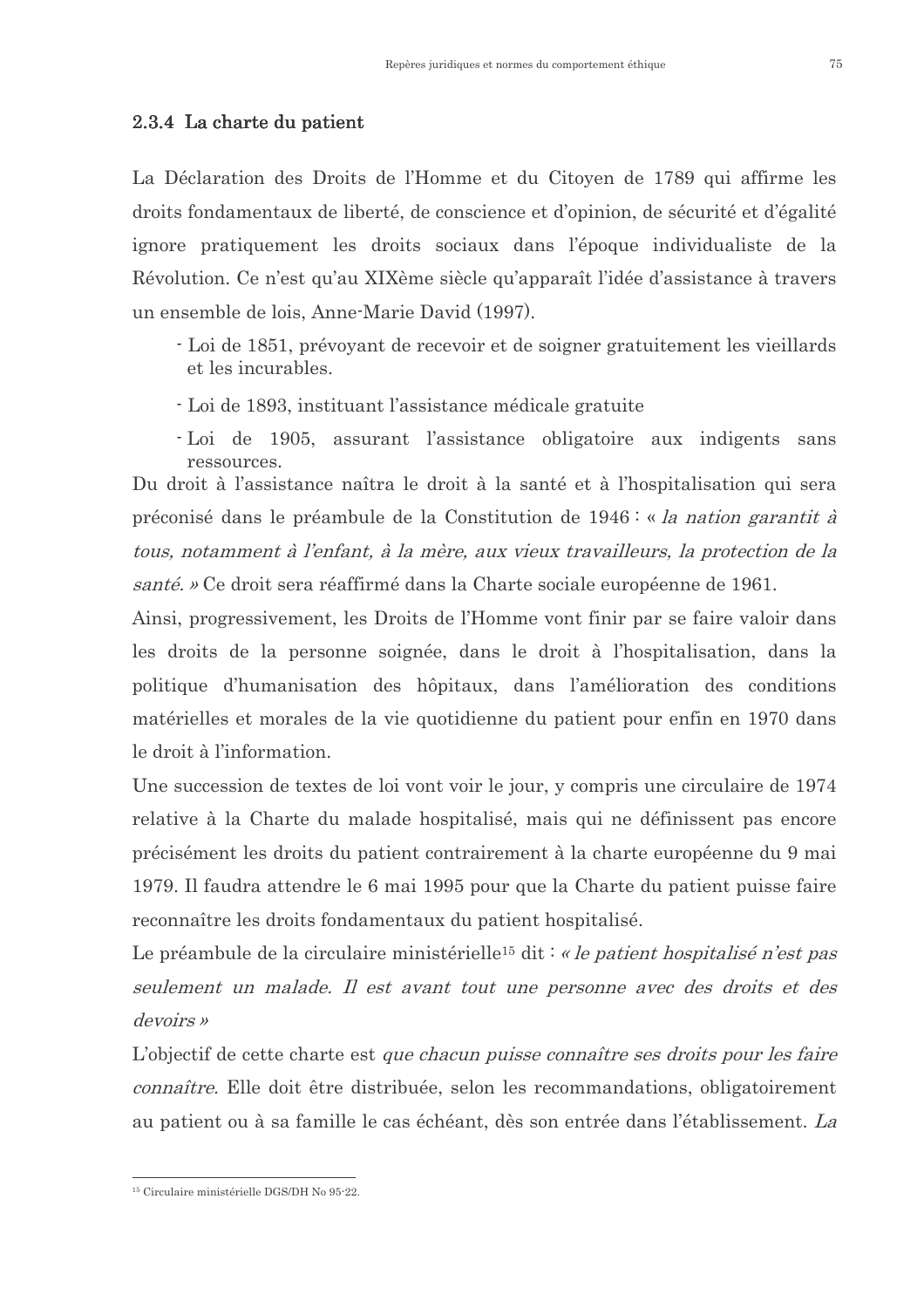### 2.3.4 La charte du patient

La Déclaration des Droits de l'Homme et du Citoyen de 1789 qui affirme les droits fondamentaux de liberté, de conscience et d'opinion, de sécurité et d'égalité ignore pratiquement les droits sociaux dans l'époque individualiste de la Révolution. Ce n'est qu'au XIXème siècle qu'apparaît l'idée d'assistance à travers un ensemble de lois, Anne-Marie David (1997).

- Loi de 1851, prévoyant de recevoir et de soigner gratuitement les vieillards et les incurables.
- Loi de 1893, instituant l'assistance médicale gratuite
- Loi de 1905, assurant l'assistance obligatoire aux indigents sans ressources.

Du droit à l'assistance naîtra le droit à la santé et à l'hospitalisation qui sera préconisé dans le préambule de la Constitution de 1946 : « *la nation garantit à tous, notamment à l'enfant, à la mère, aux vieux travailleurs, la protection de la santé.* » Ce droit sera réaffirmé dans la Charte sociale européenne de 1961.

Ainsi, progressivement, les Droits de l'Homme vont finir par se faire valoir dans les droits de la personne soignée, dans le droit à l'hospitalisation, dans la politique d'humanisation des hôpitaux, dans l'amélioration des conditions matérielles et morales de la vie quotidienne du patient pour enfin en 1970 dans le droit à l'information.

Une succession de textes de loi vont voir le jour, y compris une circulaire de 1974 relative à la Charte du malade hospitalisé, mais qui ne définissent pas encore précisément les droits du patient contrairement à la charte européenne du 9 mai 1979. Il faudra attendre le 6 mai 1995 pour que la Charte du patient puisse faire reconnaître les droits fondamentaux du patient hospitalisé.

Le préambule de la circulaire ministérielle[15] dit : *« le patient hospitalisé n'est pas seulement un malade. Il est avant tout une personne avec des droits et des devoirs »*

L'objectif de cette charte est *que chacun puisse connaître ses droits pour les faire connaître.* Elle doit être distribuée, selon les recommandations, obligatoirement au patient ou à sa famille le cas échéant, dès son entrée dans l'établissement. *La*

---

[15] Circulaire ministérielle DGS/DH No 95-22.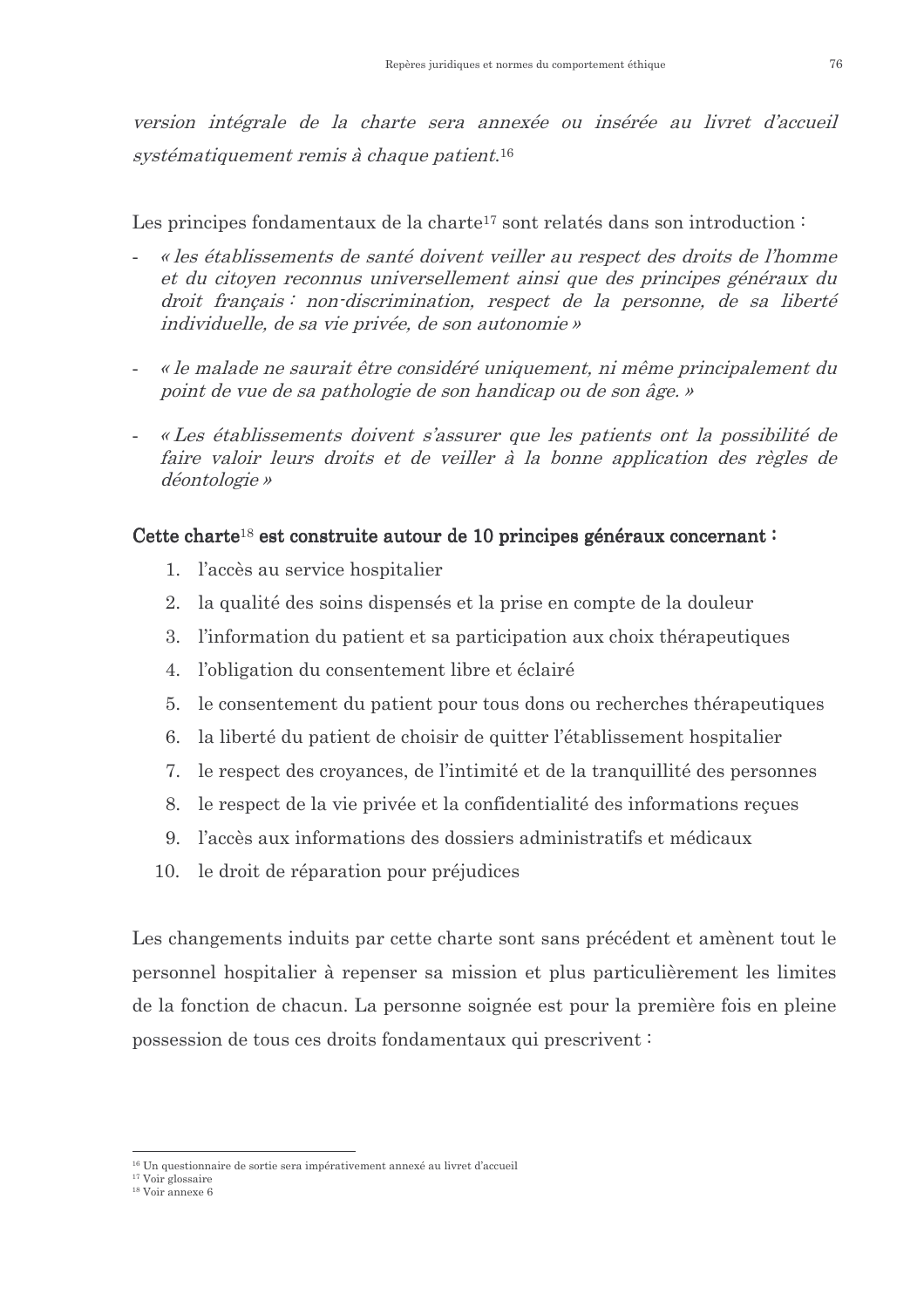*version intégrale de la charte sera annexée ou insérée au livret d'accueil systématiquement remis à chaque patient.*[16]

Les principes fondamentaux de la charte[17] sont relatés dans son introduction :

- *« les établissements de santé doivent veiller au respect des droits de l'homme et du citoyen reconnus universellement ainsi que des principes généraux du droit français : non-discrimination, respect de la personne, de sa liberté individuelle, de sa vie privée, de son autonomie »*
- *« le malade ne saurait être considéré uniquement, ni même principalement du point de vue de sa pathologie de son handicap ou de son âge. »*
- *« Les établissements doivent s'assurer que les patients ont la possibilité de faire valoir leurs droits et de veiller à la bonne application des règles de déontologie »*

**Cette charte[18] est construite autour de 10 principes généraux concernant :**

1. l'accès au service hospitalier
2. la qualité des soins dispensés et la prise en compte de la douleur
3. l'information du patient et sa participation aux choix thérapeutiques
4. l'obligation du consentement libre et éclairé
5. le consentement du patient pour tous dons ou recherches thérapeutiques
6. la liberté du patient de choisir de quitter l'établissement hospitalier
7. le respect des croyances, de l'intimité et de la tranquillité des personnes
8. le respect de la vie privée et la confidentialité des informations reçues
9. l'accès aux informations des dossiers administratifs et médicaux
10. le droit de réparation pour préjudices

Les changements induits par cette charte sont sans précédent et amènent tout le personnel hospitalier à repenser sa mission et plus particulièrement les limites de la fonction de chacun. La personne soignée est pour la première fois en pleine possession de tous ces droits fondamentaux qui prescrivent :

---

[16] Un questionnaire de sortie sera impérativement annexé au livret d'accueil

[17] Voir glossaire

[18] Voir annexe 6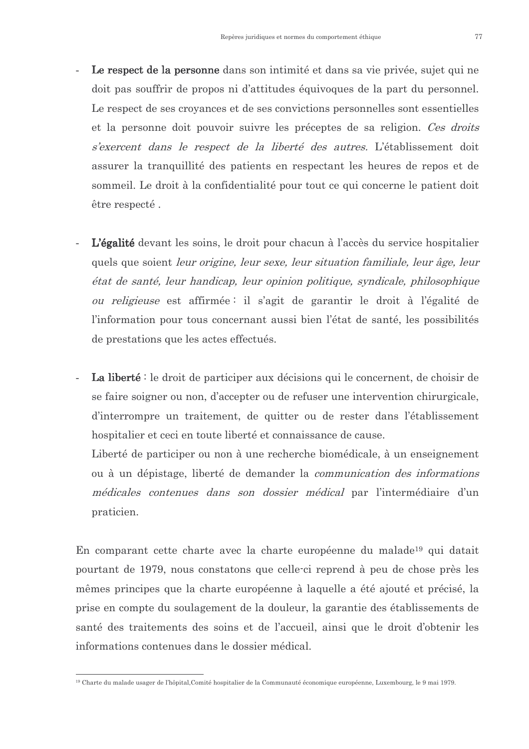- **Le respect de la personne** dans son intimité et dans sa vie privée, sujet qui ne doit pas souffrir de propos ni d'attitudes équivoques de la part du personnel. Le respect de ses croyances et de ses convictions personnelles sont essentielles et la personne doit pouvoir suivre les préceptes de sa religion. *Ces droits s'exercent dans le respect de la liberté des autres.* L'établissement doit assurer la tranquillité des patients en respectant les heures de repos et de sommeil. Le droit à la confidentialité pour tout ce qui concerne le patient doit être respecté .

- **L'égalité** devant les soins, le droit pour chacun à l'accès du service hospitalier quels que soient *leur origine, leur sexe, leur situation familiale, leur âge, leur état de santé, leur handicap, leur opinion politique, syndicale, philosophique ou religieuse* est affirmée : il s'agit de garantir le droit à l'égalité de l'information pour tous concernant aussi bien l'état de santé, les possibilités de prestations que les actes effectués.

- **La liberté** : le droit de participer aux décisions qui le concernent, de choisir de se faire soigner ou non, d'accepter ou de refuser une intervention chirurgicale, d'interrompre un traitement, de quitter ou de rester dans l'établissement hospitalier et ceci en toute liberté et connaissance de cause.

  Liberté de participer ou non à une recherche biomédicale, à un enseignement ou à un dépistage, liberté de demander la *communication des informations médicales contenues dans son dossier médical* par l'intermédiaire d'un praticien.

En comparant cette charte avec la charte européenne du malade[19] qui datait pourtant de 1979, nous constatons que celle-ci reprend à peu de chose près les mêmes principes que la charte européenne à laquelle a été ajouté et précisé, la prise en compte du soulagement de la douleur, la garantie des établissements de santé des traitements des soins et de l'accueil, ainsi que le droit d'obtenir les informations contenues dans le dossier médical.

[19] Charte du malade usager de l'hôpital,Comité hospitalier de la Communauté économique européenne, Luxembourg, le 9 mai 1979.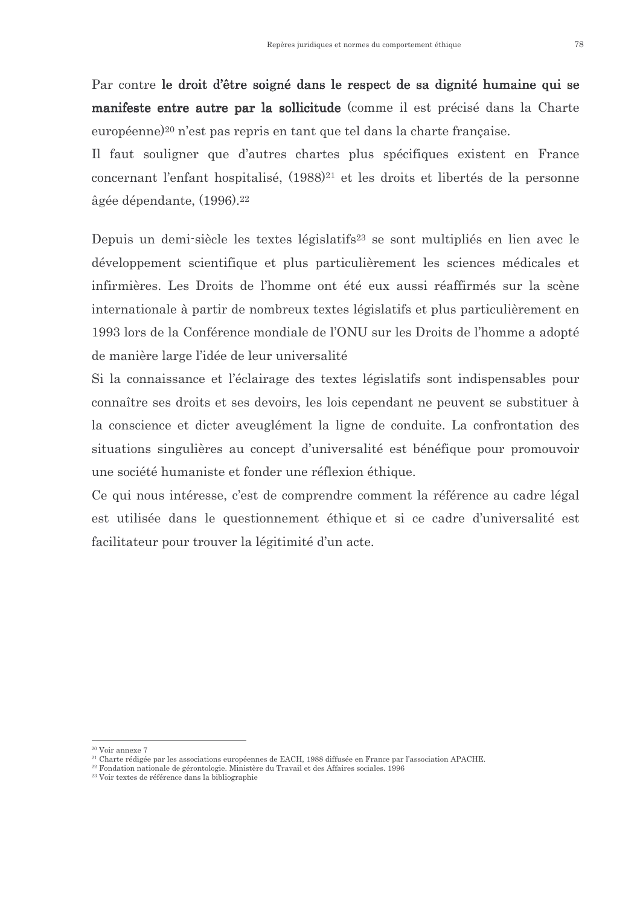Par contre **le droit d'être soigné dans le respect de sa dignité humaine qui se manifeste entre autre par la sollicitude** (comme il est précisé dans la Charte européenne)[20] n'est pas repris en tant que tel dans la charte française.

Il faut souligner que d'autres chartes plus spécifiques existent en France concernant l'enfant hospitalisé, (1988)[21] et les droits et libertés de la personne âgée dépendante, (1996).[22]

Depuis un demi-siècle les textes législatifs[23] se sont multipliés en lien avec le développement scientifique et plus particulièrement les sciences médicales et infirmières. Les Droits de l'homme ont été eux aussi réaffirmés sur la scène internationale à partir de nombreux textes législatifs et plus particulièrement en 1993 lors de la Conférence mondiale de l'ONU sur les Droits de l'homme a adopté de manière large l'idée de leur universalité

Si la connaissance et l'éclairage des textes législatifs sont indispensables pour connaître ses droits et ses devoirs, les lois cependant ne peuvent se substituer à la conscience et dicter aveuglément la ligne de conduite. La confrontation des situations singulières au concept d'universalité est bénéfique pour promouvoir une société humaniste et fonder une réflexion éthique.

Ce qui nous intéresse, c'est de comprendre comment la référence au cadre légal est utilisée dans le questionnement éthique et si ce cadre d'universalité est facilitateur pour trouver la légitimité d'un acte.

---

[20] Voir annexe 7

[21] Charte rédigée par les associations européennes de EACH, 1988 diffusée en France par l'association APACHE.

[22] Fondation nationale de gérontologie. Ministère du Travail et des Affaires sociales. 1996

[23] Voir textes de référence dans la bibliographie